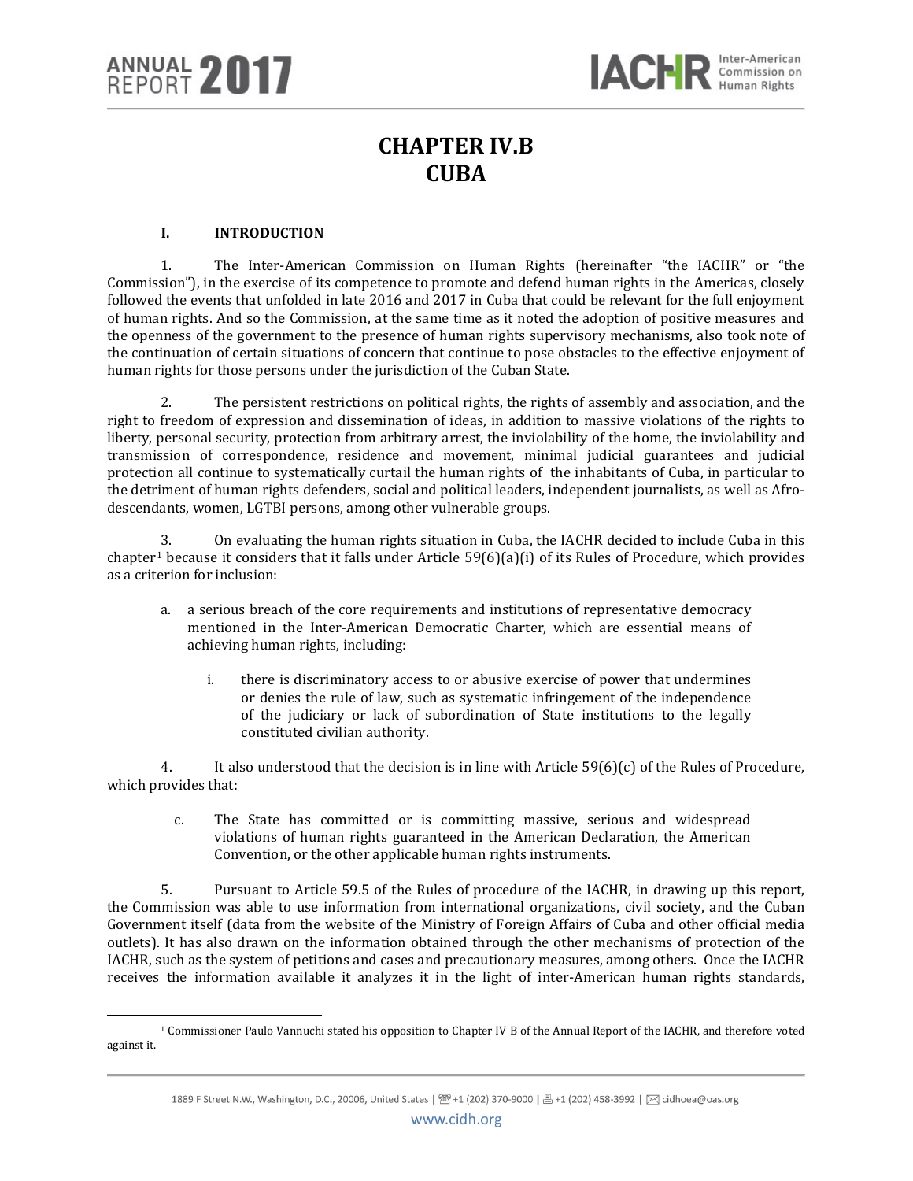# CHAPTER IV.B
# CUBA

## I. INTRODUCTION

1. The Inter-American Commission on Human Rights (hereinafter "the IACHR" or "the Commission"), in the exercise of its competence to promote and defend human rights in the Americas, closely followed the events that unfolded in late 2016 and 2017 in Cuba that could be relevant for the full enjoyment of human rights. And so the Commission, at the same time as it noted the adoption of positive measures and the openness of the government to the presence of human rights supervisory mechanisms, also took note of the continuation of certain situations of concern that continue to pose obstacles to the effective enjoyment of human rights for those persons under the jurisdiction of the Cuban State.

2. The persistent restrictions on political rights, the rights of assembly and association, and the right to freedom of expression and dissemination of ideas, in addition to massive violations of the rights to liberty, personal security, protection from arbitrary arrest, the inviolability of the home, the inviolability and transmission of correspondence, residence and movement, minimal judicial guarantees and judicial protection all continue to systematically curtail the human rights of the inhabitants of Cuba, in particular to the detriment of human rights defenders, social and political leaders, independent journalists, as well as Afro-descendants, women, LGTBI persons, among other vulnerable groups.

3. On evaluating the human rights situation in Cuba, the IACHR decided to include Cuba in this chapter[1] because it considers that it falls under Article 59(6)(a)(i) of its Rules of Procedure, which provides as a criterion for inclusion:

> a. a serious breach of the core requirements and institutions of representative democracy mentioned in the Inter-American Democratic Charter, which are essential means of achieving human rights, including:
>
> > i. there is discriminatory access to or abusive exercise of power that undermines or denies the rule of law, such as systematic infringement of the independence of the judiciary or lack of subordination of State institutions to the legally constituted civilian authority.

4. It also understood that the decision is in line with Article 59(6)(c) of the Rules of Procedure, which provides that:

> c. The State has committed or is committing massive, serious and widespread violations of human rights guaranteed in the American Declaration, the American Convention, or the other applicable human rights instruments.

5. Pursuant to Article 59.5 of the Rules of procedure of the IACHR, in drawing up this report, the Commission was able to use information from international organizations, civil society, and the Cuban Government itself (data from the website of the Ministry of Foreign Affairs of Cuba and other official media outlets). It has also drawn on the information obtained through the other mechanisms of protection of the IACHR, such as the system of petitions and cases and precautionary measures, among others. Once the IACHR receives the information available it analyzes it in the light of inter-American human rights standards,

---

[1] Commissioner Paulo Vannuchi stated his opposition to Chapter IV B of the Annual Report of the IACHR, and therefore voted against it.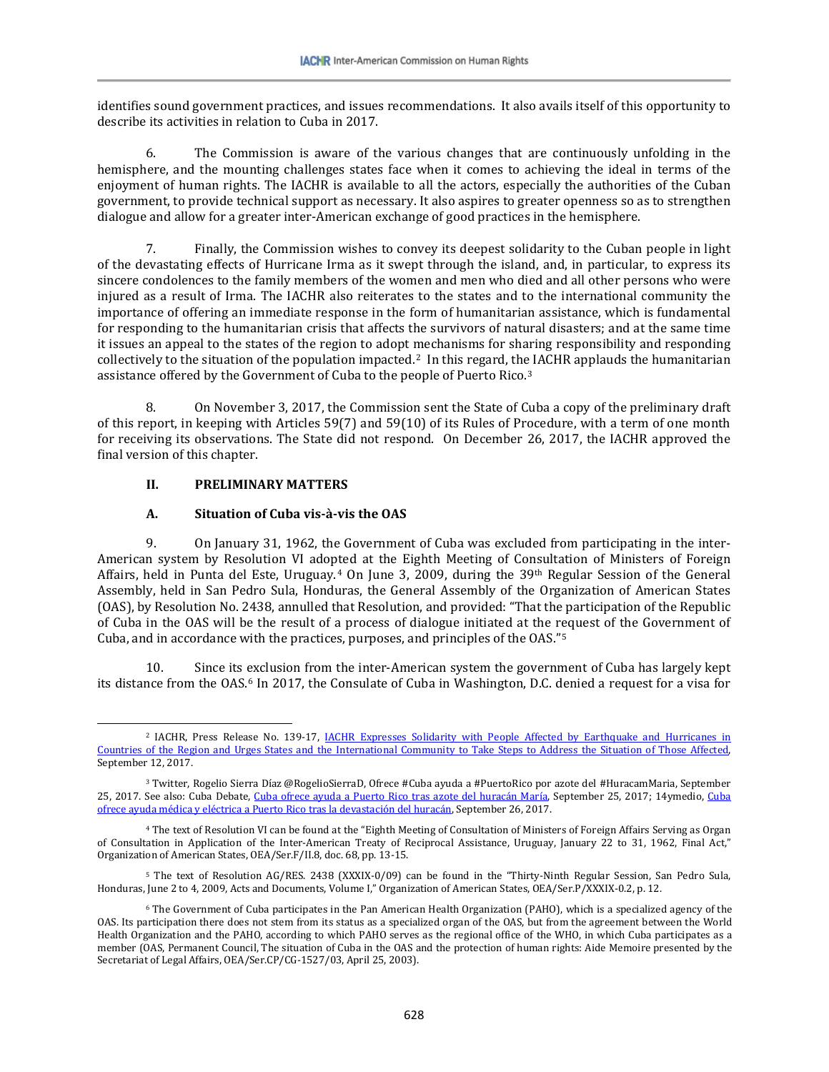identifies sound government practices, and issues recommendations. It also avails itself of this opportunity to describe its activities in relation to Cuba in 2017.

6. The Commission is aware of the various changes that are continuously unfolding in the hemisphere, and the mounting challenges states face when it comes to achieving the ideal in terms of the enjoyment of human rights. The IACHR is available to all the actors, especially the authorities of the Cuban government, to provide technical support as necessary. It also aspires to greater openness so as to strengthen dialogue and allow for a greater inter-American exchange of good practices in the hemisphere.

7. Finally, the Commission wishes to convey its deepest solidarity to the Cuban people in light of the devastating effects of Hurricane Irma as it swept through the island, and, in particular, to express its sincere condolences to the family members of the women and men who died and all other persons who were injured as a result of Irma. The IACHR also reiterates to the states and to the international community the importance of offering an immediate response in the form of humanitarian assistance, which is fundamental for responding to the humanitarian crisis that affects the survivors of natural disasters; and at the same time it issues an appeal to the states of the region to adopt mechanisms for sharing responsibility and responding collectively to the situation of the population impacted.[2] In this regard, the IACHR applauds the humanitarian assistance offered by the Government of Cuba to the people of Puerto Rico.[3]

8. On November 3, 2017, the Commission sent the State of Cuba a copy of the preliminary draft of this report, in keeping with Articles 59(7) and 59(10) of its Rules of Procedure, with a term of one month for receiving its observations. The State did not respond. On December 26, 2017, the IACHR approved the final version of this chapter.

## II. PRELIMINARY MATTERS

### A. Situation of Cuba vis-à-vis the OAS

9. On January 31, 1962, the Government of Cuba was excluded from participating in the inter-American system by Resolution VI adopted at the Eighth Meeting of Consultation of Ministers of Foreign Affairs, held in Punta del Este, Uruguay.[4] On June 3, 2009, during the 39th Regular Session of the General Assembly, held in San Pedro Sula, Honduras, the General Assembly of the Organization of American States (OAS), by Resolution No. 2438, annulled that Resolution, and provided: "That the participation of the Republic of Cuba in the OAS will be the result of a process of dialogue initiated at the request of the Government of Cuba, and in accordance with the practices, purposes, and principles of the OAS."[5]

10. Since its exclusion from the inter-American system the government of Cuba has largely kept its distance from the OAS.[6] In 2017, the Consulate of Cuba in Washington, D.C. denied a request for a visa for

---

[2] IACHR, Press Release No. 139-17, IACHR Expresses Solidarity with People Affected by Earthquake and Hurricanes in Countries of the Region and Urges States and the International Community to Take Steps to Address the Situation of Those Affected, September 12, 2017.

[3] Twitter, Rogelio Sierra Díaz @RogelioSierraD, Ofrece #Cuba ayuda a #PuertoRico por azote del #HuracamMaria, September 25, 2017. See also: Cuba Debate, Cuba ofrece ayuda a Puerto Rico tras azote del huracán María, September 25, 2017; 14ymedio, Cuba ofrece ayuda médica y eléctrica a Puerto Rico tras la devastación del huracán, September 26, 2017.

[4] The text of Resolution VI can be found at the "Eighth Meeting of Consultation of Ministers of Foreign Affairs Serving as Organ of Consultation in Application of the Inter-American Treaty of Reciprocal Assistance, Uruguay, January 22 to 31, 1962, Final Act," Organization of American States, OEA/Ser.F/II.8, doc. 68, pp. 13-15.

[5] The text of Resolution AG/RES. 2438 (XXXIX-0/09) can be found in the "Thirty-Ninth Regular Session, San Pedro Sula, Honduras, June 2 to 4, 2009, Acts and Documents, Volume I," Organization of American States, OEA/Ser.P/XXXIX-0.2, p. 12.

[6] The Government of Cuba participates in the Pan American Health Organization (PAHO), which is a specialized agency of the OAS. Its participation there does not stem from its status as a specialized organ of the OAS, but from the agreement between the World Health Organization and the PAHO, according to which PAHO serves as the regional office of the WHO, in which Cuba participates as a member (OAS, Permanent Council, The situation of Cuba in the OAS and the protection of human rights: Aide Memoire presented by the Secretariat of Legal Affairs, OEA/Ser.CP/CG-1527/03, April 25, 2003).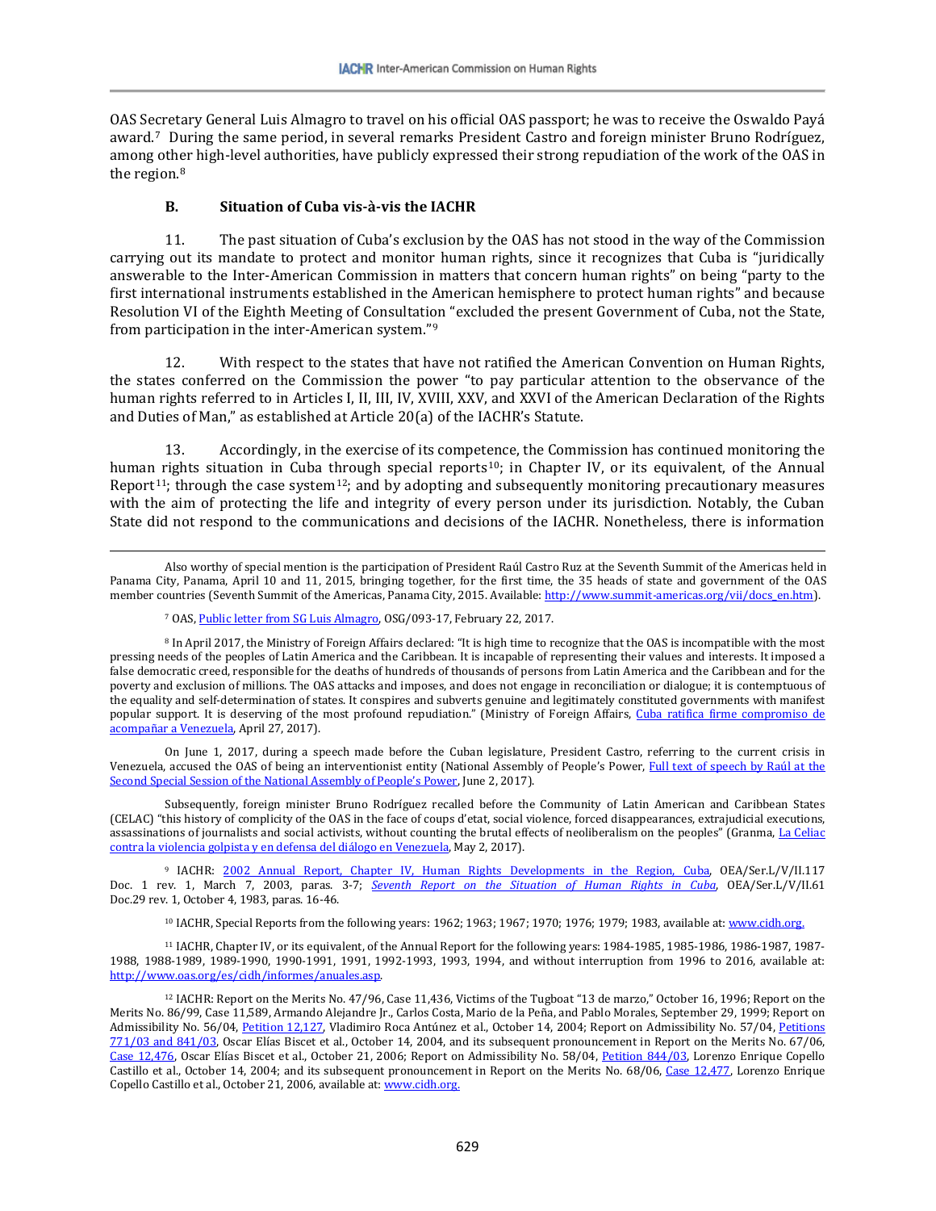OAS Secretary General Luis Almagro to travel on his official OAS passport; he was to receive the Oswaldo Payá award.[7] During the same period, in several remarks President Castro and foreign minister Bruno Rodríguez, among other high-level authorities, have publicly expressed their strong repudiation of the work of the OAS in the region.[8]

### B. Situation of Cuba vis-à-vis the IACHR

11. The past situation of Cuba's exclusion by the OAS has not stood in the way of the Commission carrying out its mandate to protect and monitor human rights, since it recognizes that Cuba is "juridically answerable to the Inter-American Commission in matters that concern human rights" on being "party to the first international instruments established in the American hemisphere to protect human rights" and because Resolution VI of the Eighth Meeting of Consultation "excluded the present Government of Cuba, not the State, from participation in the inter-American system."[9]

12. With respect to the states that have not ratified the American Convention on Human Rights, the states conferred on the Commission the power "to pay particular attention to the observance of the human rights referred to in Articles I, II, III, IV, XVIII, XXV, and XXVI of the American Declaration of the Rights and Duties of Man," as established at Article 20(a) of the IACHR's Statute.

13. Accordingly, in the exercise of its competence, the Commission has continued monitoring the human rights situation in Cuba through special reports[10]; in Chapter IV, or its equivalent, of the Annual Report[11]; through the case system[12]; and by adopting and subsequently monitoring precautionary measures with the aim of protecting the life and integrity of every person under its jurisdiction. Notably, the Cuban State did not respond to the communications and decisions of the IACHR. Nonetheless, there is information

---

Also worthy of special mention is the participation of President Raúl Castro Ruz at the Seventh Summit of the Americas held in Panama City, Panama, April 10 and 11, 2015, bringing together, for the first time, the 35 heads of state and government of the OAS member countries (Seventh Summit of the Americas, Panama City, 2015. Available: http://www.summit-americas.org/vii/docs_en.htm).

[7] OAS, Public letter from SG Luis Almagro, OSG/093-17, February 22, 2017.

[8] In April 2017, the Ministry of Foreign Affairs declared: "It is high time to recognize that the OAS is incompatible with the most pressing needs of the peoples of Latin America and the Caribbean. It is incapable of representing their values and interests. It imposed a false democratic creed, responsible for the deaths of hundreds of thousands of persons from Latin America and the Caribbean and for the poverty and exclusion of millions. The OAS attacks and imposes, and does not engage in reconciliation or dialogue; it is contemptuous of the equality and self-determination of states. It conspires and subverts genuine and legitimately constituted governments with manifest popular support. It is deserving of the most profound repudiation." (Ministry of Foreign Affairs, Cuba ratifica firme compromiso de acompañar a Venezuela, April 27, 2017).

On June 1, 2017, during a speech made before the Cuban legislature, President Castro, referring to the current crisis in Venezuela, accused the OAS of being an interventionist entity (National Assembly of People's Power, Full text of speech by Raúl at the Second Special Session of the National Assembly of People's Power, June 2, 2017).

Subsequently, foreign minister Bruno Rodríguez recalled before the Community of Latin American and Caribbean States (CELAC) "this history of complicity of the OAS in the face of coups d'etat, social violence, forced disappearances, extrajudicial executions, assassinations of journalists and social activists, without counting the brutal effects of neoliberalism on the peoples" (Granma, La Celiac contra la violencia golpista y en defensa del diálogo en Venezuela, May 2, 2017).

[9] IACHR: 2002 Annual Report, Chapter IV, Human Rights Developments in the Region, Cuba, OEA/Ser.L/V/II.117 Doc. 1 rev. 1, March 7, 2003, paras. 3-7; *Seventh Report on the Situation of Human Rights in Cuba*, OEA/Ser.L/V/II.61 Doc.29 rev. 1, October 4, 1983, paras. 16-46.

[10] IACHR, Special Reports from the following years: 1962; 1963; 1967; 1970; 1976; 1979; 1983, available at: www.cidh.org.

[11] IACHR, Chapter IV, or its equivalent, of the Annual Report for the following years: 1984-1985, 1985-1986, 1986-1987, 1987-1988, 1988-1989, 1989-1990, 1990-1991, 1991, 1992-1993, 1993, 1994, and without interruption from 1996 to 2016, available at: http://www.oas.org/es/cidh/informes/anuales.asp.

[12] IACHR: Report on the Merits No. 47/96, Case 11,436, Victims of the Tugboat "13 de marzo," October 16, 1996; Report on the Merits No. 86/99, Case 11,589, Armando Alejandre Jr., Carlos Costa, Mario de la Peña, and Pablo Morales, September 29, 1999; Report on Admissibility No. 56/04, Petition 12,127, Vladimiro Roca Antúnez et al., October 14, 2004; Report on Admissibility No. 57/04, Petitions 771/03 and 841/03, Oscar Elías Biscet et al., October 14, 2004, and its subsequent pronouncement in Report on the Merits No. 67/06, Case 12,476, Oscar Elías Biscet et al., October 21, 2006; Report on Admissibility No. 58/04, Petition 844/03, Lorenzo Enrique Copello Castillo et al., October 14, 2004; and its subsequent pronouncement in Report on the Merits No. 68/06, Case 12,477, Lorenzo Enrique Copello Castillo et al., October 21, 2006, available at: www.cidh.org.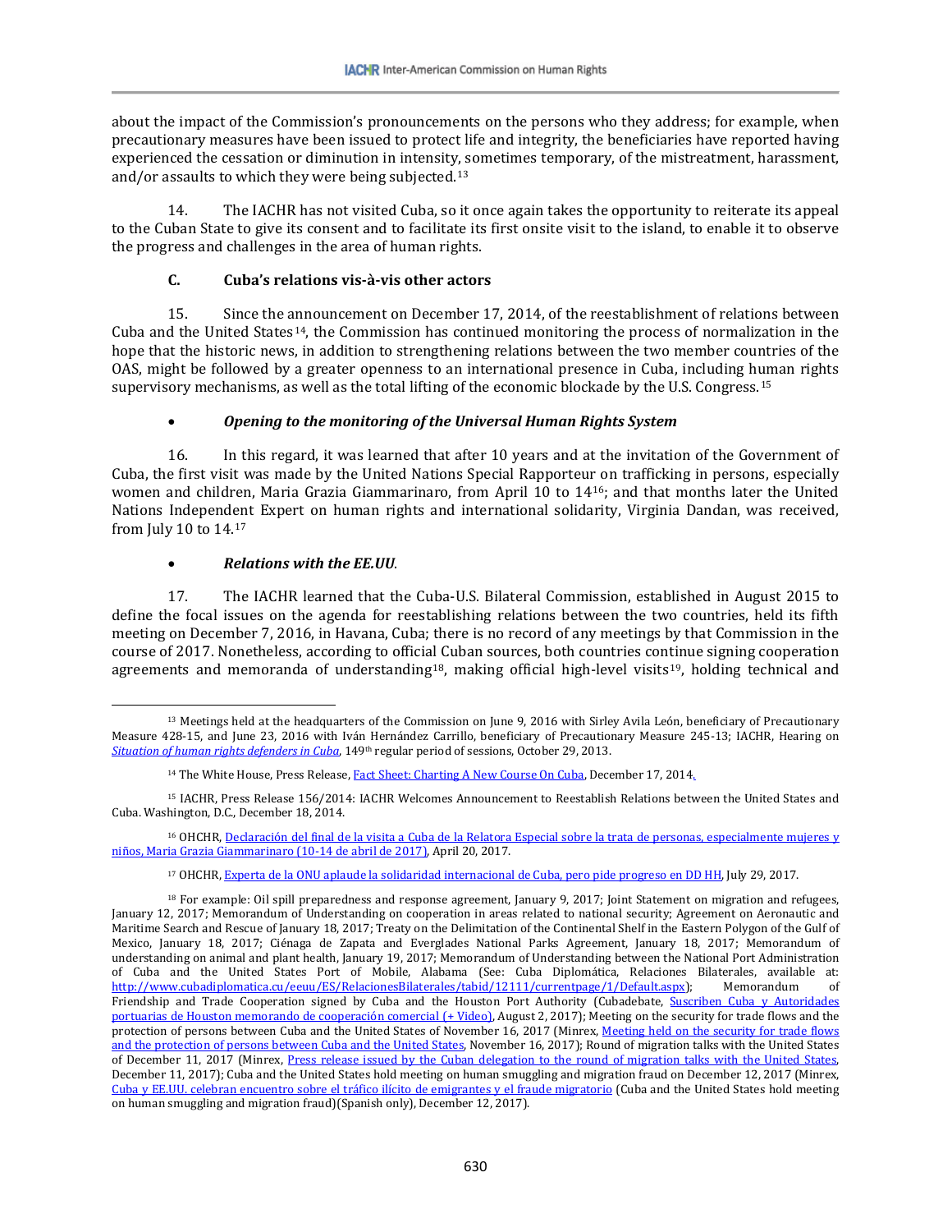about the impact of the Commission's pronouncements on the persons who they address; for example, when precautionary measures have been issued to protect life and integrity, the beneficiaries have reported having experienced the cessation or diminution in intensity, sometimes temporary, of the mistreatment, harassment, and/or assaults to which they were being subjected.[13]

14. The IACHR has not visited Cuba, so it once again takes the opportunity to reiterate its appeal to the Cuban State to give its consent and to facilitate its first onsite visit to the island, to enable it to observe the progress and challenges in the area of human rights.

### C. Cuba's relations vis-à-vis other actors

15. Since the announcement on December 17, 2014, of the reestablishment of relations between Cuba and the United States[14], the Commission has continued monitoring the process of normalization in the hope that the historic news, in addition to strengthening relations between the two member countries of the OAS, might be followed by a greater openness to an international presence in Cuba, including human rights supervisory mechanisms, as well as the total lifting of the economic blockade by the U.S. Congress.[15]

- ***Opening to the monitoring of the Universal Human Rights System***

16. In this regard, it was learned that after 10 years and at the invitation of the Government of Cuba, the first visit was made by the United Nations Special Rapporteur on trafficking in persons, especially women and children, Maria Grazia Giammarinaro, from April 10 to 14[16]; and that months later the United Nations Independent Expert on human rights and international solidarity, Virginia Dandan, was received, from July 10 to 14.[17]

- ***Relations with the EE.UU***.

17. The IACHR learned that the Cuba-U.S. Bilateral Commission, established in August 2015 to define the focal issues on the agenda for reestablishing relations between the two countries, held its fifth meeting on December 7, 2016, in Havana, Cuba; there is no record of any meetings by that Commission in the course of 2017. Nonetheless, according to official Cuban sources, both countries continue signing cooperation agreements and memoranda of understanding[18], making official high-level visits[19], holding technical and

---

[13] Meetings held at the headquarters of the Commission on June 9, 2016 with Sirley Avila León, beneficiary of Precautionary Measure 428-15, and June 23, 2016 with Iván Hernández Carrillo, beneficiary of Precautionary Measure 245-13; IACHR, Hearing on *Situation of human rights defenders in Cuba*, 149th regular period of sessions, October 29, 2013.

[14] The White House, Press Release, Fact Sheet: Charting A New Course On Cuba, December 17, 2014.

[15] IACHR, Press Release 156/2014: IACHR Welcomes Announcement to Reestablish Relations between the United States and Cuba. Washington, D.C., December 18, 2014.

[16] OHCHR, Declaración del final de la visita a Cuba de la Relatora Especial sobre la trata de personas, especialmente mujeres y niños, Maria Grazia Giammarinaro (10-14 de abril de 2017), April 20, 2017.

[17] OHCHR, Experta de la ONU aplaude la solidaridad internacional de Cuba, pero pide progreso en DD HH, July 29, 2017.

[18] For example: Oil spill preparedness and response agreement, January 9, 2017; Joint Statement on migration and refugees, January 12, 2017; Memorandum of Understanding on cooperation in areas related to national security; Agreement on Aeronautic and Maritime Search and Rescue of January 18, 2017; Treaty on the Delimitation of the Continental Shelf in the Eastern Polygon of the Gulf of Mexico, January 18, 2017; Ciénaga de Zapata and Everglades National Parks Agreement, January 18, 2017; Memorandum of understanding on animal and plant health, January 19, 2017; Memorandum of Understanding between the National Port Administration of Cuba and the United States Port of Mobile, Alabama (See: Cuba Diplomática, Relaciones Bilaterales, available at: http://www.cubadiplomatica.cu/eeuu/ES/RelacionesBilaterales/tabid/12111/currentpage/1/Default.aspx); Memorandum of Friendship and Trade Cooperation signed by Cuba and the Houston Port Authority (Cubadebate, Suscriben Cuba y Autoridades portuarias de Houston memorando de cooperación comercial (+ Video), August 2, 2017); Meeting on the security for trade flows and the protection of persons between Cuba and the United States of November 16, 2017 (Minrex, Meeting held on the security for trade flows and the protection of persons between Cuba and the United States, November 16, 2017); Round of migration talks with the United States of December 11, 2017 (Minrex, Press release issued by the Cuban delegation to the round of migration talks with the United States, December 11, 2017); Cuba and the United States hold meeting on human smuggling and migration fraud on December 12, 2017 (Minrex, Cuba y EE.UU. celebran encuentro sobre el tráfico ilícito de emigrantes y el fraude migratorio (Cuba and the United States hold meeting on human smuggling and migration fraud)(Spanish only), December 12, 2017).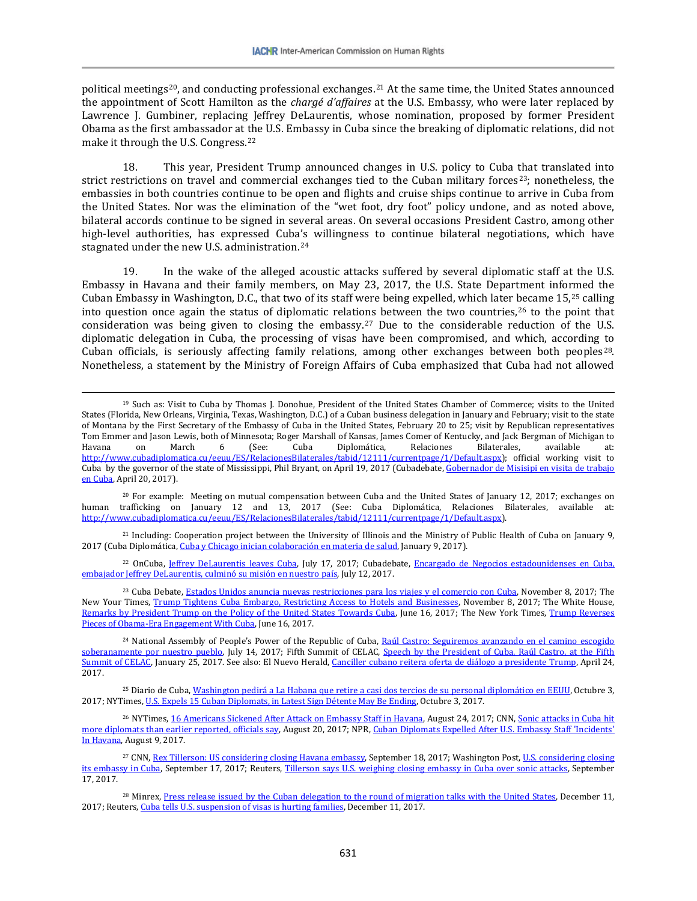political meetings[20], and conducting professional exchanges.[21] At the same time, the United States announced the appointment of Scott Hamilton as the *chargé d'affaires* at the U.S. Embassy, who were later replaced by Lawrence J. Gumbiner, replacing Jeffrey DeLaurentis, whose nomination, proposed by former President Obama as the first ambassador at the U.S. Embassy in Cuba since the breaking of diplomatic relations, did not make it through the U.S. Congress.[22]

18. This year, President Trump announced changes in U.S. policy to Cuba that translated into strict restrictions on travel and commercial exchanges tied to the Cuban military forces[23]; nonetheless, the embassies in both countries continue to be open and flights and cruise ships continue to arrive in Cuba from the United States. Nor was the elimination of the "wet foot, dry foot" policy undone, and as noted above, bilateral accords continue to be signed in several areas. On several occasions President Castro, among other high-level authorities, has expressed Cuba's willingness to continue bilateral negotiations, which have stagnated under the new U.S. administration.[24]

19. In the wake of the alleged acoustic attacks suffered by several diplomatic staff at the U.S. Embassy in Havana and their family members, on May 23, 2017, the U.S. State Department informed the Cuban Embassy in Washington, D.C., that two of its staff were being expelled, which later became 15,[25] calling into question once again the status of diplomatic relations between the two countries,[26] to the point that consideration was being given to closing the embassy.[27] Due to the considerable reduction of the U.S. diplomatic delegation in Cuba, the processing of visas have been compromised, and which, according to Cuban officials, is seriously affecting family relations, among other exchanges between both peoples[28]. Nonetheless, a statement by the Ministry of Foreign Affairs of Cuba emphasized that Cuba had not allowed

---

[19] Such as: Visit to Cuba by Thomas J. Donohue, President of the United States Chamber of Commerce; visits to the United States (Florida, New Orleans, Virginia, Texas, Washington, D.C.) of a Cuban business delegation in January and February; visit to the state of Montana by the First Secretary of the Embassy of Cuba in the United States, February 20 to 25; visit by Republican representatives Tom Emmer and Jason Lewis, both of Minnesota; Roger Marshall of Kansas, James Comer of Kentucky, and Jack Bergman of Michigan to Havana on March 6 (See: Cuba Diplomática, Relaciones Bilaterales, available at: http://www.cubadiplomatica.cu/eeuu/ES/RelacionesBilaterales/tabid/12111/currentpage/1/Default.aspx); official working visit to Cuba by the governor of the state of Mississippi, Phil Bryant, on April 19, 2017 (Cubadebate, Gobernador de Misisipi en visita de trabajo en Cuba, April 20, 2017).

[20] For example: Meeting on mutual compensation between Cuba and the United States of January 12, 2017; exchanges on human trafficking on January 12 and 13, 2017 (See: Cuba Diplomática, Relaciones Bilaterales, available at: http://www.cubadiplomatica.cu/eeuu/ES/RelacionesBilaterales/tabid/12111/currentpage/1/Default.aspx).

[21] Including: Cooperation project between the University of Illinois and the Ministry of Public Health of Cuba on January 9, 2017 (Cuba Diplomática, Cuba y Chicago inician colaboración en materia de salud, January 9, 2017).

[22] OnCuba, Jeffrey DeLaurentis leaves Cuba, July 17, 2017; Cubadebate, Encargado de Negocios estadounidenses en Cuba, embajador Jeffrey DeLaurentis, culminó su misión en nuestro país, July 12, 2017.

[23] Cuba Debate, Estados Unidos anuncia nuevas restricciones para los viajes y el comercio con Cuba, November 8, 2017; The New Your Times, Trump Tightens Cuba Embargo, Restricting Access to Hotels and Businesses, November 8, 2017; The White House, Remarks by President Trump on the Policy of the United States Towards Cuba, June 16, 2017; The New York Times, Trump Reverses Pieces of Obama-Era Engagement With Cuba, June 16, 2017.

[24] National Assembly of People's Power of the Republic of Cuba, Raúl Castro: Seguiremos avanzando en el camino escogido soberanamente por nuestro pueblo, July 14, 2017; Fifth Summit of CELAC, Speech by the President of Cuba, Raúl Castro, at the Fifth Summit of CELAC, January 25, 2017. See also: El Nuevo Herald, Canciller cubano reitera oferta de diálogo a presidente Trump, April 24, 2017.

[25] Diario de Cuba, Washington pedirá a La Habana que retire a casi dos tercios de su personal diplomático en EEUU, Octubre 3, 2017; NYTimes, U.S. Expels 15 Cuban Diplomats, in Latest Sign Détente May Be Ending, Octubre 3, 2017.

[26] NYTimes, 16 Americans Sickened After Attack on Embassy Staff in Havana, August 24, 2017; CNN, Sonic attacks in Cuba hit more diplomats than earlier reported, officials say, August 20, 2017; NPR, Cuban Diplomats Expelled After U.S. Embassy Staff 'Incidents' In Havana, August 9, 2017.

[27] CNN, Rex Tillerson: US considering closing Havana embassy, September 18, 2017; Washington Post, U.S. considering closing its embassy in Cuba, September 17, 2017; Reuters, Tillerson says U.S. weighing closing embassy in Cuba over sonic attacks, September 17, 2017.

[28] Minrex, Press release issued by the Cuban delegation to the round of migration talks with the United States, December 11, 2017; Reuters, Cuba tells U.S. suspension of visas is hurting families, December 11, 2017.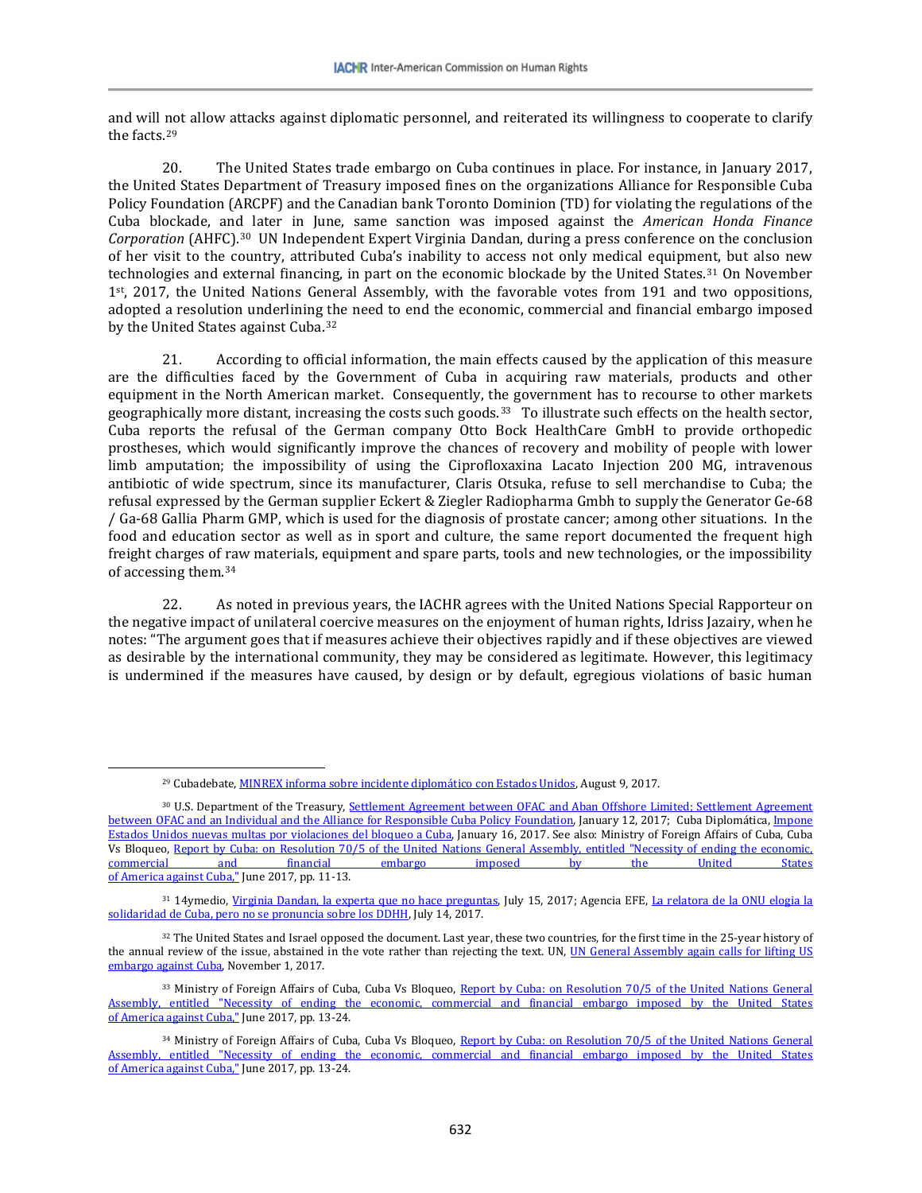and will not allow attacks against diplomatic personnel, and reiterated its willingness to cooperate to clarify the facts.[29]

20. The United States trade embargo on Cuba continues in place. For instance, in January 2017, the United States Department of Treasury imposed fines on the organizations Alliance for Responsible Cuba Policy Foundation (ARCPF) and the Canadian bank Toronto Dominion (TD) for violating the regulations of the Cuba blockade, and later in June, same sanction was imposed against the *American Honda Finance Corporation* (AHFC).[30] UN Independent Expert Virginia Dandan, during a press conference on the conclusion of her visit to the country, attributed Cuba's inability to access not only medical equipment, but also new technologies and external financing, in part on the economic blockade by the United States.[31] On November 1st, 2017, the United Nations General Assembly, with the favorable votes from 191 and two oppositions, adopted a resolution underlining the need to end the economic, commercial and financial embargo imposed by the United States against Cuba.[32]

21. According to official information, the main effects caused by the application of this measure are the difficulties faced by the Government of Cuba in acquiring raw materials, products and other equipment in the North American market. Consequently, the government has to recourse to other markets geographically more distant, increasing the costs such goods.[33] To illustrate such effects on the health sector, Cuba reports the refusal of the German company Otto Bock HealthCare GmbH to provide orthopedic prostheses, which would significantly improve the chances of recovery and mobility of people with lower limb amputation; the impossibility of using the Ciprofloxaxina Lacato Injection 200 MG, intravenous antibiotic of wide spectrum, since its manufacturer, Claris Otsuka, refuse to sell merchandise to Cuba; the refusal expressed by the German supplier Eckert & Ziegler Radiopharma Gmbh to supply the Generator Ge-68 / Ga-68 Gallia Pharm GMP, which is used for the diagnosis of prostate cancer; among other situations. In the food and education sector as well as in sport and culture, the same report documented the frequent high freight charges of raw materials, equipment and spare parts, tools and new technologies, or the impossibility of accessing them.[34]

22. As noted in previous years, the IACHR agrees with the United Nations Special Rapporteur on the negative impact of unilateral coercive measures on the enjoyment of human rights, Idriss Jazairy, when he notes: "The argument goes that if measures achieve their objectives rapidly and if these objectives are viewed as desirable by the international community, they may be considered as legitimate. However, this legitimacy is undermined if the measures have caused, by design or by default, egregious violations of basic human

---

[29] Cubadebate, MINREX informa sobre incidente diplomático con Estados Unidos, August 9, 2017.

[30] U.S. Department of the Treasury, Settlement Agreement between OFAC and Aban Offshore Limited; Settlement Agreement between OFAC and an Individual and the Alliance for Responsible Cuba Policy Foundation, January 12, 2017; Cuba Diplomática, Impone Estados Unidos nuevas multas por violaciones del bloqueo a Cuba, January 16, 2017. See also: Ministry of Foreign Affairs of Cuba, Cuba Vs Bloqueo, Report by Cuba: on Resolution 70/5 of the United Nations General Assembly, entitled "Necessity of ending the economic, commercial and financial embargo imposed by the United States of America against Cuba," June 2017, pp. 11-13.

[31] 14ymedio, Virginia Dandan, la experta que no hace preguntas, July 15, 2017; Agencia EFE, La relatora de la ONU elogia la solidaridad de Cuba, pero no se pronuncia sobre los DDHH, July 14, 2017.

[32] The United States and Israel opposed the document. Last year, these two countries, for the first time in the 25-year history of the annual review of the issue, abstained in the vote rather than rejecting the text. UN, UN General Assembly again calls for lifting US embargo against Cuba, November 1, 2017.

[33] Ministry of Foreign Affairs of Cuba, Cuba Vs Bloqueo, Report by Cuba: on Resolution 70/5 of the United Nations General Assembly, entitled "Necessity of ending the economic, commercial and financial embargo imposed by the United States of America against Cuba," June 2017, pp. 13-24.

[34] Ministry of Foreign Affairs of Cuba, Cuba Vs Bloqueo, Report by Cuba: on Resolution 70/5 of the United Nations General Assembly, entitled "Necessity of ending the economic, commercial and financial embargo imposed by the United States of America against Cuba," June 2017, pp. 13-24.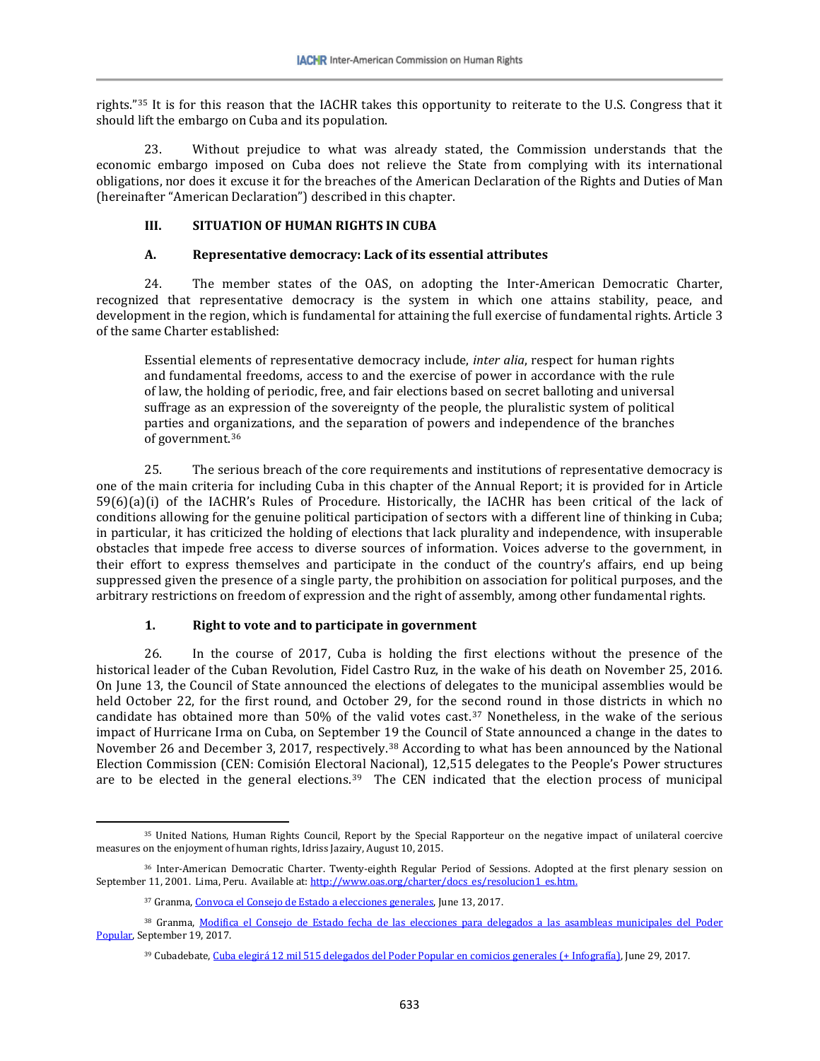rights."[35] It is for this reason that the IACHR takes this opportunity to reiterate to the U.S. Congress that it should lift the embargo on Cuba and its population.

23. Without prejudice to what was already stated, the Commission understands that the economic embargo imposed on Cuba does not relieve the State from complying with its international obligations, nor does it excuse it for the breaches of the American Declaration of the Rights and Duties of Man (hereinafter "American Declaration") described in this chapter.

## III. SITUATION OF HUMAN RIGHTS IN CUBA

### A. Representative democracy: Lack of its essential attributes

24. The member states of the OAS, on adopting the Inter-American Democratic Charter, recognized that representative democracy is the system in which one attains stability, peace, and development in the region, which is fundamental for attaining the full exercise of fundamental rights. Article 3 of the same Charter established:

> Essential elements of representative democracy include, *inter alia*, respect for human rights and fundamental freedoms, access to and the exercise of power in accordance with the rule of law, the holding of periodic, free, and fair elections based on secret balloting and universal suffrage as an expression of the sovereignty of the people, the pluralistic system of political parties and organizations, and the separation of powers and independence of the branches of government.[36]

25. The serious breach of the core requirements and institutions of representative democracy is one of the main criteria for including Cuba in this chapter of the Annual Report; it is provided for in Article 59(6)(a)(i) of the IACHR's Rules of Procedure. Historically, the IACHR has been critical of the lack of conditions allowing for the genuine political participation of sectors with a different line of thinking in Cuba; in particular, it has criticized the holding of elections that lack plurality and independence, with insuperable obstacles that impede free access to diverse sources of information. Voices adverse to the government, in their effort to express themselves and participate in the conduct of the country's affairs, end up being suppressed given the presence of a single party, the prohibition on association for political purposes, and the arbitrary restrictions on freedom of expression and the right of assembly, among other fundamental rights.

#### 1. Right to vote and to participate in government

26. In the course of 2017, Cuba is holding the first elections without the presence of the historical leader of the Cuban Revolution, Fidel Castro Ruz, in the wake of his death on November 25, 2016. On June 13, the Council of State announced the elections of delegates to the municipal assemblies would be held October 22, for the first round, and October 29, for the second round in those districts in which no candidate has obtained more than 50% of the valid votes cast.[37] Nonetheless, in the wake of the serious impact of Hurricane Irma on Cuba, on September 19 the Council of State announced a change in the dates to November 26 and December 3, 2017, respectively.[38] According to what has been announced by the National Election Commission (CEN: Comisión Electoral Nacional), 12,515 delegates to the People's Power structures are to be elected in the general elections.[39] The CEN indicated that the election process of municipal

---

[35] United Nations, Human Rights Council, Report by the Special Rapporteur on the negative impact of unilateral coercive measures on the enjoyment of human rights, Idriss Jazairy, August 10, 2015.

[36] Inter-American Democratic Charter. Twenty-eighth Regular Period of Sessions. Adopted at the first plenary session on September 11, 2001. Lima, Peru. Available at: http://www.oas.org/charter/docs_es/resolucion1_es.htm.

[37] Granma, Convoca el Consejo de Estado a elecciones generales, June 13, 2017.

[38] Granma, Modifica el Consejo de Estado fecha de las elecciones para delegados a las asambleas municipales del Poder Popular, September 19, 2017.

[39] Cubadebate, Cuba elegirá 12 mil 515 delegados del Poder Popular en comicios generales (+ Infografía), June 29, 2017.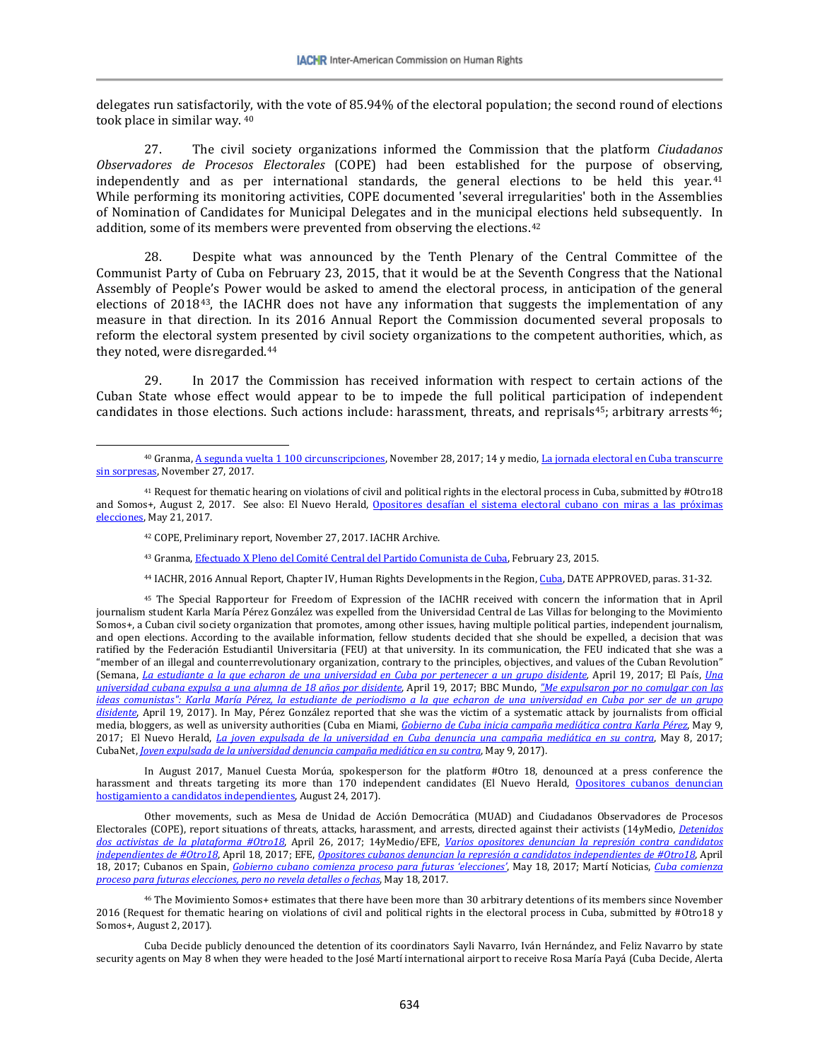delegates run satisfactorily, with the vote of 85.94% of the electoral population; the second round of elections took place in similar way. [40]

27. The civil society organizations informed the Commission that the platform *Ciudadanos Observadores de Procesos Electorales* (COPE) had been established for the purpose of observing, independently and as per international standards, the general elections to be held this year. [41] While performing its monitoring activities, COPE documented 'several irregularities' both in the Assemblies of Nomination of Candidates for Municipal Delegates and in the municipal elections held subsequently. In addition, some of its members were prevented from observing the elections. [42]

28. Despite what was announced by the Tenth Plenary of the Central Committee of the Communist Party of Cuba on February 23, 2015, that it would be at the Seventh Congress that the National Assembly of People's Power would be asked to amend the electoral process, in anticipation of the general elections of 2018 [43], the IACHR does not have any information that suggests the implementation of any measure in that direction. In its 2016 Annual Report the Commission documented several proposals to reform the electoral system presented by civil society organizations to the competent authorities, which, as they noted, were disregarded. [44]

29. In 2017 the Commission has received information with respect to certain actions of the Cuban State whose effect would appear to be to impede the full political participation of independent candidates in those elections. Such actions include: harassment, threats, and reprisals [45]; arbitrary arrests [46];

---

[40] Granma, A segunda vuelta 1 100 circunscripciones, November 28, 2017; 14 y medio, La jornada electoral en Cuba transcurre sin sorpresas, November 27, 2017.

[41] Request for thematic hearing on violations of civil and political rights in the electoral process in Cuba, submitted by #Otro18 and Somos+, August 2, 2017. See also: El Nuevo Herald, Opositores desafían el sistema electoral cubano con miras a las próximas elecciones, May 21, 2017.

[42] COPE, Preliminary report, November 27, 2017. IACHR Archive.

[43] Granma, Efectuado X Pleno del Comité Central del Partido Comunista de Cuba, February 23, 2015.

[44] IACHR, 2016 Annual Report, Chapter IV, Human Rights Developments in the Region, Cuba, DATE APPROVED, paras. 31-32.

[45] The Special Rapporteur for Freedom of Expression of the IACHR received with concern the information that in April journalism student Karla María Pérez González was expelled from the Universidad Central de Las Villas for belonging to the Movimiento Somos+, a Cuban civil society organization that promotes, among other issues, having multiple political parties, independent journalism, and open elections. According to the available information, fellow students decided that she should be expelled, a decision that was ratified by the Federación Estudiantil Universitaria (FEU) at that university. In its communication, the FEU indicated that she was a "member of an illegal and counterrevolutionary organization, contrary to the principles, objectives, and values of the Cuban Revolution" (Semana, *La estudiante a la que echaron de una universidad en Cuba por pertenecer a un grupo disidente*, April 19, 2017; El País, *Una universidad cubana expulsa a una alumna de 18 años por disidente*, April 19, 2017; BBC Mundo, *"Me expulsaron por no comulgar con las ideas comunistas": Karla María Pérez, la estudiante de periodismo a la que echaron de una universidad en Cuba por ser de un grupo disidente*, April 19, 2017). In May, Pérez González reported that she was the victim of a systematic attack by journalists from official media, bloggers, as well as university authorities (Cuba en Miami, *Gobierno de Cuba inicia campaña mediática contra Karla Pérez*, May 9, 2017; El Nuevo Herald, *La joven expulsada de la universidad en Cuba denuncia una campaña mediática en su contra*, May 8, 2017; CubaNet, *Joven expulsada de la universidad denuncia campaña mediática en su contra*, May 9, 2017).

In August 2017, Manuel Cuesta Morúa, spokesperson for the platform #Otro 18, denounced at a press conference the harassment and threats targeting its more than 170 independent candidates (El Nuevo Herald, Opositores cubanos denuncian hostigamiento a candidatos independientes, August 24, 2017).

Other movements, such as Mesa de Unidad de Acción Democrática (MUAD) and Ciudadanos Observadores de Procesos Electorales (COPE), report situations of threats, attacks, harassment, and arrests, directed against their activists (14yMedio, *Detenidos dos activistas de la plataforma #Otro18*, April 26, 2017; 14yMedio/EFE, *Varios opositores denuncian la represión contra candidatos independientes de #Otro18*, April 18, 2017; EFE, *Opositores cubanos denuncian la represión a candidatos independientes de #Otro18*, April 18, 2017; Cubanos en Spain, *Gobierno cubano comienza proceso para futuras 'elecciones'*, May 18, 2017; Martí Noticias, *Cuba comienza proceso para futuras elecciones, pero no revela detalles o fechas*, May 18, 2017.

[46] The Movimiento Somos+ estimates that there have been more than 30 arbitrary detentions of its members since November 2016 (Request for thematic hearing on violations of civil and political rights in the electoral process in Cuba, submitted by #Otro18 y Somos+, August 2, 2017).

Cuba Decide publicly denounced the detention of its coordinators Sayli Navarro, Iván Hernández, and Feliz Navarro by state security agents on May 8 when they were headed to the José Martí international airport to receive Rosa María Payá (Cuba Decide, Alerta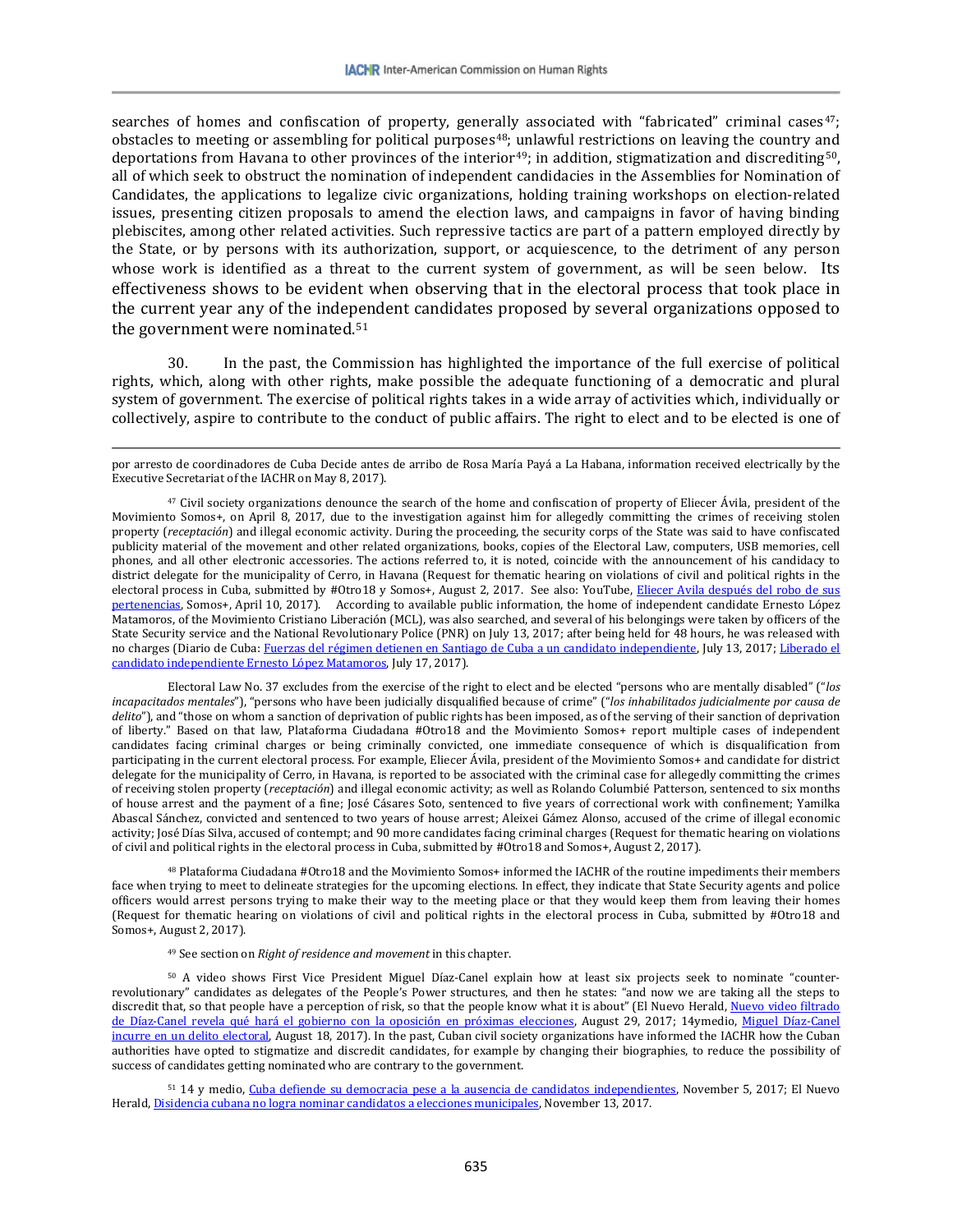searches of homes and confiscation of property, generally associated with "fabricated" criminal cases[47]; obstacles to meeting or assembling for political purposes[48]; unlawful restrictions on leaving the country and deportations from Havana to other provinces of the interior[49]; in addition, stigmatization and discrediting[50], all of which seek to obstruct the nomination of independent candidacies in the Assemblies for Nomination of Candidates, the applications to legalize civic organizations, holding training workshops on election-related issues, presenting citizen proposals to amend the election laws, and campaigns in favor of having binding plebiscites, among other related activities. Such repressive tactics are part of a pattern employed directly by the State, or by persons with its authorization, support, or acquiescence, to the detriment of any person whose work is identified as a threat to the current system of government, as will be seen below. Its effectiveness shows to be evident when observing that in the electoral process that took place in the current year any of the independent candidates proposed by several organizations opposed to the government were nominated.[51]

30. In the past, the Commission has highlighted the importance of the full exercise of political rights, which, along with other rights, make possible the adequate functioning of a democratic and plural system of government. The exercise of political rights takes in a wide array of activities which, individually or collectively, aspire to contribute to the conduct of public affairs. The right to elect and to be elected is one of

---

por arresto de coordinadores de Cuba Decide antes de arribo de Rosa María Payá a La Habana, information received electrically by the Executive Secretariat of the IACHR on May 8, 2017).

[47] Civil society organizations denounce the search of the home and confiscation of property of Eliecer Ávila, president of the Movimiento Somos+, on April 8, 2017, due to the investigation against him for allegedly committing the crimes of receiving stolen property (*receptación*) and illegal economic activity. During the proceeding, the security corps of the State was said to have confiscated publicity material of the movement and other related organizations, books, copies of the Electoral Law, computers, USB memories, cell phones, and all other electronic accessories. The actions referred to, it is noted, coincide with the announcement of his candidacy to district delegate for the municipality of Cerro, in Havana (Request for thematic hearing on violations of civil and political rights in the electoral process in Cuba, submitted by #Otro18 y Somos+, August 2, 2017. See also: YouTube, Eliecer Avila después del robo de sus pertenencias, Somos+, April 10, 2017). According to available public information, the home of independent candidate Ernesto López Matamoros, of the Movimiento Cristiano Liberación (MCL), was also searched, and several of his belongings were taken by officers of the State Security service and the National Revolutionary Police (PNR) on July 13, 2017; after being held for 48 hours, he was released with no charges (Diario de Cuba: Fuerzas del régimen detienen en Santiago de Cuba a un candidato independiente, July 13, 2017; Liberado el candidato independiente Ernesto López Matamoros, July 17, 2017).

Electoral Law No. 37 excludes from the exercise of the right to elect and be elected "persons who are mentally disabled" ("*los incapacitados mentales*"), "persons who have been judicially disqualified because of crime" ("*los inhabilitados judicialmente por causa de delito*"), and "those on whom a sanction of deprivation of public rights has been imposed, as of the serving of their sanction of deprivation of liberty." Based on that law, Plataforma Ciudadana #Otro18 and the Movimiento Somos+ report multiple cases of independent candidates facing criminal charges or being criminally convicted, one immediate consequence of which is disqualification from participating in the current electoral process. For example, Eliecer Ávila, president of the Movimiento Somos+ and candidate for district delegate for the municipality of Cerro, in Havana, is reported to be associated with the criminal case for allegedly committing the crimes of receiving stolen property (*receptación*) and illegal economic activity; as well as Rolando Columbié Patterson, sentenced to six months of house arrest and the payment of a fine; José Cásares Soto, sentenced to five years of correctional work with confinement; Yamilka Abascal Sánchez, convicted and sentenced to two years of house arrest; Aleixei Gámez Alonso, accused of the crime of illegal economic activity; José Días Silva, accused of contempt; and 90 more candidates facing criminal charges (Request for thematic hearing on violations of civil and political rights in the electoral process in Cuba, submitted by #Otro18 and Somos+, August 2, 2017).

[48] Plataforma Ciudadana #Otro18 and the Movimiento Somos+ informed the IACHR of the routine impediments their members face when trying to meet to delineate strategies for the upcoming elections. In effect, they indicate that State Security agents and police officers would arrest persons trying to make their way to the meeting place or that they would keep them from leaving their homes (Request for thematic hearing on violations of civil and political rights in the electoral process in Cuba, submitted by #Otro18 and Somos+, August 2, 2017).

[49] See section on *Right of residence and movement* in this chapter.

[50] A video shows First Vice President Miguel Díaz-Canel explain how at least six projects seek to nominate "counter-revolutionary" candidates as delegates of the People's Power structures, and then he states: "and now we are taking all the steps to discredit that, so that people have a perception of risk, so that the people know what it is about" (El Nuevo Herald, Nuevo video filtrado de Díaz-Canel revela qué hará el gobierno con la oposición en próximas elecciones, August 29, 2017; 14ymedio, Miguel Díaz-Canel incurre en un delito electoral, August 18, 2017). In the past, Cuban civil society organizations have informed the IACHR how the Cuban authorities have opted to stigmatize and discredit candidates, for example by changing their biographies, to reduce the possibility of success of candidates getting nominated who are contrary to the government.

[51] 14 y medio, Cuba defiende su democracia pese a la ausencia de candidatos independientes, November 5, 2017; El Nuevo Herald, Disidencia cubana no logra nominar candidatos a elecciones municipales, November 13, 2017.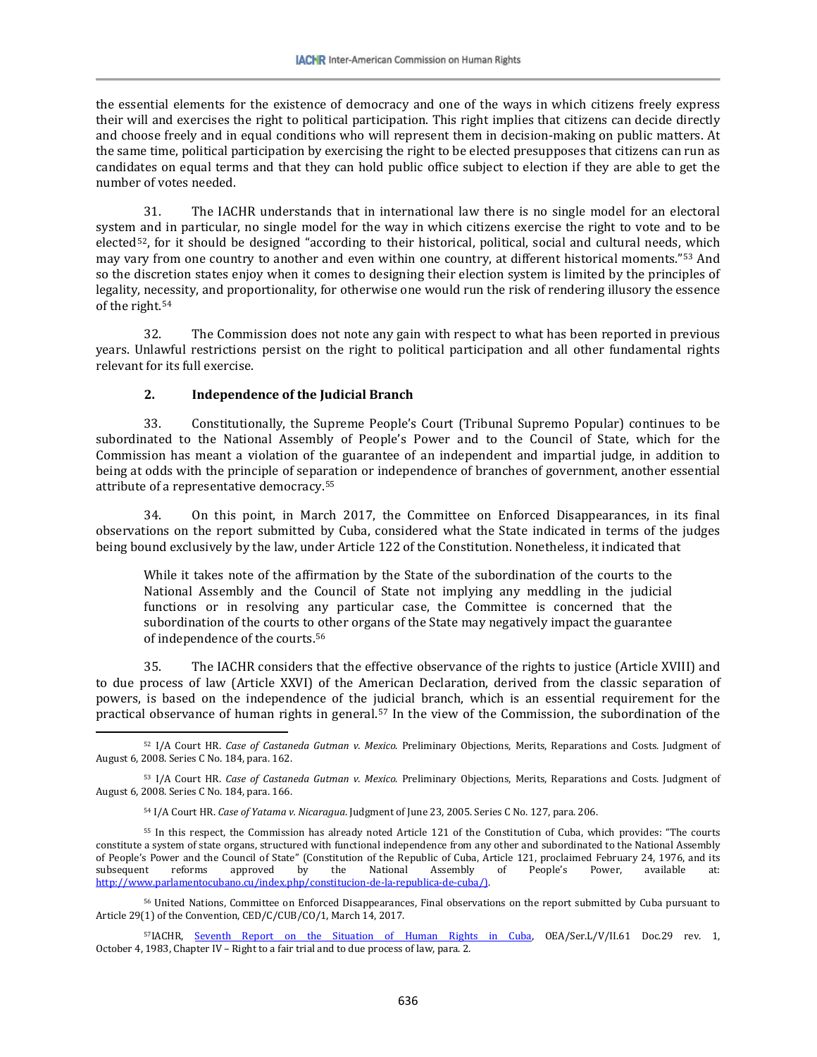the essential elements for the existence of democracy and one of the ways in which citizens freely express their will and exercises the right to political participation. This right implies that citizens can decide directly and choose freely and in equal conditions who will represent them in decision-making on public matters. At the same time, political participation by exercising the right to be elected presupposes that citizens can run as candidates on equal terms and that they can hold public office subject to election if they are able to get the number of votes needed.

31. The IACHR understands that in international law there is no single model for an electoral system and in particular, no single model for the way in which citizens exercise the right to vote and to be elected[52], for it should be designed "according to their historical, political, social and cultural needs, which may vary from one country to another and even within one country, at different historical moments."[53] And so the discretion states enjoy when it comes to designing their election system is limited by the principles of legality, necessity, and proportionality, for otherwise one would run the risk of rendering illusory the essence of the right.[54]

32. The Commission does not note any gain with respect to what has been reported in previous years. Unlawful restrictions persist on the right to political participation and all other fundamental rights relevant for its full exercise.

### 2. Independence of the Judicial Branch

33. Constitutionally, the Supreme People's Court (Tribunal Supremo Popular) continues to be subordinated to the National Assembly of People's Power and to the Council of State, which for the Commission has meant a violation of the guarantee of an independent and impartial judge, in addition to being at odds with the principle of separation or independence of branches of government, another essential attribute of a representative democracy.[55]

34. On this point, in March 2017, the Committee on Enforced Disappearances, in its final observations on the report submitted by Cuba, considered what the State indicated in terms of the judges being bound exclusively by the law, under Article 122 of the Constitution. Nonetheless, it indicated that

> While it takes note of the affirmation by the State of the subordination of the courts to the National Assembly and the Council of State not implying any meddling in the judicial functions or in resolving any particular case, the Committee is concerned that the subordination of the courts to other organs of the State may negatively impact the guarantee of independence of the courts.[56]

35. The IACHR considers that the effective observance of the rights to justice (Article XVIII) and to due process of law (Article XXVI) of the American Declaration, derived from the classic separation of powers, is based on the independence of the judicial branch, which is an essential requirement for the practical observance of human rights in general.[57] In the view of the Commission, the subordination of the

---

[52] I/A Court HR. *Case of Castaneda Gutman v. Mexico.* Preliminary Objections, Merits, Reparations and Costs. Judgment of August 6, 2008. Series C No. 184, para. 162.

[53] I/A Court HR. *Case of Castaneda Gutman v. Mexico.* Preliminary Objections, Merits, Reparations and Costs. Judgment of August 6, 2008. Series C No. 184, para. 166.

[54] I/A Court HR. *Case of Yatama v. Nicaragua.* Judgment of June 23, 2005. Series C No. 127, para. 206.

[55] In this respect, the Commission has already noted Article 121 of the Constitution of Cuba, which provides: "The courts constitute a system of state organs, structured with functional independence from any other and subordinated to the National Assembly of People's Power and the Council of State" (Constitution of the Republic of Cuba, Article 121, proclaimed February 24, 1976, and its subsequent reforms approved by the National Assembly of People's Power, available at: http://www.parlamentocubano.cu/index.php/constitucion-de-la-republica-de-cuba/).

[56] United Nations, Committee on Enforced Disappearances, Final observations on the report submitted by Cuba pursuant to Article 29(1) of the Convention, CED/C/CUB/CO/1, March 14, 2017.

[57] IACHR, Seventh Report on the Situation of Human Rights in Cuba, OEA/Ser.L/V/II.61 Doc.29 rev. 1, October 4, 1983, Chapter IV – Right to a fair trial and to due process of law, para. 2.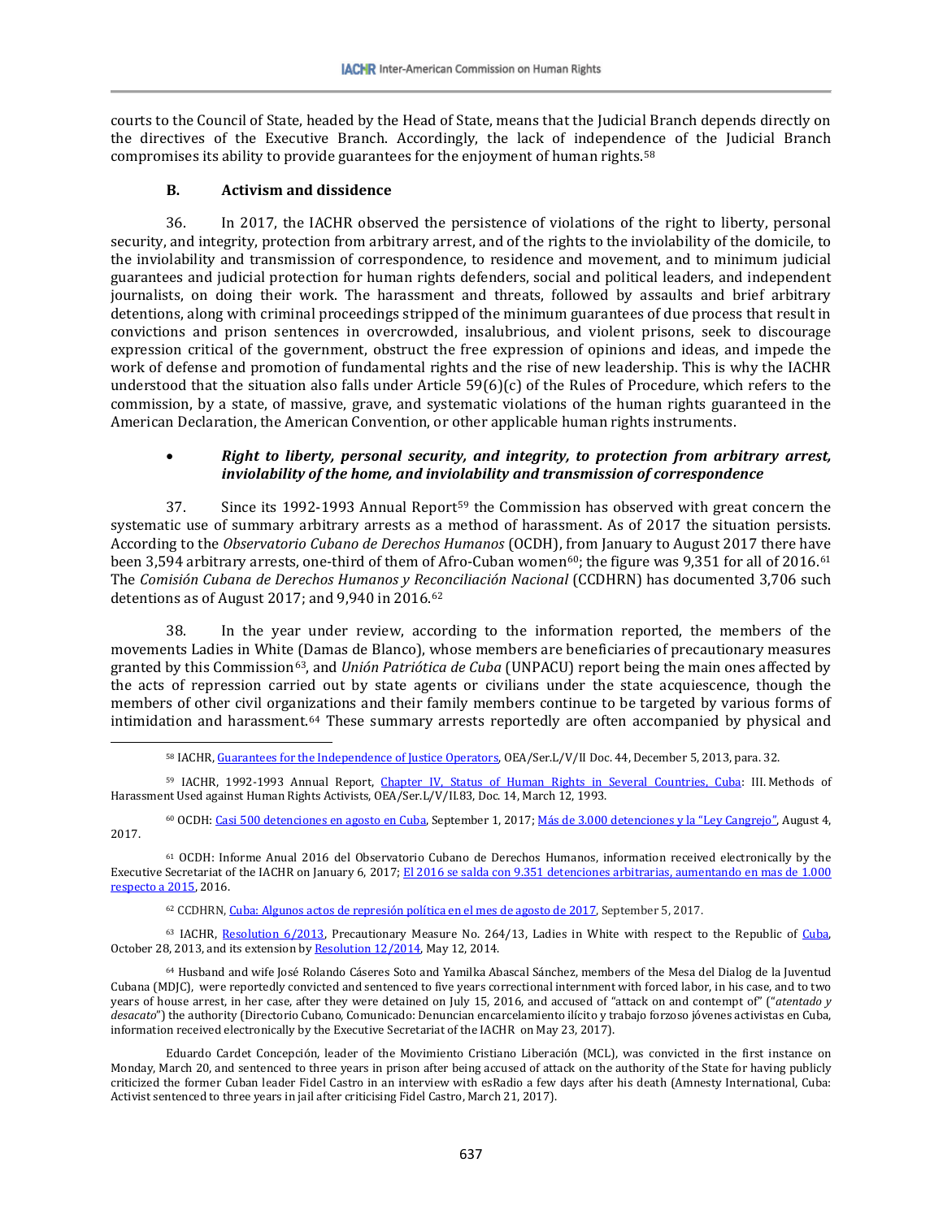courts to the Council of State, headed by the Head of State, means that the Judicial Branch depends directly on the directives of the Executive Branch. Accordingly, the lack of independence of the Judicial Branch compromises its ability to provide guarantees for the enjoyment of human rights.[58]

### B. Activism and dissidence

36. In 2017, the IACHR observed the persistence of violations of the right to liberty, personal security, and integrity, protection from arbitrary arrest, and of the rights to the inviolability of the domicile, to the inviolability and transmission of correspondence, to residence and movement, and to minimum judicial guarantees and judicial protection for human rights defenders, social and political leaders, and independent journalists, on doing their work. The harassment and threats, followed by assaults and brief arbitrary detentions, along with criminal proceedings stripped of the minimum guarantees of due process that result in convictions and prison sentences in overcrowded, insalubrious, and violent prisons, seek to discourage expression critical of the government, obstruct the free expression of opinions and ideas, and impede the work of defense and promotion of fundamental rights and the rise of new leadership. This is why the IACHR understood that the situation also falls under Article 59(6)(c) of the Rules of Procedure, which refers to the commission, by a state, of massive, grave, and systematic violations of the human rights guaranteed in the American Declaration, the American Convention, or other applicable human rights instruments.

- ***Right to liberty, personal security, and integrity, to protection from arbitrary arrest, inviolability of the home, and inviolability and transmission of correspondence***

37. Since its 1992-1993 Annual Report[59] the Commission has observed with great concern the systematic use of summary arbitrary arrests as a method of harassment. As of 2017 the situation persists. According to the *Observatorio Cubano de Derechos Humanos* (OCDH), from January to August 2017 there have been 3,594 arbitrary arrests, one-third of them of Afro-Cuban women[60]; the figure was 9,351 for all of 2016.[61] The *Comisión Cubana de Derechos Humanos y Reconciliación Nacional* (CCDHRN) has documented 3,706 such detentions as of August 2017; and 9,940 in 2016.[62]

38. In the year under review, according to the information reported, the members of the movements Ladies in White (Damas de Blanco), whose members are beneficiaries of precautionary measures granted by this Commission[63], and *Unión Patriótica de Cuba* (UNPACU) report being the main ones affected by the acts of repression carried out by state agents or civilians under the state acquiescence, though the members of other civil organizations and their family members continue to be targeted by various forms of intimidation and harassment.[64] These summary arrests reportedly are often accompanied by physical and

---

[58] IACHR, Guarantees for the Independence of Justice Operators, OEA/Ser.L/V/II Doc. 44, December 5, 2013, para. 32.

[59] IACHR, 1992-1993 Annual Report, Chapter IV, Status of Human Rights in Several Countries, Cuba: III. Methods of Harassment Used against Human Rights Activists, OEA/Ser.L/V/II.83, Doc. 14, March 12, 1993.

[60] OCDH: Casi 500 detenciones en agosto en Cuba, September 1, 2017; Más de 3.000 detenciones y la "Ley Cangrejo", August 4, 2017.

[61] OCDH: Informe Anual 2016 del Observatorio Cubano de Derechos Humanos, information received electronically by the Executive Secretariat of the IACHR on January 6, 2017; El 2016 se salda con 9.351 detenciones arbitrarias, aumentando en mas de 1.000 respecto a 2015, 2016.

[62] CCDHRN, Cuba: Algunos actos de represión política en el mes de agosto de 2017, September 5, 2017.

[63] IACHR, Resolution 6/2013, Precautionary Measure No. 264/13, Ladies in White with respect to the Republic of Cuba, October 28, 2013, and its extension by Resolution 12/2014, May 12, 2014.

[64] Husband and wife José Rolando Cáseres Soto and Yamilka Abascal Sánchez, members of the Mesa del Dialog de la Juventud Cubana (MDJC), were reportedly convicted and sentenced to five years correctional internment with forced labor, in his case, and to two years of house arrest, in her case, after they were detained on July 15, 2016, and accused of "attack on and contempt of" ("*atentado y desacato*") the authority (Directorio Cubano, Comunicado: Denuncian encarcelamiento ilícito y trabajo forzoso jóvenes activistas en Cuba, information received electronically by the Executive Secretariat of the IACHR on May 23, 2017).

Eduardo Cardet Concepción, leader of the Movimiento Cristiano Liberación (MCL), was convicted in the first instance on Monday, March 20, and sentenced to three years in prison after being accused of attack on the authority of the State for having publicly criticized the former Cuban leader Fidel Castro in an interview with esRadio a few days after his death (Amnesty International, Cuba: Activist sentenced to three years in jail after criticising Fidel Castro, March 21, 2017).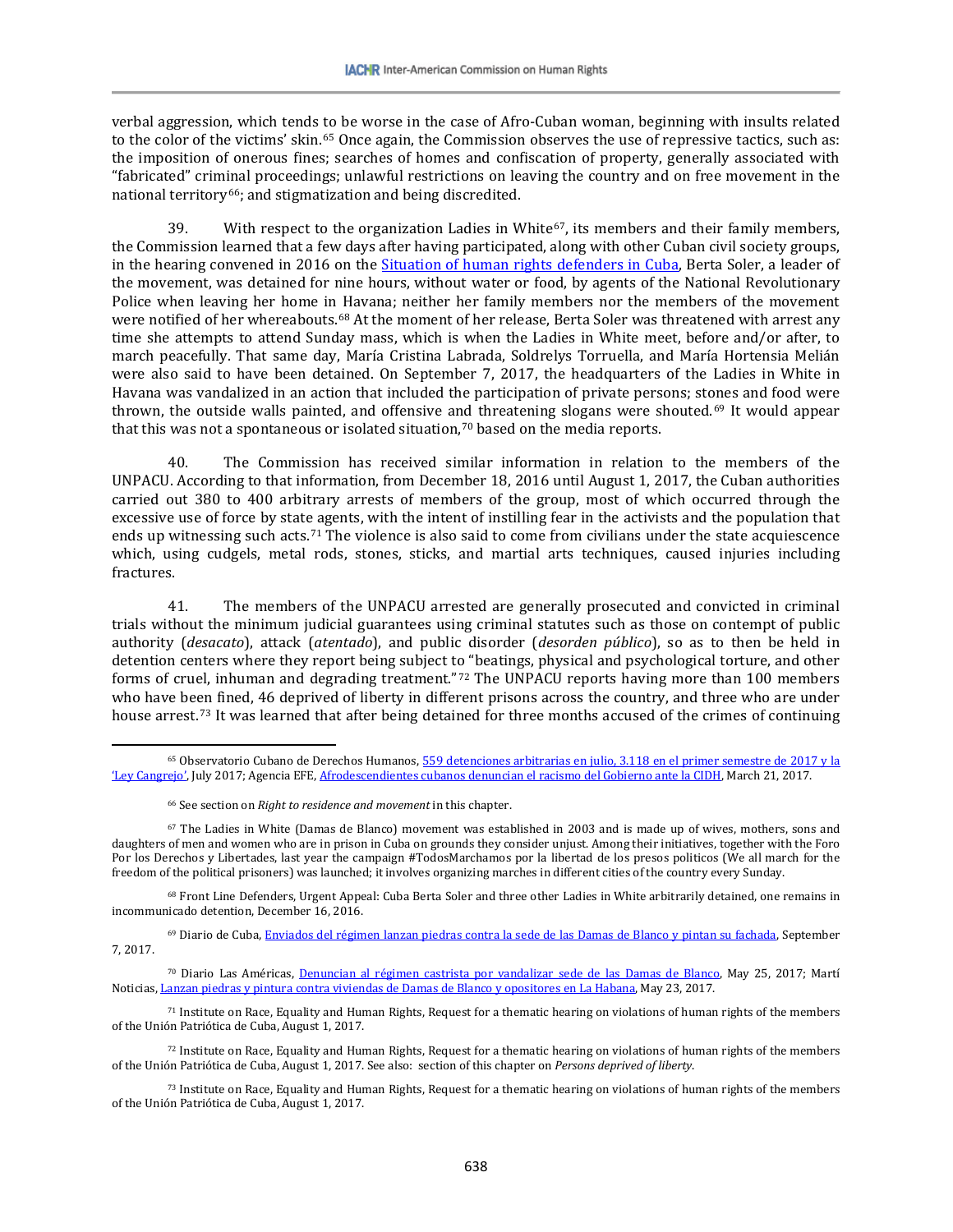verbal aggression, which tends to be worse in the case of Afro-Cuban woman, beginning with insults related to the color of the victims' skin.[65] Once again, the Commission observes the use of repressive tactics, such as: the imposition of onerous fines; searches of homes and confiscation of property, generally associated with "fabricated" criminal proceedings; unlawful restrictions on leaving the country and on free movement in the national territory[66]; and stigmatization and being discredited.

39. With respect to the organization Ladies in White[67], its members and their family members, the Commission learned that a few days after having participated, along with other Cuban civil society groups, in the hearing convened in 2016 on the [Situation of human rights defenders in Cuba](), Berta Soler, a leader of the movement, was detained for nine hours, without water or food, by agents of the National Revolutionary Police when leaving her home in Havana; neither her family members nor the members of the movement were notified of her whereabouts.[68] At the moment of her release, Berta Soler was threatened with arrest any time she attempts to attend Sunday mass, which is when the Ladies in White meet, before and/or after, to march peacefully. That same day, María Cristina Labrada, Soldrelys Torruella, and María Hortensia Melián were also said to have been detained. On September 7, 2017, the headquarters of the Ladies in White in Havana was vandalized in an action that included the participation of private persons; stones and food were thrown, the outside walls painted, and offensive and threatening slogans were shouted.[69] It would appear that this was not a spontaneous or isolated situation,[70] based on the media reports.

40. The Commission has received similar information in relation to the members of the UNPACU. According to that information, from December 18, 2016 until August 1, 2017, the Cuban authorities carried out 380 to 400 arbitrary arrests of members of the group, most of which occurred through the excessive use of force by state agents, with the intent of instilling fear in the activists and the population that ends up witnessing such acts.[71] The violence is also said to come from civilians under the state acquiescence which, using cudgels, metal rods, stones, sticks, and martial arts techniques, caused injuries including fractures.

41. The members of the UNPACU arrested are generally prosecuted and convicted in criminal trials without the minimum judicial guarantees using criminal statutes such as those on contempt of public authority (*desacato*), attack (*atentado*), and public disorder (*desorden público*), so as to then be held in detention centers where they report being subject to "beatings, physical and psychological torture, and other forms of cruel, inhuman and degrading treatment."[72] The UNPACU reports having more than 100 members who have been fined, 46 deprived of liberty in different prisons across the country, and three who are under house arrest.[73] It was learned that after being detained for three months accused of the crimes of continuing

---

[65] Observatorio Cubano de Derechos Humanos, [559 detenciones arbitrarias en julio, 3.118 en el primer semestre de 2017 y la 'Ley Cangrejo'](), July 2017; Agencia EFE, [Afrodescendientes cubanos denuncian el racismo del Gobierno ante la CIDH](), March 21, 2017.

[66] See section on *Right to residence and movement* in this chapter.

[67] The Ladies in White (Damas de Blanco) movement was established in 2003 and is made up of wives, mothers, sons and daughters of men and women who are in prison in Cuba on grounds they consider unjust. Among their initiatives, together with the Foro Por los Derechos y Libertades, last year the campaign #TodosMarchamos por la libertad de los presos politicos (We all march for the freedom of the political prisoners) was launched; it involves organizing marches in different cities of the country every Sunday.

[68] Front Line Defenders, Urgent Appeal: Cuba Berta Soler and three other Ladies in White arbitrarily detained, one remains in incommunicado detention, December 16, 2016.

[69] Diario de Cuba, [Enviados del régimen lanzan piedras contra la sede de las Damas de Blanco y pintan su fachada](), September 7, 2017.

[70] Diario Las Américas, [Denuncian al régimen castrista por vandalizar sede de las Damas de Blanco](), May 25, 2017; Martí Noticias, [Lanzan piedras y pintura contra viviendas de Damas de Blanco y opositores en La Habana](), May 23, 2017.

[71] Institute on Race, Equality and Human Rights, Request for a thematic hearing on violations of human rights of the members of the Unión Patriótica de Cuba, August 1, 2017.

[72] Institute on Race, Equality and Human Rights, Request for a thematic hearing on violations of human rights of the members of the Unión Patriótica de Cuba, August 1, 2017. See also: section of this chapter on *Persons deprived of liberty*.

[73] Institute on Race, Equality and Human Rights, Request for a thematic hearing on violations of human rights of the members of the Unión Patriótica de Cuba, August 1, 2017.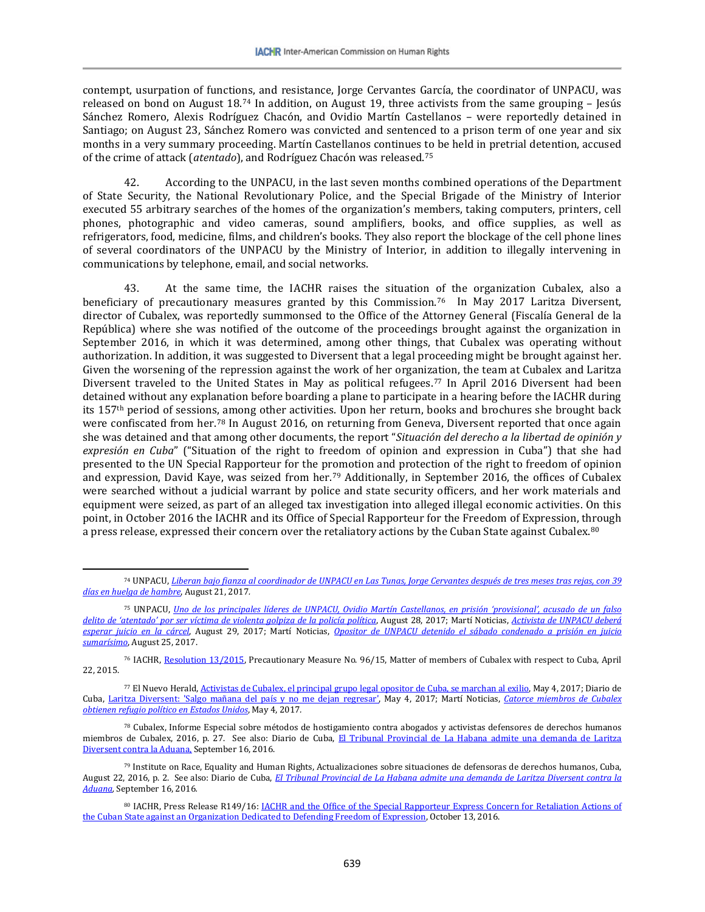contempt, usurpation of functions, and resistance, Jorge Cervantes García, the coordinator of UNPACU, was released on bond on August 18.[74] In addition, on August 19, three activists from the same grouping – Jesús Sánchez Romero, Alexis Rodríguez Chacón, and Ovidio Martín Castellanos – were reportedly detained in Santiago; on August 23, Sánchez Romero was convicted and sentenced to a prison term of one year and six months in a very summary proceeding. Martín Castellanos continues to be held in pretrial detention, accused of the crime of attack (*atentado*), and Rodríguez Chacón was released.[75]

42. According to the UNPACU, in the last seven months combined operations of the Department of State Security, the National Revolutionary Police, and the Special Brigade of the Ministry of Interior executed 55 arbitrary searches of the homes of the organization's members, taking computers, printers, cell phones, photographic and video cameras, sound amplifiers, books, and office supplies, as well as refrigerators, food, medicine, films, and children's books. They also report the blockage of the cell phone lines of several coordinators of the UNPACU by the Ministry of Interior, in addition to illegally intervening in communications by telephone, email, and social networks.

43. At the same time, the IACHR raises the situation of the organization Cubalex, also a beneficiary of precautionary measures granted by this Commission.[76] In May 2017 Laritza Diversent, director of Cubalex, was reportedly summonsed to the Office of the Attorney General (Fiscalía General de la República) where she was notified of the outcome of the proceedings brought against the organization in September 2016, in which it was determined, among other things, that Cubalex was operating without authorization. In addition, it was suggested to Diversent that a legal proceeding might be brought against her. Given the worsening of the repression against the work of her organization, the team at Cubalex and Laritza Diversent traveled to the United States in May as political refugees.[77] In April 2016 Diversent had been detained without any explanation before boarding a plane to participate in a hearing before the IACHR during its 157th period of sessions, among other activities. Upon her return, books and brochures she brought back were confiscated from her.[78] In August 2016, on returning from Geneva, Diversent reported that once again she was detained and that among other documents, the report "*Situación del derecho a la libertad de opinión y expresión en Cuba*" ("Situation of the right to freedom of opinion and expression in Cuba") that she had presented to the UN Special Rapporteur for the promotion and protection of the right to freedom of opinion and expression, David Kaye, was seized from her.[79] Additionally, in September 2016, the offices of Cubalex were searched without a judicial warrant by police and state security officers, and her work materials and equipment were seized, as part of an alleged tax investigation into alleged illegal economic activities. On this point, in October 2016 the IACHR and its Office of Special Rapporteur for the Freedom of Expression, through a press release, expressed their concern over the retaliatory actions by the Cuban State against Cubalex.[80]

---

[74] UNPACU, *Liberan bajo fianza al coordinador de UNPACU en Las Tunas, Jorge Cervantes después de tres meses tras rejas, con 39 días en huelga de hambre*, August 21, 2017.

[75] UNPACU, *Uno de los principales líderes de UNPACU, Ovidio Martín Castellanos, en prisión 'provisional', acusado de un falso delito de 'atentado' por ser víctima de violenta golpiza de la policía política*, August 28, 2017; Martí Noticias, *Activista de UNPACU deberá esperar juicio en la cárcel*, August 29, 2017; Martí Noticias, *Opositor de UNPACU detenido el sábado condenado a prisión en juicio sumarísimo*, August 25, 2017.

[76] IACHR, Resolution 13/2015, Precautionary Measure No. 96/15, Matter of members of Cubalex with respect to Cuba, April 22, 2015.

[77] El Nuevo Herald, Activistas de Cubalex, el principal grupo legal opositor de Cuba, se marchan al exilio, May 4, 2017; Diario de Cuba, Laritza Diversent: 'Salgo mañana del país y no me dejan regresar', May 4, 2017; Martí Noticias, *Catorce miembros de Cubalex obtienen refugio político en Estados Unidos*, May 4, 2017.

[78] Cubalex, Informe Especial sobre métodos de hostigamiento contra abogados y activistas defensores de derechos humanos miembros de Cubalex, 2016, p. 27. See also: Diario de Cuba, El Tribunal Provincial de La Habana admite una demanda de Laritza Diversent contra la Aduana, September 16, 2016.

[79] Institute on Race, Equality and Human Rights, Actualizaciones sobre situaciones de defensoras de derechos humanos, Cuba, August 22, 2016, p. 2. See also: Diario de Cuba, *El Tribunal Provincial de La Habana admite una demanda de Laritza Diversent contra la Aduana*, September 16, 2016.

[80] IACHR, Press Release R149/16: IACHR and the Office of the Special Rapporteur Express Concern for Retaliation Actions of the Cuban State against an Organization Dedicated to Defending Freedom of Expression, October 13, 2016.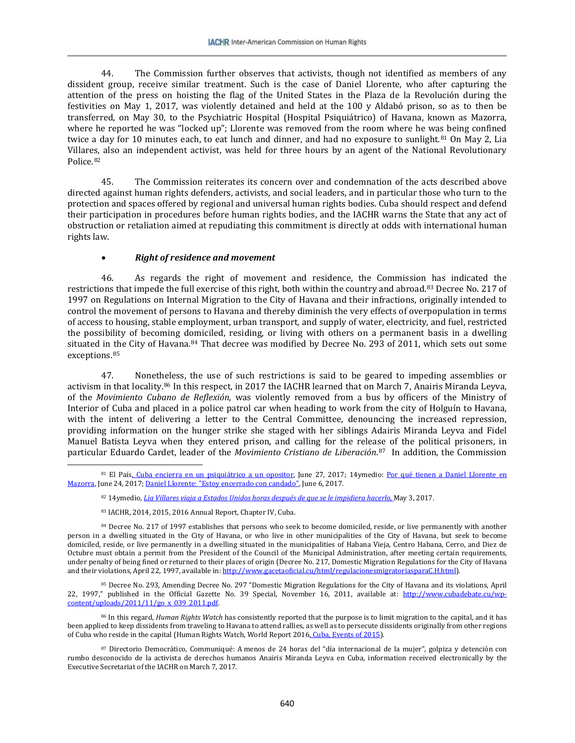44. The Commission further observes that activists, though not identified as members of any dissident group, receive similar treatment. Such is the case of Daniel Llorente, who after capturing the attention of the press on hoisting the flag of the United States in the Plaza de la Revolución during the festivities on May 1, 2017, was violently detained and held at the 100 y Aldabó prison, so as to then be transferred, on May 30, to the Psychiatric Hospital (Hospital Psiquiátrico) of Havana, known as Mazorra, where he reported he was "locked up"; Llorente was removed from the room where he was being confined twice a day for 10 minutes each, to eat lunch and dinner, and had no exposure to sunlight.[81] On May 2, Lia Villares, also an independent activist, was held for three hours by an agent of the National Revolutionary Police.[82]

45. The Commission reiterates its concern over and condemnation of the acts described above directed against human rights defenders, activists, and social leaders, and in particular those who turn to the protection and spaces offered by regional and universal human rights bodies. Cuba should respect and defend their participation in procedures before human rights bodies, and the IACHR warns the State that any act of obstruction or retaliation aimed at repudiating this commitment is directly at odds with international human rights law.

- ***Right of residence and movement***

46. As regards the right of movement and residence, the Commission has indicated the restrictions that impede the full exercise of this right, both within the country and abroad.[83] Decree No. 217 of 1997 on Regulations on Internal Migration to the City of Havana and their infractions, originally intended to control the movement of persons to Havana and thereby diminish the very effects of overpopulation in terms of access to housing, stable employment, urban transport, and supply of water, electricity, and fuel, restricted the possibility of becoming domiciled, residing, or living with others on a permanent basis in a dwelling situated in the City of Havana.[84] That decree was modified by Decree No. 293 of 2011, which sets out some exceptions.[85]

47. Nonetheless, the use of such restrictions is said to be geared to impeding assemblies or activism in that locality.[86] In this respect, in 2017 the IACHR learned that on March 7, Anairis Miranda Leyva, of the *Movimiento Cubano de Reflexión*, was violently removed from a bus by officers of the Ministry of Interior of Cuba and placed in a police patrol car when heading to work from the city of Holguín to Havana, with the intent of delivering a letter to the Central Committee, denouncing the increased repression, providing information on the hunger strike she staged with her siblings Adairis Miranda Leyva and Fidel Manuel Batista Leyva when they entered prison, and calling for the release of the political prisoners, in particular Eduardo Cardet, leader of the *Movimiento Cristiano de Liberación*.[87] In addition, the Commission

---

[81] El País, Cuba encierra en un psiquiátrico a un opositor, June 27, 2017; 14ymedio: Por qué tienen a Daniel Llorente en Mazorra, June 24, 2017; Daniel Llorente: "Estoy encerrado con candado", June 6, 2017.

[82] 14ymedio, *Lia Villares viaja a Estados Unidos horas después de que se le impidiera hacerlo,* May 3, 2017.

[83] IACHR, 2014, 2015, 2016 Annual Report, Chapter IV, Cuba.

[84] Decree No. 217 of 1997 establishes that persons who seek to become domiciled, reside, or live permanently with another person in a dwelling situated in the City of Havana, or who live in other municipalities of the City of Havana, but seek to become domiciled, reside, or live permanently in a dwelling situated in the municipalities of Habana Vieja, Centro Habana, Cerro, and Diez de Octubre must obtain a permit from the President of the Council of the Municipal Administration, after meeting certain requirements, under penalty of being fined or returned to their places of origin (Decree No. 217, Domestic Migration Regulations for the City of Havana and their violations, April 22, 1997, available in: http://www.gacetaoficial.cu/html/regulacionesmigratoriasparaC.H.html).

[85] Decree No. 293, Amending Decree No. 297 "Domestic Migration Regulations for the City of Havana and its violations, April 22, 1997," published in the Official Gazette No. 39 Special, November 16, 2011, available at: http://www.cubadebate.cu/wp-content/uploads/2011/11/go_x_039_2011.pdf.

[86] In this regard, *Human Rights Watch* has consistently reported that the purpose is to limit migration to the capital, and it has been applied to keep dissidents from traveling to Havana to attend rallies, as well as to persecute dissidents originally from other regions of Cuba who reside in the capital (Human Rights Watch, World Report 2016, Cuba, Events of 2015).

[87] Directorio Democrático, Communiqué: A menos de 24 horas del "día internacional de la mujer", golpiza y detención con rumbo desconocido de la activista de derechos humanos Anairis Miranda Leyva en Cuba, information received electronically by the Executive Secretariat of the IACHR on March 7, 2017.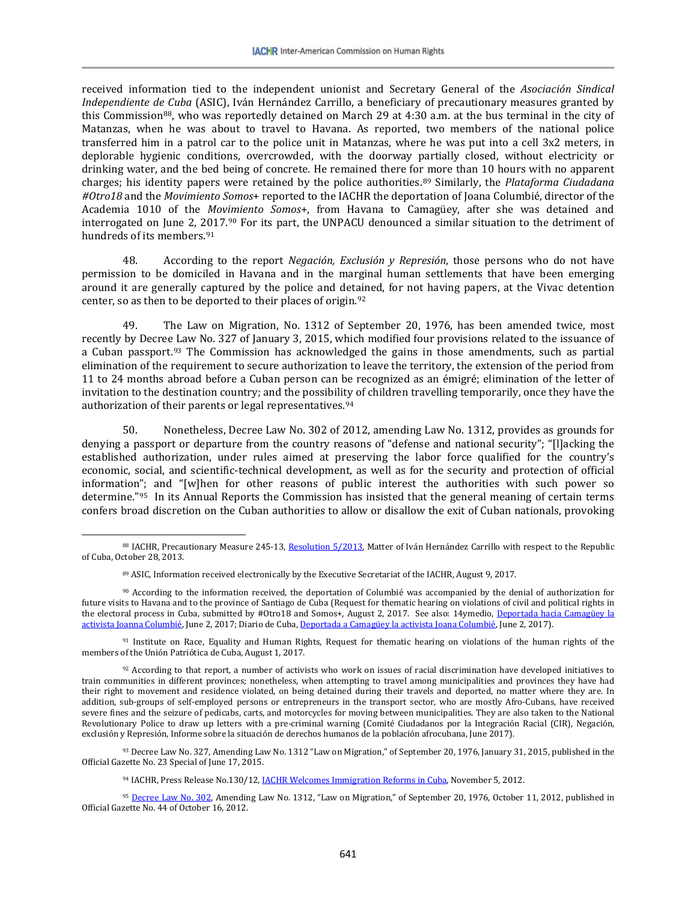received information tied to the independent unionist and Secretary General of the *Asociación Sindical Independiente de Cuba* (ASIC), Iván Hernández Carrillo, a beneficiary of precautionary measures granted by this Commission[88], who was reportedly detained on March 29 at 4:30 a.m. at the bus terminal in the city of Matanzas, when he was about to travel to Havana. As reported, two members of the national police transferred him in a patrol car to the police unit in Matanzas, where he was put into a cell 3x2 meters, in deplorable hygienic conditions, overcrowded, with the doorway partially closed, without electricity or drinking water, and the bed being of concrete. He remained there for more than 10 hours with no apparent charges; his identity papers were retained by the police authorities.[89] Similarly, the *Plataforma Ciudadana #Otro18* and the *Movimiento Somos*+ reported to the IACHR the deportation of Joana Columbié, director of the Academia 1010 of the *Movimiento Somos+*, from Havana to Camagüey, after she was detained and interrogated on June 2, 2017.[90] For its part, the UNPACU denounced a similar situation to the detriment of hundreds of its members.[91]

48. According to the report *Negación, Exclusión y Represión*, those persons who do not have permission to be domiciled in Havana and in the marginal human settlements that have been emerging around it are generally captured by the police and detained, for not having papers, at the Vivac detention center, so as then to be deported to their places of origin.[92]

49. The Law on Migration, No. 1312 of September 20, 1976, has been amended twice, most recently by Decree Law No. 327 of January 3, 2015, which modified four provisions related to the issuance of a Cuban passport.[93] The Commission has acknowledged the gains in those amendments, such as partial elimination of the requirement to secure authorization to leave the territory, the extension of the period from 11 to 24 months abroad before a Cuban person can be recognized as an émigré; elimination of the letter of invitation to the destination country; and the possibility of children travelling temporarily, once they have the authorization of their parents or legal representatives.[94]

50. Nonetheless, Decree Law No. 302 of 2012, amending Law No. 1312, provides as grounds for denying a passport or departure from the country reasons of "defense and national security"; "[l]acking the established authorization, under rules aimed at preserving the labor force qualified for the country's economic, social, and scientific-technical development, as well as for the security and protection of official information"; and "[w]hen for other reasons of public interest the authorities with such power so determine."[95] In its Annual Reports the Commission has insisted that the general meaning of certain terms confers broad discretion on the Cuban authorities to allow or disallow the exit of Cuban nationals, provoking

---

[88] IACHR, Precautionary Measure 245-13, Resolution 5/2013, Matter of Iván Hernández Carrillo with respect to the Republic of Cuba, October 28, 2013.

[89] ASIC, Information received electronically by the Executive Secretariat of the IACHR, August 9, 2017.

[90] According to the information received, the deportation of Columbié was accompanied by the denial of authorization for future visits to Havana and to the province of Santiago de Cuba (Request for thematic hearing on violations of civil and political rights in the electoral process in Cuba, submitted by #Otro18 and Somos+, August 2, 2017. See also: 14ymedio, Deportada hacia Camagüey la activista Joanna Columbié, June 2, 2017; Diario de Cuba, Deportada a Camagüey la activista Joana Columbié, June 2, 2017).

[91] Institute on Race, Equality and Human Rights, Request for thematic hearing on violations of the human rights of the members of the Unión Patriótica de Cuba, August 1, 2017.

[92] According to that report, a number of activists who work on issues of racial discrimination have developed initiatives to train communities in different provinces; nonetheless, when attempting to travel among municipalities and provinces they have had their right to movement and residence violated, on being detained during their travels and deported, no matter where they are. In addition, sub-groups of self-employed persons or entrepreneurs in the transport sector, who are mostly Afro-Cubans, have received severe fines and the seizure of pedicabs, carts, and motorcycles for moving between municipalities. They are also taken to the National Revolutionary Police to draw up letters with a pre-criminal warning (Comité Ciudadanos por la Integración Racial (CIR), Negación, exclusión y Represión, Informe sobre la situación de derechos humanos de la población afrocubana, June 2017).

[93] Decree Law No. 327, Amending Law No. 1312 "Law on Migration," of September 20, 1976, January 31, 2015, published in the Official Gazette No. 23 Special of June 17, 2015.

[94] IACHR, Press Release No.130/12, IACHR Welcomes Immigration Reforms in Cuba, November 5, 2012.

[95] Decree Law No. 302, Amending Law No. 1312, "Law on Migration," of September 20, 1976, October 11, 2012, published in Official Gazette No. 44 of October 16, 2012.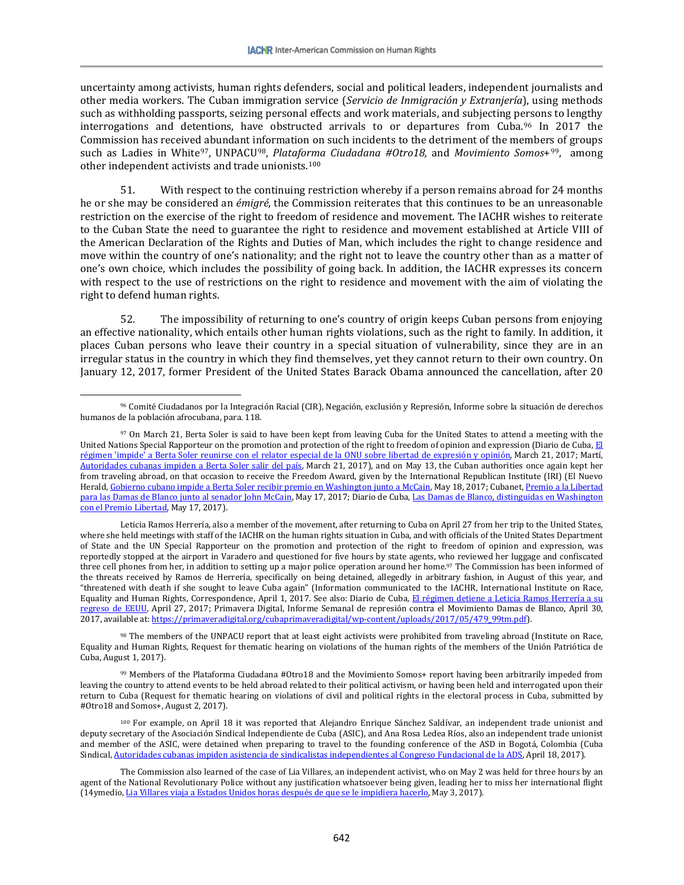uncertainty among activists, human rights defenders, social and political leaders, independent journalists and other media workers. The Cuban immigration service (*Servicio de Inmigración y Extranjería*), using methods such as withholding passports, seizing personal effects and work materials, and subjecting persons to lengthy interrogations and detentions, have obstructed arrivals to or departures from Cuba.[96] In 2017 the Commission has received abundant information on such incidents to the detriment of the members of groups such as Ladies in White[97], UNPACU[98], *Plataforma Ciudadana #Otro18,* and *Movimiento Somos+*[99], among other independent activists and trade unionists.[100]

51. With respect to the continuing restriction whereby if a person remains abroad for 24 months he or she may be considered an *émigré*, the Commission reiterates that this continues to be an unreasonable restriction on the exercise of the right to freedom of residence and movement. The IACHR wishes to reiterate to the Cuban State the need to guarantee the right to residence and movement established at Article VIII of the American Declaration of the Rights and Duties of Man, which includes the right to change residence and move within the country of one's nationality; and the right not to leave the country other than as a matter of one's own choice, which includes the possibility of going back. In addition, the IACHR expresses its concern with respect to the use of restrictions on the right to residence and movement with the aim of violating the right to defend human rights.

52. The impossibility of returning to one's country of origin keeps Cuban persons from enjoying an effective nationality, which entails other human rights violations, such as the right to family. In addition, it places Cuban persons who leave their country in a special situation of vulnerability, since they are in an irregular status in the country in which they find themselves, yet they cannot return to their own country. On January 12, 2017, former President of the United States Barack Obama announced the cancellation, after 20

---

[96] Comité Ciudadanos por la Integración Racial (CIR), Negación, exclusión y Represión, Informe sobre la situación de derechos humanos de la población afrocubana, para. 118.

[97] On March 21, Berta Soler is said to have been kept from leaving Cuba for the United States to attend a meeting with the United Nations Special Rapporteur on the promotion and protection of the right to freedom of opinion and expression (Diario de Cuba, El régimen 'impide' a Berta Soler reunirse con el relator especial de la ONU sobre libertad de expresión y opinión, March 21, 2017; Martí, Autoridades cubanas impiden a Berta Soler salir del país, March 21, 2017), and on May 13, the Cuban authorities once again kept her from traveling abroad, on that occasion to receive the Freedom Award, given by the International Republican Institute (IRI) (El Nuevo Herald, Gobierno cubano impide a Berta Soler recibir premio en Washington junto a McCain, May 18, 2017; Cubanet, Premio a la Libertad para las Damas de Blanco junto al senador John McCain, May 17, 2017; Diario de Cuba, Las Damas de Blanco, distinguidas en Washington con el Premio Libertad, May 17, 2017).

Leticia Ramos Herrería, also a member of the movement, after returning to Cuba on April 27 from her trip to the United States, where she held meetings with staff of the IACHR on the human rights situation in Cuba, and with officials of the United States Department of State and the UN Special Rapporteur on the promotion and protection of the right to freedom of opinion and expression, was reportedly stopped at the airport in Varadero and questioned for five hours by state agents, who reviewed her luggage and confiscated three cell phones from her, in addition to setting up a major police operation around her home.[97] The Commission has been informed of the threats received by Ramos de Herrería, specifically on being detained, allegedly in arbitrary fashion, in August of this year, and "threatened with death if she sought to leave Cuba again" (Information communicated to the IACHR, International Institute on Race, Equality and Human Rights, Correspondence, April 1, 2017. See also: Diario de Cuba, El régimen detiene a Leticia Ramos Herrería a su regreso de EEUU, April 27, 2017; Primavera Digital, Informe Semanal de represión contra el Movimiento Damas de Blanco, April 30, 2017, available at: https://primaveradigital.org/cubaprimaveradigital/wp-content/uploads/2017/05/479_99tm.pdf).

[98] The members of the UNPACU report that at least eight activists were prohibited from traveling abroad (Institute on Race, Equality and Human Rights, Request for thematic hearing on violations of the human rights of the members of the Unión Patriótica de Cuba, August 1, 2017).

[99] Members of the Plataforma Ciudadana #Otro18 and the Movimiento Somos+ report having been arbitrarily impeded from leaving the country to attend events to be held abroad related to their political activism, or having been held and interrogated upon their return to Cuba (Request for thematic hearing on violations of civil and political rights in the electoral process in Cuba, submitted by #Otro18 and Somos+, August 2, 2017).

[100] For example, on April 18 it was reported that Alejandro Enrique Sánchez Saldívar, an independent trade unionist and deputy secretary of the Asociación Sindical Independiente de Cuba (ASIC), and Ana Rosa Ledea Ríos, also an independent trade unionist and member of the ASIC, were detained when preparing to travel to the founding conference of the ASD in Bogotá, Colombia (Cuba Sindical, Autoridades cubanas impiden asistencia de sindicalistas independientes al Congreso Fundacional de la ADS, April 18, 2017).

The Commission also learned of the case of Lia Villares, an independent activist, who on May 2 was held for three hours by an agent of the National Revolutionary Police without any justification whatsoever being given, leading her to miss her international flight (14ymedio, Lia Villares viaja a Estados Unidos horas después de que se le impidiera hacerlo, May 3, 2017).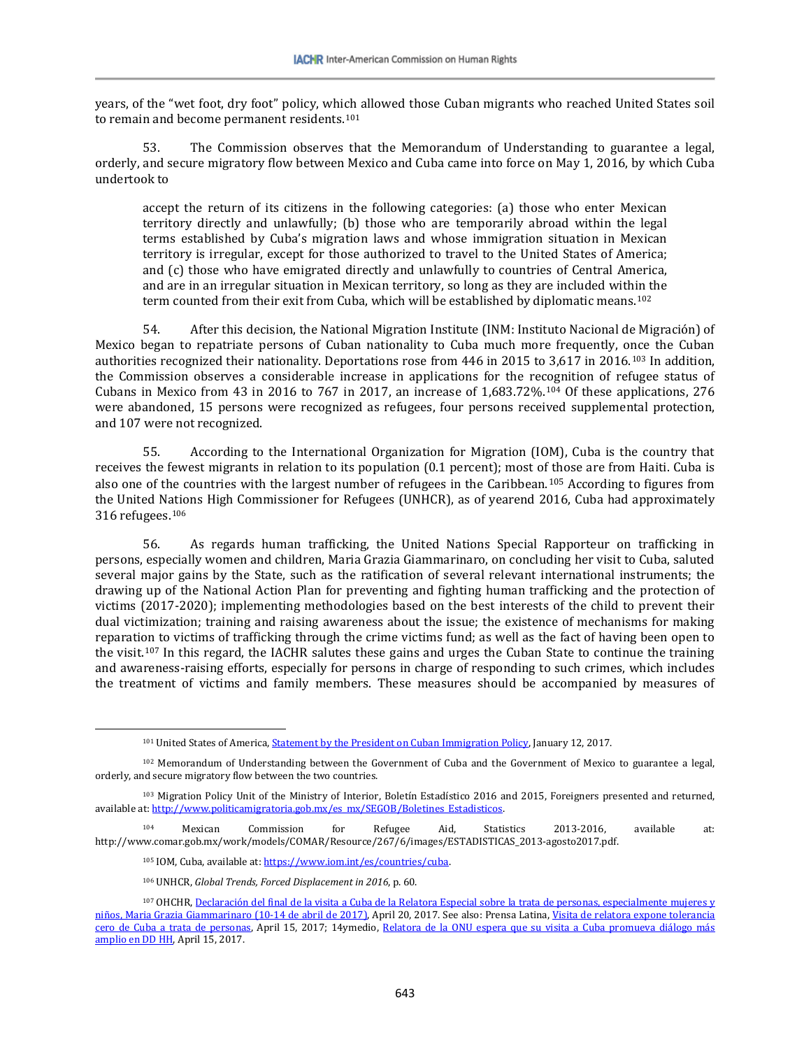years, of the "wet foot, dry foot" policy, which allowed those Cuban migrants who reached United States soil to remain and become permanent residents.[101]

53. The Commission observes that the Memorandum of Understanding to guarantee a legal, orderly, and secure migratory flow between Mexico and Cuba came into force on May 1, 2016, by which Cuba undertook to

> accept the return of its citizens in the following categories: (a) those who enter Mexican territory directly and unlawfully; (b) those who are temporarily abroad within the legal terms established by Cuba's migration laws and whose immigration situation in Mexican territory is irregular, except for those authorized to travel to the United States of America; and (c) those who have emigrated directly and unlawfully to countries of Central America, and are in an irregular situation in Mexican territory, so long as they are included within the term counted from their exit from Cuba, which will be established by diplomatic means.[102]

54. After this decision, the National Migration Institute (INM: Instituto Nacional de Migración) of Mexico began to repatriate persons of Cuban nationality to Cuba much more frequently, once the Cuban authorities recognized their nationality. Deportations rose from 446 in 2015 to 3,617 in 2016.[103] In addition, the Commission observes a considerable increase in applications for the recognition of refugee status of Cubans in Mexico from 43 in 2016 to 767 in 2017, an increase of 1,683.72%.[104] Of these applications, 276 were abandoned, 15 persons were recognized as refugees, four persons received supplemental protection, and 107 were not recognized.

55. According to the International Organization for Migration (IOM), Cuba is the country that receives the fewest migrants in relation to its population (0.1 percent); most of those are from Haiti. Cuba is also one of the countries with the largest number of refugees in the Caribbean.[105] According to figures from the United Nations High Commissioner for Refugees (UNHCR), as of yearend 2016, Cuba had approximately 316 refugees.[106]

56. As regards human trafficking, the United Nations Special Rapporteur on trafficking in persons, especially women and children, Maria Grazia Giammarinaro, on concluding her visit to Cuba, saluted several major gains by the State, such as the ratification of several relevant international instruments; the drawing up of the National Action Plan for preventing and fighting human trafficking and the protection of victims (2017-2020); implementing methodologies based on the best interests of the child to prevent their dual victimization; training and raising awareness about the issue; the existence of mechanisms for making reparation to victims of trafficking through the crime victims fund; as well as the fact of having been open to the visit.[107] In this regard, the IACHR salutes these gains and urges the Cuban State to continue the training and awareness-raising efforts, especially for persons in charge of responding to such crimes, which includes the treatment of victims and family members. These measures should be accompanied by measures of

---

[101] United States of America, Statement by the President on Cuban Immigration Policy, January 12, 2017.

[102] Memorandum of Understanding between the Government of Cuba and the Government of Mexico to guarantee a legal, orderly, and secure migratory flow between the two countries.

[103] Migration Policy Unit of the Ministry of Interior, Boletín Estadístico 2016 and 2015, Foreigners presented and returned, available at: http://www.politicamigratoria.gob.mx/es_mx/SEGOB/Boletines_Estadisticos.

[104] Mexican Commission for Refugee Aid, Statistics 2013-2016, available at: http://www.comar.gob.mx/work/models/COMAR/Resource/267/6/images/ESTADISTICAS_2013-agosto2017.pdf.

[105] IOM, Cuba, available at: https://www.iom.int/es/countries/cuba.

[106] UNHCR, *Global Trends, Forced Displacement in 2016*, p. 60.

[107] OHCHR, Declaración del final de la visita a Cuba de la Relatora Especial sobre la trata de personas, especialmente mujeres y niños, Maria Grazia Giammarinaro (10-14 de abril de 2017), April 20, 2017. See also: Prensa Latina, Visita de relatora expone tolerancia cero de Cuba a trata de personas, April 15, 2017; 14ymedio, Relatora de la ONU espera que su visita a Cuba promueva diálogo más amplio en DD HH, April 15, 2017.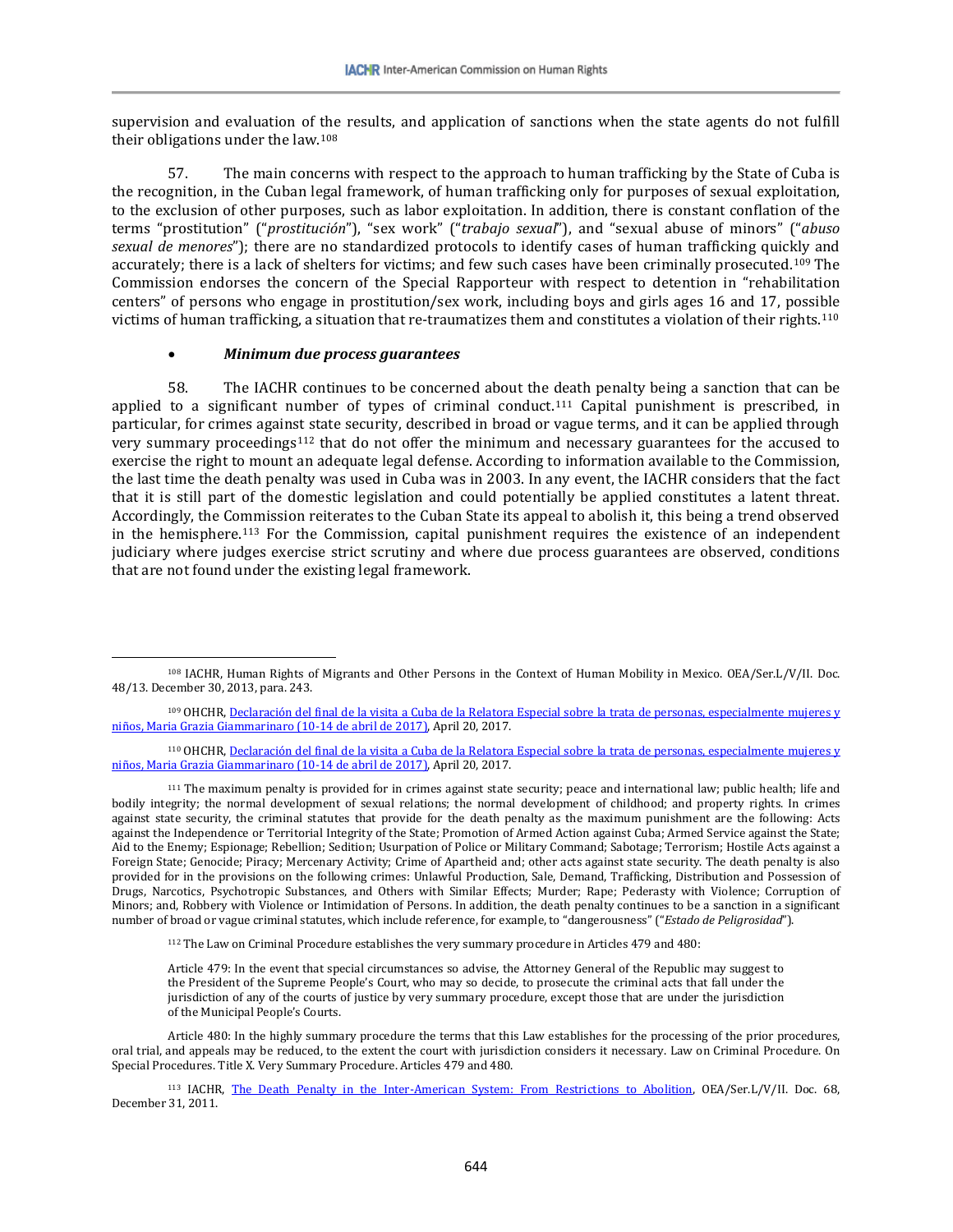supervision and evaluation of the results, and application of sanctions when the state agents do not fulfill their obligations under the law.[108]

57. The main concerns with respect to the approach to human trafficking by the State of Cuba is the recognition, in the Cuban legal framework, of human trafficking only for purposes of sexual exploitation, to the exclusion of other purposes, such as labor exploitation. In addition, there is constant conflation of the terms "prostitution" ("*prostitución*"), "sex work" ("*trabajo sexual*"), and "sexual abuse of minors" ("*abuso sexual de menores*"); there are no standardized protocols to identify cases of human trafficking quickly and accurately; there is a lack of shelters for victims; and few such cases have been criminally prosecuted.[109] The Commission endorses the concern of the Special Rapporteur with respect to detention in "rehabilitation centers" of persons who engage in prostitution/sex work, including boys and girls ages 16 and 17, possible victims of human trafficking, a situation that re-traumatizes them and constitutes a violation of their rights.[110]

- ***Minimum due process guarantees***

58. The IACHR continues to be concerned about the death penalty being a sanction that can be applied to a significant number of types of criminal conduct.[111] Capital punishment is prescribed, in particular, for crimes against state security, described in broad or vague terms, and it can be applied through very summary proceedings[112] that do not offer the minimum and necessary guarantees for the accused to exercise the right to mount an adequate legal defense. According to information available to the Commission, the last time the death penalty was used in Cuba was in 2003. In any event, the IACHR considers that the fact that it is still part of the domestic legislation and could potentially be applied constitutes a latent threat. Accordingly, the Commission reiterates to the Cuban State its appeal to abolish it, this being a trend observed in the hemisphere.[113] For the Commission, capital punishment requires the existence of an independent judiciary where judges exercise strict scrutiny and where due process guarantees are observed, conditions that are not found under the existing legal framework.

---

[108] IACHR, Human Rights of Migrants and Other Persons in the Context of Human Mobility in Mexico. OEA/Ser.L/V/II. Doc. 48/13. December 30, 2013, para. 243.

[109] OHCHR, Declaración del final de la visita a Cuba de la Relatora Especial sobre la trata de personas, especialmente mujeres y niños, Maria Grazia Giammarinaro (10-14 de abril de 2017), April 20, 2017.

[110] OHCHR, Declaración del final de la visita a Cuba de la Relatora Especial sobre la trata de personas, especialmente mujeres y niños, Maria Grazia Giammarinaro (10-14 de abril de 2017), April 20, 2017.

[111] The maximum penalty is provided for in crimes against state security; peace and international law; public health; life and bodily integrity; the normal development of sexual relations; the normal development of childhood; and property rights. In crimes against state security, the criminal statutes that provide for the death penalty as the maximum punishment are the following: Acts against the Independence or Territorial Integrity of the State; Promotion of Armed Action against Cuba; Armed Service against the State; Aid to the Enemy; Espionage; Rebellion; Sedition; Usurpation of Police or Military Command; Sabotage; Terrorism; Hostile Acts against a Foreign State; Genocide; Piracy; Mercenary Activity; Crime of Apartheid and; other acts against state security. The death penalty is also provided for in the provisions on the following crimes: Unlawful Production, Sale, Demand, Trafficking, Distribution and Possession of Drugs, Narcotics, Psychotropic Substances, and Others with Similar Effects; Murder; Rape; Pederasty with Violence; Corruption of Minors; and, Robbery with Violence or Intimidation of Persons. In addition, the death penalty continues to be a sanction in a significant number of broad or vague criminal statutes, which include reference, for example, to "dangerousness" ("*Estado de Peligrosidad*").

[112] The Law on Criminal Procedure establishes the very summary procedure in Articles 479 and 480:

> Article 479: In the event that special circumstances so advise, the Attorney General of the Republic may suggest to the President of the Supreme People's Court, who may so decide, to prosecute the criminal acts that fall under the jurisdiction of any of the courts of justice by very summary procedure, except those that are under the jurisdiction of the Municipal People's Courts.

Article 480: In the highly summary procedure the terms that this Law establishes for the processing of the prior procedures, oral trial, and appeals may be reduced, to the extent the court with jurisdiction considers it necessary. Law on Criminal Procedure. On Special Procedures. Title X. Very Summary Procedure. Articles 479 and 480.

[113] IACHR, The Death Penalty in the Inter-American System: From Restrictions to Abolition, OEA/Ser.L/V/II. Doc. 68, December 31, 2011.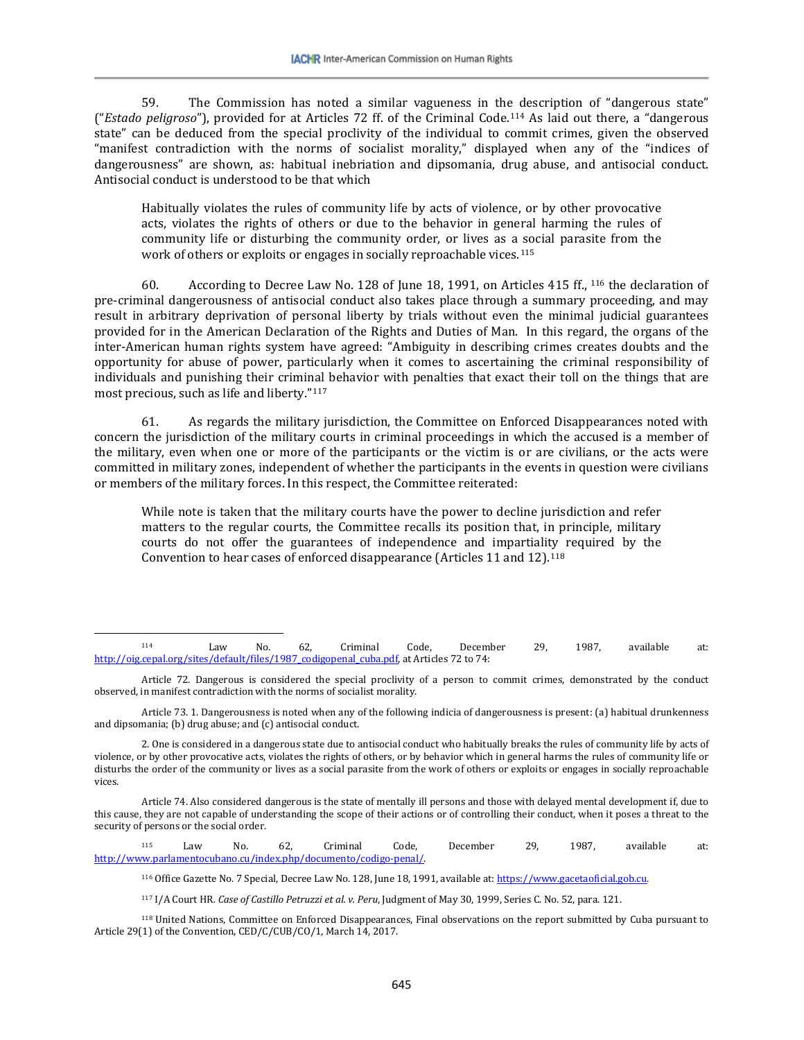59. The Commission has noted a similar vagueness in the description of "dangerous state" ("*Estado peligroso*"), provided for at Articles 72 ff. of the Criminal Code.[114] As laid out there, a "dangerous state" can be deduced from the special proclivity of the individual to commit crimes, given the observed "manifest contradiction with the norms of socialist morality," displayed when any of the "indices of dangerousness" are shown, as: habitual inebriation and dipsomania, drug abuse, and antisocial conduct. Antisocial conduct is understood to be that which

> Habitually violates the rules of community life by acts of violence, or by other provocative acts, violates the rights of others or due to the behavior in general harming the rules of community life or disturbing the community order, or lives as a social parasite from the work of others or exploits or engages in socially reproachable vices.[115]

60. According to Decree Law No. 128 of June 18, 1991, on Articles 415 ff., [116] the declaration of pre-criminal dangerousness of antisocial conduct also takes place through a summary proceeding, and may result in arbitrary deprivation of personal liberty by trials without even the minimal judicial guarantees provided for in the American Declaration of the Rights and Duties of Man. In this regard, the organs of the inter-American human rights system have agreed: "Ambiguity in describing crimes creates doubts and the opportunity for abuse of power, particularly when it comes to ascertaining the criminal responsibility of individuals and punishing their criminal behavior with penalties that exact their toll on the things that are most precious, such as life and liberty."[117]

61. As regards the military jurisdiction, the Committee on Enforced Disappearances noted with concern the jurisdiction of the military courts in criminal proceedings in which the accused is a member of the military, even when one or more of the participants or the victim is or are civilians, or the acts were committed in military zones, independent of whether the participants in the events in question were civilians or members of the military forces. In this respect, the Committee reiterated:

> While note is taken that the military courts have the power to decline jurisdiction and refer matters to the regular courts, the Committee recalls its position that, in principle, military courts do not offer the guarantees of independence and impartiality required by the Convention to hear cases of enforced disappearance (Articles 11 and 12).[118]

---

[114] Law No. 62, Criminal Code, December 29, 1987, available at: http://oig.cepal.org/sites/default/files/1987_codigopenal_cuba.pdf, at Articles 72 to 74:

Article 72. Dangerous is considered the special proclivity of a person to commit crimes, demonstrated by the conduct observed, in manifest contradiction with the norms of socialist morality.

Article 73. 1. Dangerousness is noted when any of the following indicia of dangerousness is present: (a) habitual drunkenness and dipsomania; (b) drug abuse; and (c) antisocial conduct.

2. One is considered in a dangerous state due to antisocial conduct who habitually breaks the rules of community life by acts of violence, or by other provocative acts, violates the rights of others, or by behavior which in general harms the rules of community life or disturbs the order of the community or lives as a social parasite from the work of others or exploits or engages in socially reproachable vices.

Article 74. Also considered dangerous is the state of mentally ill persons and those with delayed mental development if, due to this cause, they are not capable of understanding the scope of their actions or of controlling their conduct, when it poses a threat to the security of persons or the social order.

[115] Law No. 62, Criminal Code, December 29, 1987, available at: http://www.parlamentocubano.cu/index.php/documento/codigo-penal/.

[116] Office Gazette No. 7 Special, Decree Law No. 128, June 18, 1991, available at: https://www.gacetaoficial.gob.cu.

[117] I/A Court HR. *Case of Castillo Petruzzi et al. v. Peru*, Judgment of May 30, 1999, Series C. No. 52, para. 121.

[118] United Nations, Committee on Enforced Disappearances, Final observations on the report submitted by Cuba pursuant to Article 29(1) of the Convention, CED/C/CUB/CO/1, March 14, 2017.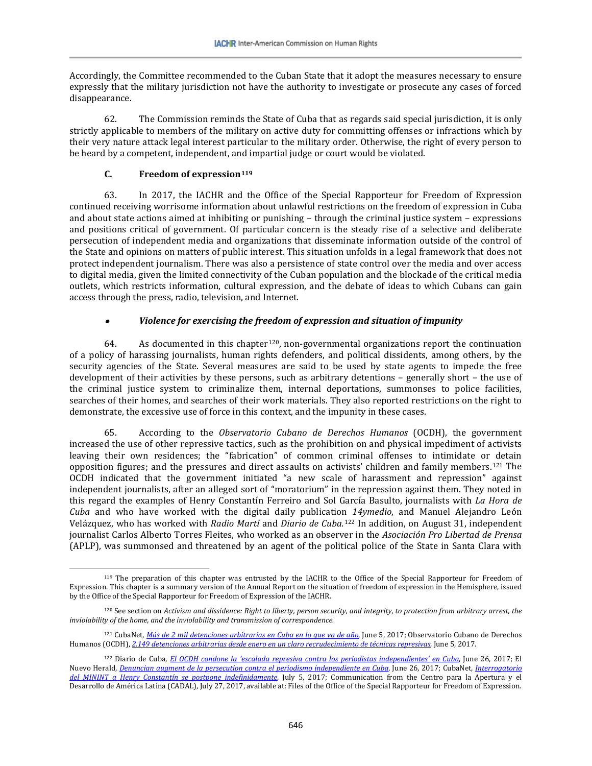Accordingly, the Committee recommended to the Cuban State that it adopt the measures necessary to ensure expressly that the military jurisdiction not have the authority to investigate or prosecute any cases of forced disappearance.

62. The Commission reminds the State of Cuba that as regards said special jurisdiction, it is only strictly applicable to members of the military on active duty for committing offenses or infractions which by their very nature attack legal interest particular to the military order. Otherwise, the right of every person to be heard by a competent, independent, and impartial judge or court would be violated.

### C. Freedom of expression[119]

63. In 2017, the IACHR and the Office of the Special Rapporteur for Freedom of Expression continued receiving worrisome information about unlawful restrictions on the freedom of expression in Cuba and about state actions aimed at inhibiting or punishing – through the criminal justice system – expressions and positions critical of government. Of particular concern is the steady rise of a selective and deliberate persecution of independent media and organizations that disseminate information outside of the control of the State and opinions on matters of public interest. This situation unfolds in a legal framework that does not protect independent journalism. There was also a persistence of state control over the media and over access to digital media, given the limited connectivity of the Cuban population and the blockade of the critical media outlets, which restricts information, cultural expression, and the debate of ideas to which Cubans can gain access through the press, radio, television, and Internet.

- ***Violence for exercising the freedom of expression and situation of impunity***

64. As documented in this chapter[120], non-governmental organizations report the continuation of a policy of harassing journalists, human rights defenders, and political dissidents, among others, by the security agencies of the State. Several measures are said to be used by state agents to impede the free development of their activities by these persons, such as arbitrary detentions – generally short – the use of the criminal justice system to criminalize them, internal deportations, summonses to police facilities, searches of their homes, and searches of their work materials. They also reported restrictions on the right to demonstrate, the excessive use of force in this context, and the impunity in these cases.

65. According to the *Observatorio Cubano de Derechos Humanos* (OCDH), the government increased the use of other repressive tactics, such as the prohibition on and physical impediment of activists leaving their own residences; the "fabrication" of common criminal offenses to intimidate or detain opposition figures; and the pressures and direct assaults on activists' children and family members.[121] The OCDH indicated that the government initiated "a new scale of harassment and repression" against independent journalists, after an alleged sort of "moratorium" in the repression against them. They noted in this regard the examples of Henry Constantín Ferreiro and Sol García Basulto, journalists with *La Hora de Cuba* and who have worked with the digital daily publication *14ymedio*, and Manuel Alejandro León Velázquez, who has worked with *Radio Martí* and *Diario de Cuba.*[122] In addition, on August 31, independent journalist Carlos Alberto Torres Fleites, who worked as an observer in the *Asociación Pro Libertad de Prensa* (APLP), was summonsed and threatened by an agent of the political police of the State in Santa Clara with

---

[119] The preparation of this chapter was entrusted by the IACHR to the Office of the Special Rapporteur for Freedom of Expression. This chapter is a summary version of the Annual Report on the situation of freedom of expression in the Hemisphere, issued by the Office of the Special Rapporteur for Freedom of Expression of the IACHR.

[120] See section on *Activism and dissidence: Right to liberty, person security, and integrity, to protection from arbitrary arrest, the inviolability of the home, and the inviolability and transmission of correspondence.*

[121] CubaNet, *Más de 2 mil detenciones arbitrarias en Cuba en lo que va de año*, June 5, 2017; Observatorio Cubano de Derechos Humanos (OCDH), *2.149 detenciones arbitrarias desde enero en un claro recrudecimiento de técnicas represivas*, June 5, 2017.

[122] Diario de Cuba, *El OCDH condone la 'escalada represiva contra los periodistas independientes' en Cuba*, June 26, 2017; El Nuevo Herald, *Denuncian augment de la persecution contra el periodismo independiente en Cuba*, June 26, 2017; CubaNet, *Interrogatorio del MININT a Henry Constantín se postpone indefinidamente*, July 5, 2017; Communication from the Centro para la Apertura y el Desarrollo de América Latina (CADAL), July 27, 2017, available at: Files of the Office of the Special Rapporteur for Freedom of Expression.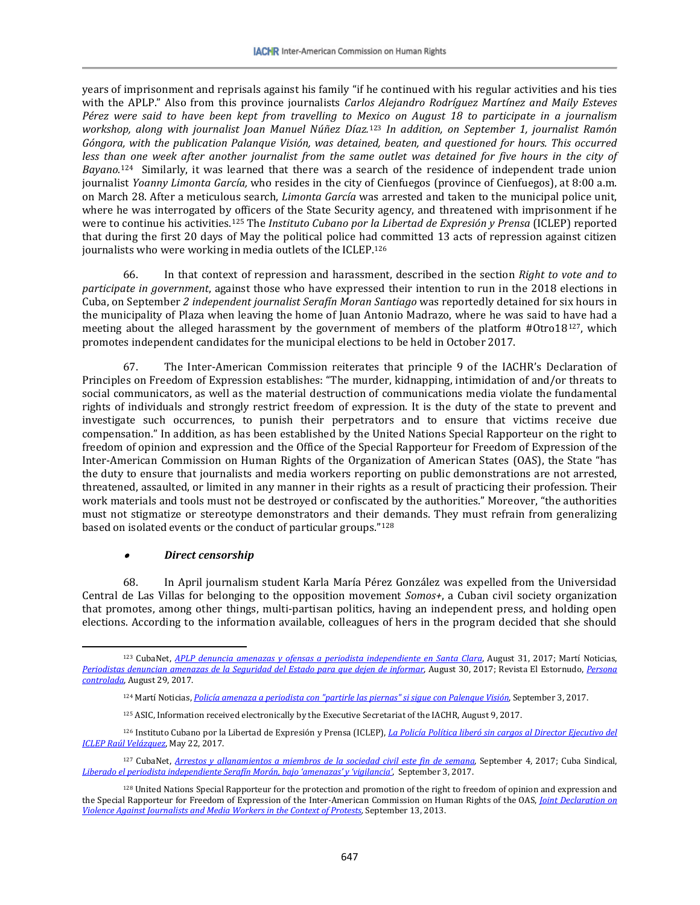years of imprisonment and reprisals against his family "if he continued with his regular activities and his ties with the APLP." Also from this province journalists *Carlos Alejandro Rodríguez Martínez and Maily Esteves Pérez were said to have been kept from travelling to Mexico on August 18 to participate in a journalism workshop, along with journalist Joan Manuel Núñez Díaz.*[123] *In addition, on September 1, journalist Ramón Góngora, with the publication Palanque Visión, was detained, beaten, and questioned for hours. This occurred less than one week after another journalist from the same outlet was detained for five hours in the city of Bayano.*[124] Similarly, it was learned that there was a search of the residence of independent trade union journalist *Yoanny Limonta García,* who resides in the city of Cienfuegos (province of Cienfuegos), at 8:00 a.m. on March 28. After a meticulous search, *Limonta García* was arrested and taken to the municipal police unit, where he was interrogated by officers of the State Security agency, and threatened with imprisonment if he were to continue his activities.[125] The *Instituto Cubano por la Libertad de Expresión y Prensa* (ICLEP) reported that during the first 20 days of May the political police had committed 13 acts of repression against citizen journalists who were working in media outlets of the ICLEP.[126]

66. In that context of repression and harassment, described in the section *Right to vote and to participate in government*, against those who have expressed their intention to run in the 2018 elections in Cuba, on September *2 independent journalist Serafín Moran Santiago* was reportedly detained for six hours in the municipality of Plaza when leaving the home of Juan Antonio Madrazo, where he was said to have had a meeting about the alleged harassment by the government of members of the platform #Otro18[127], which promotes independent candidates for the municipal elections to be held in October 2017.

67. The Inter-American Commission reiterates that principle 9 of the IACHR's Declaration of Principles on Freedom of Expression establishes: "The murder, kidnapping, intimidation of and/or threats to social communicators, as well as the material destruction of communications media violate the fundamental rights of individuals and strongly restrict freedom of expression. It is the duty of the state to prevent and investigate such occurrences, to punish their perpetrators and to ensure that victims receive due compensation." In addition, as has been established by the United Nations Special Rapporteur on the right to freedom of opinion and expression and the Office of the Special Rapporteur for Freedom of Expression of the Inter-American Commission on Human Rights of the Organization of American States (OAS), the State "has the duty to ensure that journalists and media workers reporting on public demonstrations are not arrested, threatened, assaulted, or limited in any manner in their rights as a result of practicing their profession. Their work materials and tools must not be destroyed or confiscated by the authorities." Moreover, "the authorities must not stigmatize or stereotype demonstrators and their demands. They must refrain from generalizing based on isolated events or the conduct of particular groups."[128]

- ***Direct censorship***

68. In April journalism student Karla María Pérez González was expelled from the Universidad Central de Las Villas for belonging to the opposition movement *Somos+*, a Cuban civil society organization that promotes, among other things, multi-partisan politics, having an independent press, and holding open elections. According to the information available, colleagues of hers in the program decided that she should

---

[123] CubaNet, *APLP denuncia amenazas y ofensas a periodista independiente en Santa Clara*, August 31, 2017; Martí Noticias, *Periodistas denuncian amenazas de la Seguridad del Estado para que dejen de informar*, August 30, 2017; Revista El Estornudo, *Persona controlada*, August 29, 2017.

[124] Martí Noticias, *Policía amenaza a periodista con "partirle las piernas" si sigue con Palenque Visión*, September 3, 2017.

[125] ASIC, Information received electronically by the Executive Secretariat of the IACHR, August 9, 2017.

[126] Instituto Cubano por la Libertad de Expresión y Prensa (ICLEP), *La Policía Política liberó sin cargos al Director Ejecutivo del ICLEP Raúl Velázquez*, May 22, 2017.

[127] CubaNet, *Arrestos y allanamientos a miembros de la sociedad civil este fin de semana*, September 4, 2017; Cuba Sindical, *Liberado el periodista independiente Serafín Morán, bajo 'amenazas' y 'vigilancia'*, September 3, 2017.

[128] United Nations Special Rapporteur for the protection and promotion of the right to freedom of opinion and expression and the Special Rapporteur for Freedom of Expression of the Inter-American Commission on Human Rights of the OAS, *Joint Declaration on Violence Against Journalists and Media Workers in the Context of Protests*, September 13, 2013.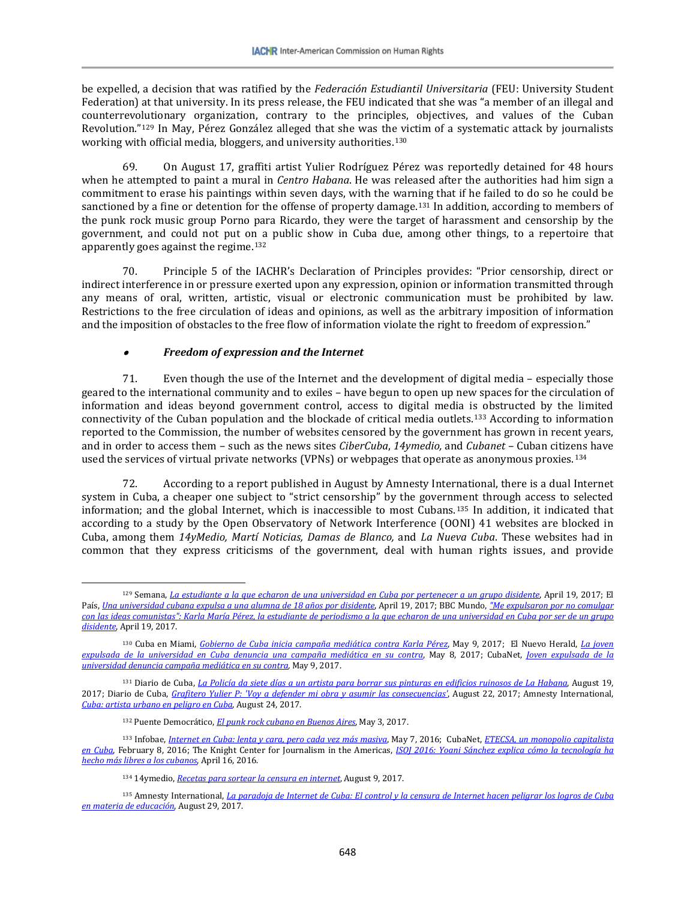be expelled, a decision that was ratified by the *Federación Estudiantil Universitaria* (FEU: University Student Federation) at that university. In its press release, the FEU indicated that she was "a member of an illegal and counterrevolutionary organization, contrary to the principles, objectives, and values of the Cuban Revolution."[129] In May, Pérez González alleged that she was the victim of a systematic attack by journalists working with official media, bloggers, and university authorities.[130]

69. On August 17, graffiti artist Yulier Rodríguez Pérez was reportedly detained for 48 hours when he attempted to paint a mural in *Centro Habana*. He was released after the authorities had him sign a commitment to erase his paintings within seven days, with the warning that if he failed to do so he could be sanctioned by a fine or detention for the offense of property damage.[131] In addition, according to members of the punk rock music group Porno para Ricardo, they were the target of harassment and censorship by the government, and could not put on a public show in Cuba due, among other things, to a repertoire that apparently goes against the regime.[132]

70. Principle 5 of the IACHR's Declaration of Principles provides: "Prior censorship, direct or indirect interference in or pressure exerted upon any expression, opinion or information transmitted through any means of oral, written, artistic, visual or electronic communication must be prohibited by law. Restrictions to the free circulation of ideas and opinions, as well as the arbitrary imposition of information and the imposition of obstacles to the free flow of information violate the right to freedom of expression."

- ***Freedom of expression and the Internet***

71. Even though the use of the Internet and the development of digital media – especially those geared to the international community and to exiles – have begun to open up new spaces for the circulation of information and ideas beyond government control, access to digital media is obstructed by the limited connectivity of the Cuban population and the blockade of critical media outlets.[133] According to information reported to the Commission, the number of websites censored by the government has grown in recent years, and in order to access them – such as the news sites *CiberCuba*, *14ymedio,* and *Cubanet* – Cuban citizens have used the services of virtual private networks (VPNs) or webpages that operate as anonymous proxies.[134]

72. According to a report published in August by Amnesty International, there is a dual Internet system in Cuba, a cheaper one subject to "strict censorship" by the government through access to selected information; and the global Internet, which is inaccessible to most Cubans.[135] In addition, it indicated that according to a study by the Open Observatory of Network Interference (OONI) 41 websites are blocked in Cuba, among them *14yMedio, Martí Noticias, Damas de Blanco,* and *La Nueva Cuba*. These websites had in common that they express criticisms of the government, deal with human rights issues, and provide

---

[129] Semana, *La estudiante a la que echaron de una universidad en Cuba por pertenecer a un grupo disidente*, April 19, 2017; El País, *Una universidad cubana expulsa a una alumna de 18 años por disidente*, April 19, 2017; BBC Mundo, *"Me expulsaron por no comulgar con las ideas comunistas": Karla María Pérez, la estudiante de periodismo a la que echaron de una universidad en Cuba por ser de un grupo disidente*, April 19, 2017.

[130] Cuba en Miami, *Gobierno de Cuba inicia campaña mediática contra Karla Pérez*, May 9, 2017; El Nuevo Herald, *La joven expulsada de la universidad en Cuba denuncia una campaña mediática en su contra*, May 8, 2017; CubaNet, *Joven expulsada de la universidad denuncia campaña mediática en su contra,* May 9, 2017.

[131] Diario de Cuba, *La Policía da siete días a un artista para borrar sus pinturas en edificios ruinosos de La Habana*, August 19, 2017; Diario de Cuba, *Grafitero Yulier P: 'Voy a defender mi obra y asumir las consecuencias'*, August 22, 2017; Amnesty International, *Cuba: artista urbano en peligro en Cuba*, August 24, 2017.

[132] Puente Democrático, *El punk rock cubano en Buenos Aires*, May 3, 2017.

[133] Infobae, *Internet en Cuba: lenta y cara, pero cada vez más masiva*, May 7, 2016; CubaNet, *ETECSA, un monopolio capitalista en Cuba*, February 8, 2016; The Knight Center for Journalism in the Americas, *ISOJ 2016: Yoani Sánchez explica cómo la tecnología ha hecho más libres a los cubanos*, April 16, 2016.

[134] 14ymedio, *Recetas para sortear la censura en internet*, August 9, 2017.

[135] Amnesty International, *La paradoja de Internet de Cuba: El control y la censura de Internet hacen peligrar los logros de Cuba en materia de educación*, August 29, 2017.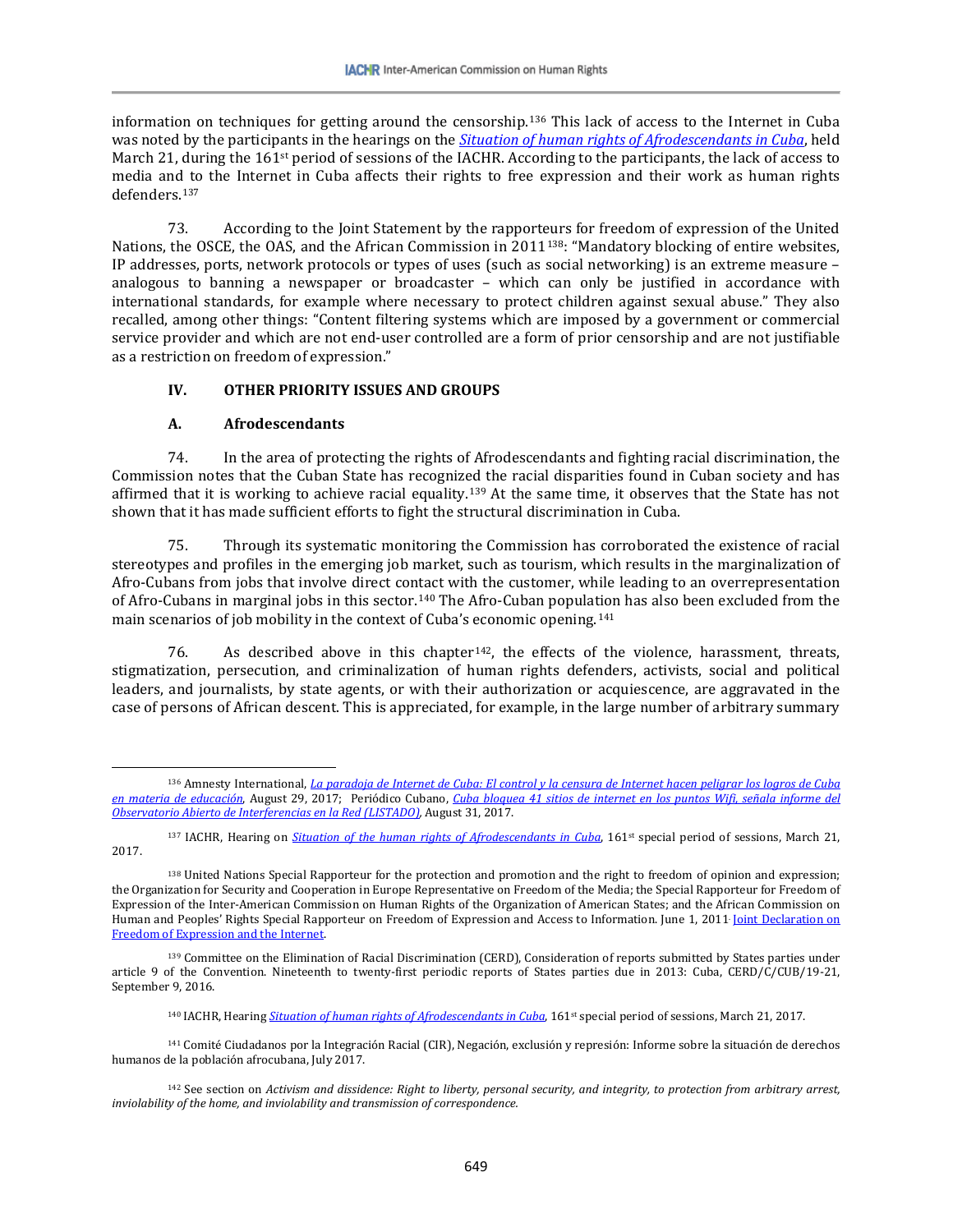information on techniques for getting around the censorship.[136] This lack of access to the Internet in Cuba was noted by the participants in the hearings on the *Situation of human rights of Afrodescendants in Cuba*, held March 21, during the 161st period of sessions of the IACHR. According to the participants, the lack of access to media and to the Internet in Cuba affects their rights to free expression and their work as human rights defenders.[137]

73. According to the Joint Statement by the rapporteurs for freedom of expression of the United Nations, the OSCE, the OAS, and the African Commission in 2011[138]: "Mandatory blocking of entire websites, IP addresses, ports, network protocols or types of uses (such as social networking) is an extreme measure – analogous to banning a newspaper or broadcaster – which can only be justified in accordance with international standards, for example where necessary to protect children against sexual abuse." They also recalled, among other things: "Content filtering systems which are imposed by a government or commercial service provider and which are not end-user controlled are a form of prior censorship and are not justifiable as a restriction on freedom of expression."

## IV. OTHER PRIORITY ISSUES AND GROUPS

### A. Afrodescendants

74. In the area of protecting the rights of Afrodescendants and fighting racial discrimination, the Commission notes that the Cuban State has recognized the racial disparities found in Cuban society and has affirmed that it is working to achieve racial equality.[139] At the same time, it observes that the State has not shown that it has made sufficient efforts to fight the structural discrimination in Cuba.

75. Through its systematic monitoring the Commission has corroborated the existence of racial stereotypes and profiles in the emerging job market, such as tourism, which results in the marginalization of Afro-Cubans from jobs that involve direct contact with the customer, while leading to an overrepresentation of Afro-Cubans in marginal jobs in this sector.[140] The Afro-Cuban population has also been excluded from the main scenarios of job mobility in the context of Cuba's economic opening.[141]

76. As described above in this chapter[142], the effects of the violence, harassment, threats, stigmatization, persecution, and criminalization of human rights defenders, activists, social and political leaders, and journalists, by state agents, or with their authorization or acquiescence, are aggravated in the case of persons of African descent. This is appreciated, for example, in the large number of arbitrary summary

---

[136] Amnesty International, *La paradoja de Internet de Cuba: El control y la censura de Internet hacen peligrar los logros de Cuba en materia de educación*, August 29, 2017; Periódico Cubano, *Cuba bloquea 41 sitios de internet en los puntos Wifi, señala informe del Observatorio Abierto de Interferencias en la Red (LISTADO)*, August 31, 2017.

[137] IACHR, Hearing on *Situation of the human rights of Afrodescendants in Cuba*, 161st special period of sessions, March 21, 2017.

[138] United Nations Special Rapporteur for the protection and promotion and the right to freedom of opinion and expression; the Organization for Security and Cooperation in Europe Representative on Freedom of the Media; the Special Rapporteur for Freedom of Expression of the Inter-American Commission on Human Rights of the Organization of American States; and the African Commission on Human and Peoples' Rights Special Rapporteur on Freedom of Expression and Access to Information. June 1, 2011. Joint Declaration on Freedom of Expression and the Internet.

[139] Committee on the Elimination of Racial Discrimination (CERD), Consideration of reports submitted by States parties under article 9 of the Convention. Nineteenth to twenty-first periodic reports of States parties due in 2013: Cuba, CERD/C/CUB/19-21, September 9, 2016.

[140] IACHR, Hearing *Situation of human rights of Afrodescendants in Cuba*, 161st special period of sessions, March 21, 2017.

[141] Comité Ciudadanos por la Integración Racial (CIR), Negación, exclusión y represión: Informe sobre la situación de derechos humanos de la población afrocubana, July 2017.

[142] See section on *Activism and dissidence: Right to liberty, personal security, and integrity, to protection from arbitrary arrest, inviolability of the home, and inviolability and transmission of correspondence.*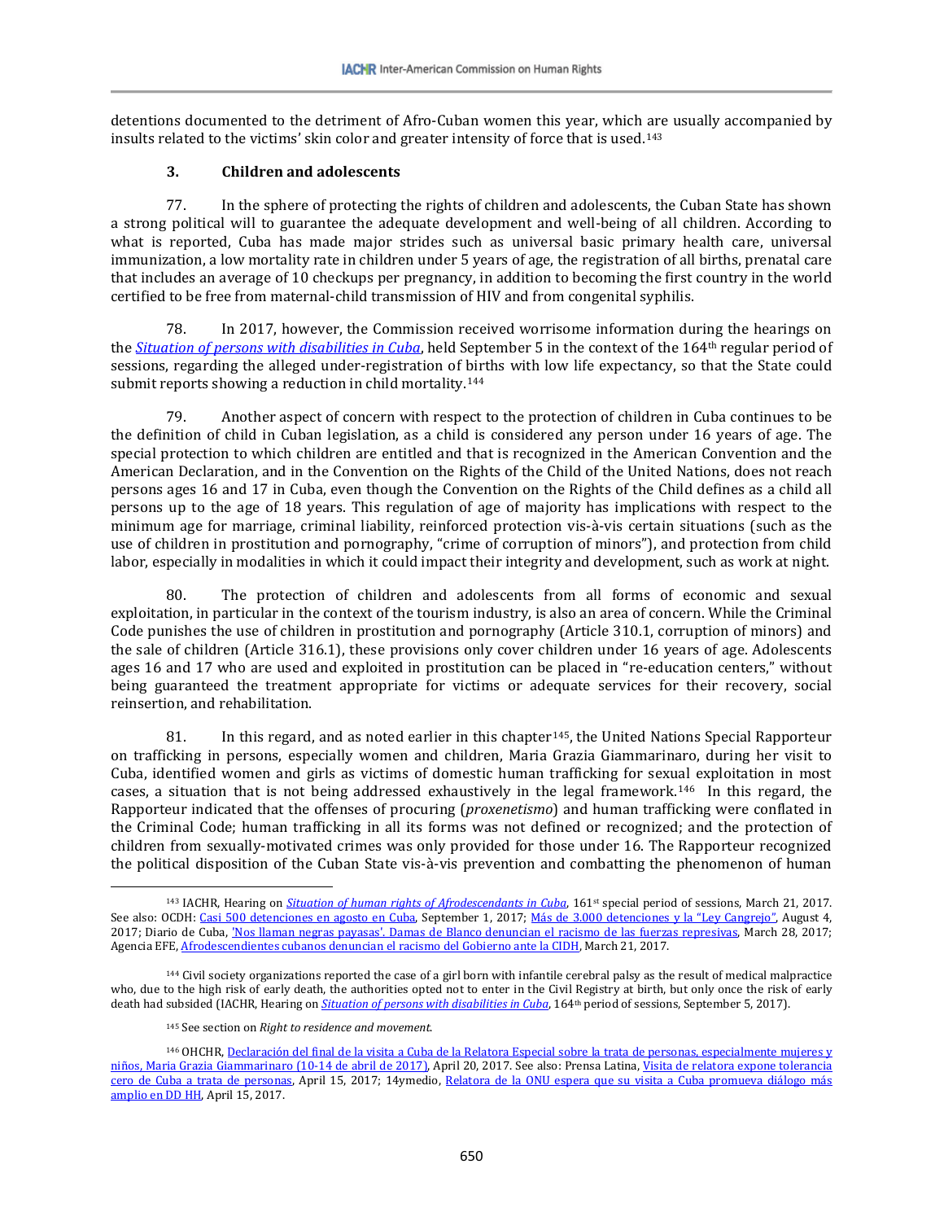detentions documented to the detriment of Afro-Cuban women this year, which are usually accompanied by insults related to the victims' skin color and greater intensity of force that is used.[143]

### 3. Children and adolescents

77. In the sphere of protecting the rights of children and adolescents, the Cuban State has shown a strong political will to guarantee the adequate development and well-being of all children. According to what is reported, Cuba has made major strides such as universal basic primary health care, universal immunization, a low mortality rate in children under 5 years of age, the registration of all births, prenatal care that includes an average of 10 checkups per pregnancy, in addition to becoming the first country in the world certified to be free from maternal-child transmission of HIV and from congenital syphilis.

78. In 2017, however, the Commission received worrisome information during the hearings on the *Situation of persons with disabilities in Cuba*, held September 5 in the context of the 164th regular period of sessions, regarding the alleged under-registration of births with low life expectancy, so that the State could submit reports showing a reduction in child mortality.[144]

79. Another aspect of concern with respect to the protection of children in Cuba continues to be the definition of child in Cuban legislation, as a child is considered any person under 16 years of age. The special protection to which children are entitled and that is recognized in the American Convention and the American Declaration, and in the Convention on the Rights of the Child of the United Nations, does not reach persons ages 16 and 17 in Cuba, even though the Convention on the Rights of the Child defines as a child all persons up to the age of 18 years. This regulation of age of majority has implications with respect to the minimum age for marriage, criminal liability, reinforced protection vis-à-vis certain situations (such as the use of children in prostitution and pornography, "crime of corruption of minors"), and protection from child labor, especially in modalities in which it could impact their integrity and development, such as work at night.

80. The protection of children and adolescents from all forms of economic and sexual exploitation, in particular in the context of the tourism industry, is also an area of concern. While the Criminal Code punishes the use of children in prostitution and pornography (Article 310.1, corruption of minors) and the sale of children (Article 316.1), these provisions only cover children under 16 years of age. Adolescents ages 16 and 17 who are used and exploited in prostitution can be placed in "re-education centers," without being guaranteed the treatment appropriate for victims or adequate services for their recovery, social reinsertion, and rehabilitation.

81. In this regard, and as noted earlier in this chapter[145], the United Nations Special Rapporteur on trafficking in persons, especially women and children, Maria Grazia Giammarinaro, during her visit to Cuba, identified women and girls as victims of domestic human trafficking for sexual exploitation in most cases, a situation that is not being addressed exhaustively in the legal framework.[146] In this regard, the Rapporteur indicated that the offenses of procuring (*proxenetismo*) and human trafficking were conflated in the Criminal Code; human trafficking in all its forms was not defined or recognized; and the protection of children from sexually-motivated crimes was only provided for those under 16. The Rapporteur recognized the political disposition of the Cuban State vis-à-vis prevention and combatting the phenomenon of human

---

[143] IACHR, Hearing on *Situation of human rights of Afrodescendants in Cuba*, 161st special period of sessions, March 21, 2017. See also: OCDH: Casi 500 detenciones en agosto en Cuba, September 1, 2017; Más de 3.000 detenciones y la "Ley Cangrejo", August 4, 2017; Diario de Cuba, 'Nos llaman negras payasas'. Damas de Blanco denuncian el racismo de las fuerzas represivas, March 28, 2017; Agencia EFE, Afrodescendientes cubanos denuncian el racismo del Gobierno ante la CIDH, March 21, 2017.

[144] Civil society organizations reported the case of a girl born with infantile cerebral palsy as the result of medical malpractice who, due to the high risk of early death, the authorities opted not to enter in the Civil Registry at birth, but only once the risk of early death had subsided (IACHR, Hearing on *Situation of persons with disabilities in Cuba*, 164th period of sessions, September 5, 2017).

[145] See section on *Right to residence and movement*.

[146] OHCHR, Declaración del final de la visita a Cuba de la Relatora Especial sobre la trata de personas, especialmente mujeres y niños, Maria Grazia Giammarinaro (10-14 de abril de 2017), April 20, 2017. See also: Prensa Latina, Visita de relatora expone tolerancia cero de Cuba a trata de personas, April 15, 2017; 14ymedio, Relatora de la ONU espera que su visita a Cuba promueva diálogo más amplio en DD HH, April 15, 2017.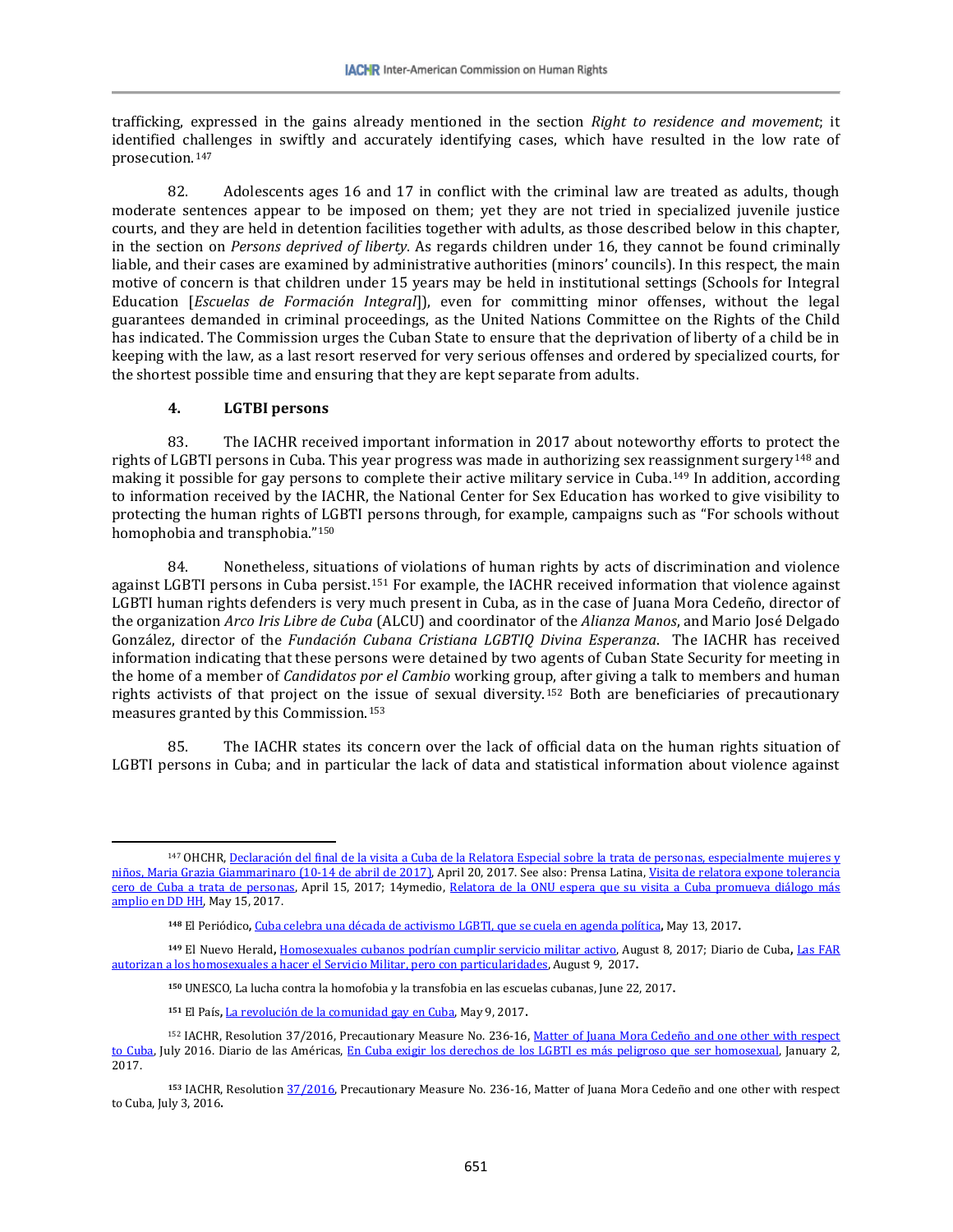trafficking, expressed in the gains already mentioned in the section *Right to residence and movement*; it identified challenges in swiftly and accurately identifying cases, which have resulted in the low rate of prosecution.[147]

82. Adolescents ages 16 and 17 in conflict with the criminal law are treated as adults, though moderate sentences appear to be imposed on them; yet they are not tried in specialized juvenile justice courts, and they are held in detention facilities together with adults, as those described below in this chapter, in the section on *Persons deprived of liberty*. As regards children under 16, they cannot be found criminally liable, and their cases are examined by administrative authorities (minors' councils). In this respect, the main motive of concern is that children under 15 years may be held in institutional settings (Schools for Integral Education [*Escuelas de Formación Integral*]), even for committing minor offenses, without the legal guarantees demanded in criminal proceedings, as the United Nations Committee on the Rights of the Child has indicated. The Commission urges the Cuban State to ensure that the deprivation of liberty of a child be in keeping with the law, as a last resort reserved for very serious offenses and ordered by specialized courts, for the shortest possible time and ensuring that they are kept separate from adults.

### 4. LGTBI persons

83. The IACHR received important information in 2017 about noteworthy efforts to protect the rights of LGBTI persons in Cuba. This year progress was made in authorizing sex reassignment surgery[148] and making it possible for gay persons to complete their active military service in Cuba.[149] In addition, according to information received by the IACHR, the National Center for Sex Education has worked to give visibility to protecting the human rights of LGBTI persons through, for example, campaigns such as "For schools without homophobia and transphobia."[150]

84. Nonetheless, situations of violations of human rights by acts of discrimination and violence against LGBTI persons in Cuba persist.[151] For example, the IACHR received information that violence against LGBTI human rights defenders is very much present in Cuba, as in the case of Juana Mora Cedeño, director of the organization *Arco Iris Libre de Cuba* (ALCU) and coordinator of the *Alianza Manos*, and Mario José Delgado González, director of the *Fundación Cubana Cristiana LGBTIQ Divina Esperanza*. The IACHR has received information indicating that these persons were detained by two agents of Cuban State Security for meeting in the home of a member of *Candidatos por el Cambio* working group, after giving a talk to members and human rights activists of that project on the issue of sexual diversity.[152] Both are beneficiaries of precautionary measures granted by this Commission.[153]

85. The IACHR states its concern over the lack of official data on the human rights situation of LGBTI persons in Cuba; and in particular the lack of data and statistical information about violence against

---

[147] OHCHR, Declaración del final de la visita a Cuba de la Relatora Especial sobre la trata de personas, especialmente mujeres y niños, Maria Grazia Giammarinaro (10-14 de abril de 2017), April 20, 2017. See also: Prensa Latina, Visita de relatora expone tolerancia cero de Cuba a trata de personas, April 15, 2017; 14ymedio, Relatora de la ONU espera que su visita a Cuba promueva diálogo más amplio en DD HH, May 15, 2017.

[148] El Periódico, Cuba celebra una década de activismo LGBTI, que se cuela en agenda política, May 13, 2017.

[149] El Nuevo Herald, Homosexuales cubanos podrían cumplir servicio militar activo, August 8, 2017; Diario de Cuba, Las FAR autorizan a los homosexuales a hacer el Servicio Militar, pero con particularidades, August 9, 2017.

[150] UNESCO, La lucha contra la homofobia y la transfobia en las escuelas cubanas, June 22, 2017.

[151] El País, La revolución de la comunidad gay en Cuba, May 9, 2017.

[152] IACHR, Resolution 37/2016, Precautionary Measure No. 236-16, Matter of Juana Mora Cedeño and one other with respect to Cuba, July 2016. Diario de las Américas, En Cuba exigir los derechos de los LGBTI es más peligroso que ser homosexual, January 2, 2017.

[153] IACHR, Resolution 37/2016, Precautionary Measure No. 236-16, Matter of Juana Mora Cedeño and one other with respect to Cuba, July 3, 2016.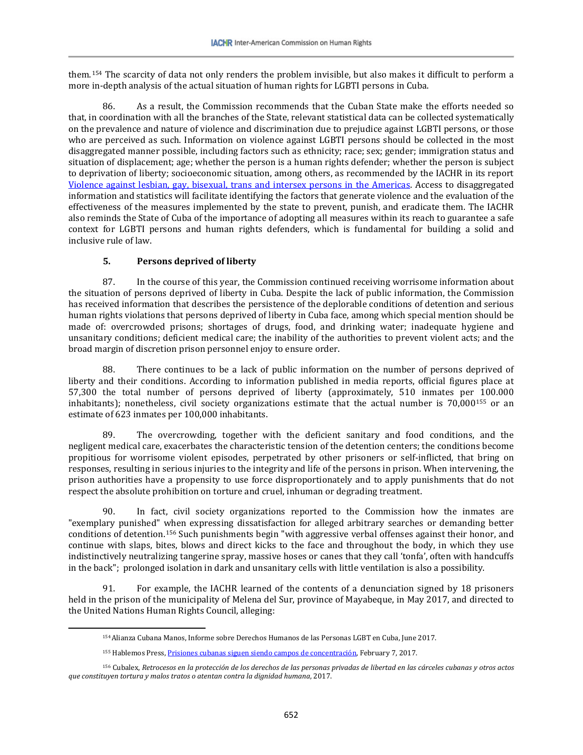them.[154] The scarcity of data not only renders the problem invisible, but also makes it difficult to perform a more in-depth analysis of the actual situation of human rights for LGBTI persons in Cuba.

86. As a result, the Commission recommends that the Cuban State make the efforts needed so that, in coordination with all the branches of the State, relevant statistical data can be collected systematically on the prevalence and nature of violence and discrimination due to prejudice against LGBTI persons, or those who are perceived as such. Information on violence against LGBTI persons should be collected in the most disaggregated manner possible, including factors such as ethnicity; race; sex; gender; immigration status and situation of displacement; age; whether the person is a human rights defender; whether the person is subject to deprivation of liberty; socioeconomic situation, among others, as recommended by the IACHR in its report Violence against lesbian, gay, bisexual, trans and intersex persons in the Americas. Access to disaggregated information and statistics will facilitate identifying the factors that generate violence and the evaluation of the effectiveness of the measures implemented by the state to prevent, punish, and eradicate them. The IACHR also reminds the State of Cuba of the importance of adopting all measures within its reach to guarantee a safe context for LGBTI persons and human rights defenders, which is fundamental for building a solid and inclusive rule of law.

### 5. Persons deprived of liberty

87. In the course of this year, the Commission continued receiving worrisome information about the situation of persons deprived of liberty in Cuba. Despite the lack of public information, the Commission has received information that describes the persistence of the deplorable conditions of detention and serious human rights violations that persons deprived of liberty in Cuba face, among which special mention should be made of: overcrowded prisons; shortages of drugs, food, and drinking water; inadequate hygiene and unsanitary conditions; deficient medical care; the inability of the authorities to prevent violent acts; and the broad margin of discretion prison personnel enjoy to ensure order.

88. There continues to be a lack of public information on the number of persons deprived of liberty and their conditions. According to information published in media reports, official figures place at 57,300 the total number of persons deprived of liberty (approximately, 510 inmates per 100.000 inhabitants); nonetheless, civil society organizations estimate that the actual number is 70,000[155] or an estimate of 623 inmates per 100,000 inhabitants.

89. The overcrowding, together with the deficient sanitary and food conditions, and the negligent medical care, exacerbates the characteristic tension of the detention centers; the conditions become propitious for worrisome violent episodes, perpetrated by other prisoners or self-inflicted, that bring on responses, resulting in serious injuries to the integrity and life of the persons in prison. When intervening, the prison authorities have a propensity to use force disproportionately and to apply punishments that do not respect the absolute prohibition on torture and cruel, inhuman or degrading treatment.

90. In fact, civil society organizations reported to the Commission how the inmates are "exemplary punished" when expressing dissatisfaction for alleged arbitrary searches or demanding better conditions of detention.[156] Such punishments begin "with aggressive verbal offenses against their honor, and continue with slaps, bites, blows and direct kicks to the face and throughout the body, in which they use indistinctively neutralizing tangerine spray, massive hoses or canes that they call 'tonfa', often with handcuffs in the back"; prolonged isolation in dark and unsanitary cells with little ventilation is also a possibility.

91. For example, the IACHR learned of the contents of a denunciation signed by 18 prisoners held in the prison of the municipality of Melena del Sur, province of Mayabeque, in May 2017, and directed to the United Nations Human Rights Council, alleging:

---

[154] Alianza Cubana Manos, Informe sobre Derechos Humanos de las Personas LGBT en Cuba, June 2017.

[155] Hablemos Press, Prisiones cubanas siguen siendo campos de concentración, February 7, 2017.

[156] Cubalex, *Retrocesos en la protección de los derechos de las personas privadas de libertad en las cárceles cubanas y otros actos que constituyen tortura y malos tratos o atentan contra la dignidad humana*, 2017.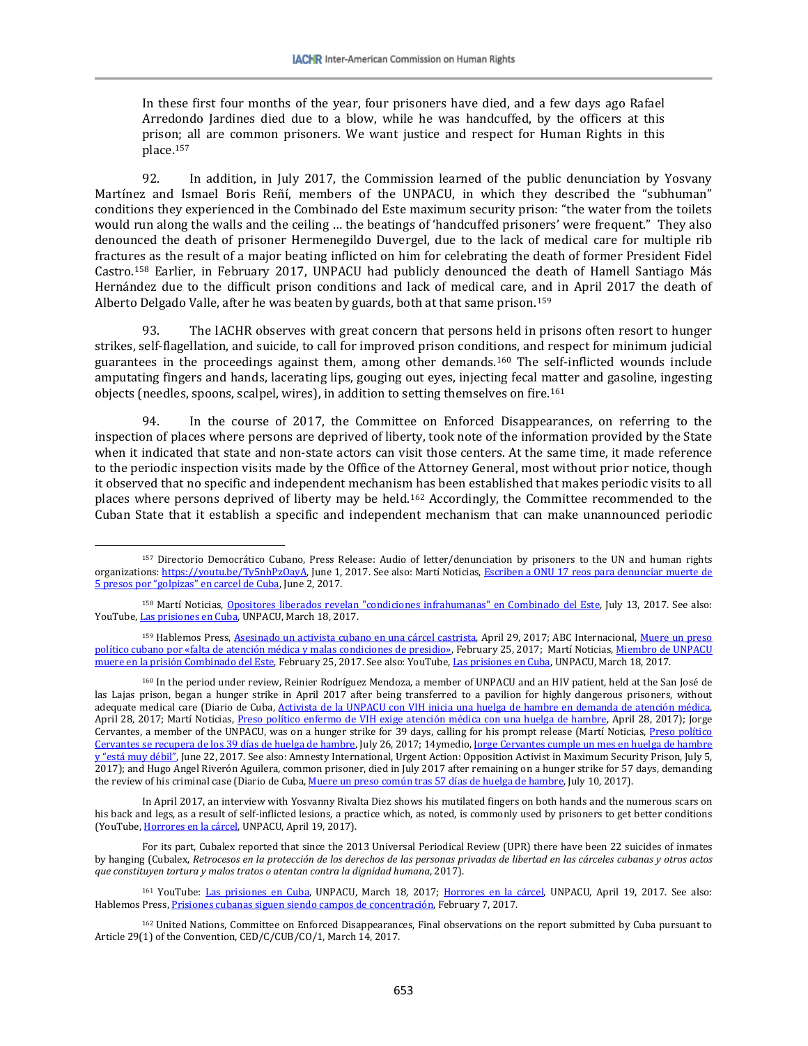In these first four months of the year, four prisoners have died, and a few days ago Rafael Arredondo Jardines died due to a blow, while he was handcuffed, by the officers at this prison; all are common prisoners. We want justice and respect for Human Rights in this place.[157]

92. In addition, in July 2017, the Commission learned of the public denunciation by Yosvany Martínez and Ismael Boris Reñí, members of the UNPACU, in which they described the "subhuman" conditions they experienced in the Combinado del Este maximum security prison: "the water from the toilets would run along the walls and the ceiling … the beatings of 'handcuffed prisoners' were frequent." They also denounced the death of prisoner Hermenegildo Duvergel, due to the lack of medical care for multiple rib fractures as the result of a major beating inflicted on him for celebrating the death of former President Fidel Castro.[158] Earlier, in February 2017, UNPACU had publicly denounced the death of Hamell Santiago Más Hernández due to the difficult prison conditions and lack of medical care, and in April 2017 the death of Alberto Delgado Valle, after he was beaten by guards, both at that same prison.[159]

93. The IACHR observes with great concern that persons held in prisons often resort to hunger strikes, self-flagellation, and suicide, to call for improved prison conditions, and respect for minimum judicial guarantees in the proceedings against them, among other demands.[160] The self-inflicted wounds include amputating fingers and hands, lacerating lips, gouging out eyes, injecting fecal matter and gasoline, ingesting objects (needles, spoons, scalpel, wires), in addition to setting themselves on fire.[161]

94. In the course of 2017, the Committee on Enforced Disappearances, on referring to the inspection of places where persons are deprived of liberty, took note of the information provided by the State when it indicated that state and non-state actors can visit those centers. At the same time, it made reference to the periodic inspection visits made by the Office of the Attorney General, most without prior notice, though it observed that no specific and independent mechanism has been established that makes periodic visits to all places where persons deprived of liberty may be held.[162] Accordingly, the Committee recommended to the Cuban State that it establish a specific and independent mechanism that can make unannounced periodic

---

[157] Directorio Democrático Cubano, Press Release: Audio of letter/denunciation by prisoners to the UN and human rights organizations: https://youtu.be/Ty5nhPzOayA, June 1, 2017. See also: Martí Noticias, Escriben a ONU 17 reos para denunciar muerte de 5 presos por "golpizas" en carcel de Cuba, June 2, 2017.

[158] Martí Noticias, Opositores liberados revelan "condiciones infrahumanas" en Combinado del Este, July 13, 2017. See also: YouTube, Las prisiones en Cuba, UNPACU, March 18, 2017.

[159] Hablemos Press, Asesinado un activista cubano en una cárcel castrista, April 29, 2017; ABC Internacional, Muere un preso político cubano por «falta de atención médica y malas condiciones de presidio», February 25, 2017; Martí Noticias, Miembro de UNPACU muere en la prisión Combinado del Este, February 25, 2017. See also: YouTube, Las prisiones en Cuba, UNPACU, March 18, 2017.

[160] In the period under review, Reinier Rodríguez Mendoza, a member of UNPACU and an HIV patient, held at the San José de las Lajas prison, began a hunger strike in April 2017 after being transferred to a pavilion for highly dangerous prisoners, without adequate medical care (Diario de Cuba, Activista de la UNPACU con VIH inicia una huelga de hambre en demanda de atención médica, April 28, 2017; Martí Noticias, Preso político enfermo de VIH exige atención médica con una huelga de hambre, April 28, 2017); Jorge Cervantes, a member of the UNPACU, was on a hunger strike for 39 days, calling for his prompt release (Martí Noticias, Preso político Cervantes se recupera de los 39 días de huelga de hambre, July 26, 2017; 14ymedio, Jorge Cervantes cumple un mes en huelga de hambre y "está muy débil", June 22, 2017. See also: Amnesty International, Urgent Action: Opposition Activist in Maximum Security Prison, July 5, 2017); and Hugo Angel Riverón Aguilera, common prisoner, died in July 2017 after remaining on a hunger strike for 57 days, demanding the review of his criminal case (Diario de Cuba, Muere un preso común tras 57 días de huelga de hambre, July 10, 2017).

In April 2017, an interview with Yosvanny Rivalta Diez shows his mutilated fingers on both hands and the numerous scars on his back and legs, as a result of self-inflicted lesions, a practice which, as noted, is commonly used by prisoners to get better conditions (YouTube, Horrores en la cárcel, UNPACU, April 19, 2017).

For its part, Cubalex reported that since the 2013 Universal Periodical Review (UPR) there have been 22 suicides of inmates by hanging (Cubalex, *Retrocesos en la protección de los derechos de las personas privadas de libertad en las cárceles cubanas y otros actos que constituyen tortura y malos tratos o atentan contra la dignidad humana*, 2017).

[161] YouTube: Las prisiones en Cuba, UNPACU, March 18, 2017; Horrores en la cárcel, UNPACU, April 19, 2017. See also: Hablemos Press, Prisiones cubanas siguen siendo campos de concentración, February 7, 2017.

[162] United Nations, Committee on Enforced Disappearances, Final observations on the report submitted by Cuba pursuant to Article 29(1) of the Convention, CED/C/CUB/CO/1, March 14, 2017.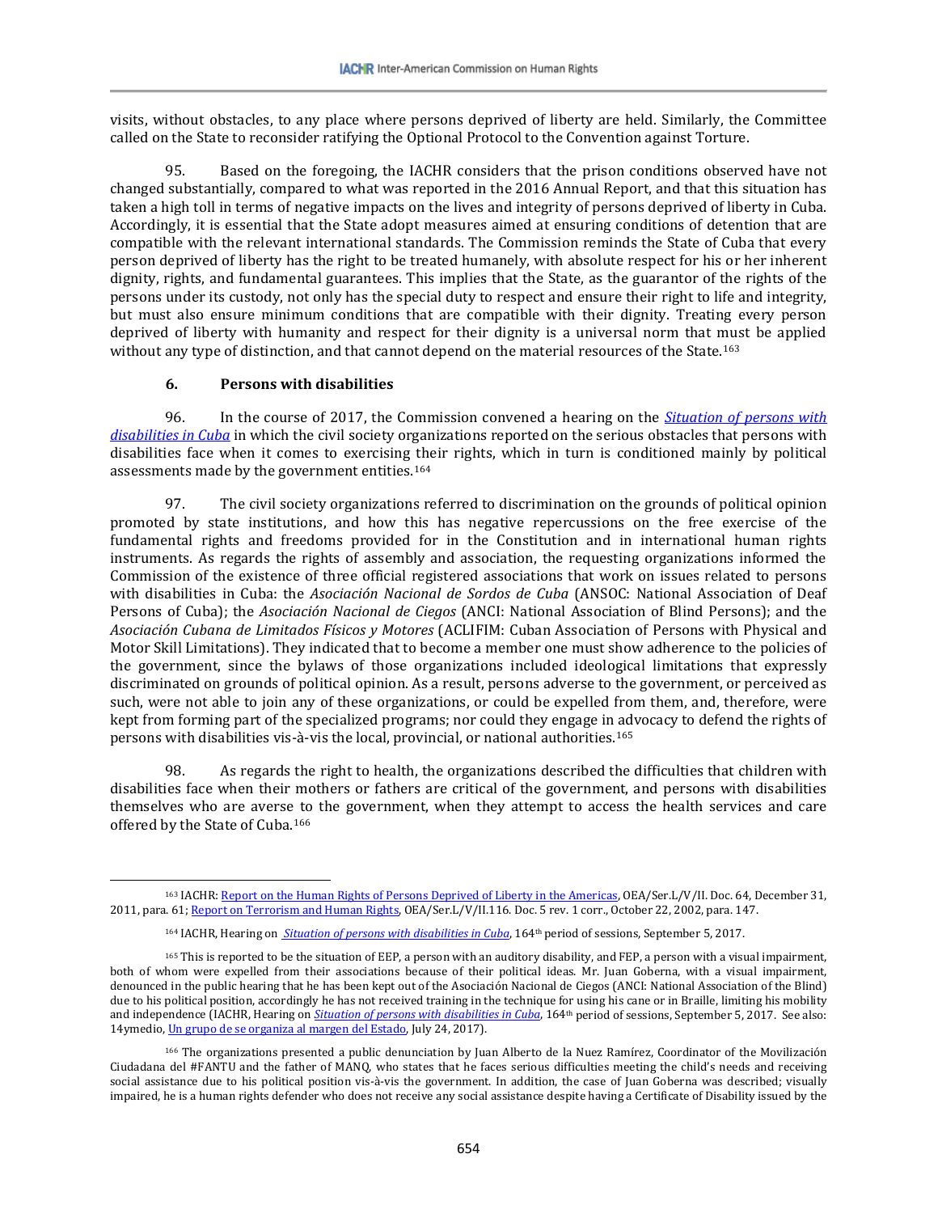visits, without obstacles, to any place where persons deprived of liberty are held. Similarly, the Committee called on the State to reconsider ratifying the Optional Protocol to the Convention against Torture.

95. Based on the foregoing, the IACHR considers that the prison conditions observed have not changed substantially, compared to what was reported in the 2016 Annual Report, and that this situation has taken a high toll in terms of negative impacts on the lives and integrity of persons deprived of liberty in Cuba. Accordingly, it is essential that the State adopt measures aimed at ensuring conditions of detention that are compatible with the relevant international standards. The Commission reminds the State of Cuba that every person deprived of liberty has the right to be treated humanely, with absolute respect for his or her inherent dignity, rights, and fundamental guarantees. This implies that the State, as the guarantor of the rights of the persons under its custody, not only has the special duty to respect and ensure their right to life and integrity, but must also ensure minimum conditions that are compatible with their dignity. Treating every person deprived of liberty with humanity and respect for their dignity is a universal norm that must be applied without any type of distinction, and that cannot depend on the material resources of the State.[163]

### 6. Persons with disabilities

96. In the course of 2017, the Commission convened a hearing on the [*Situation of persons with disabilities in Cuba*] in which the civil society organizations reported on the serious obstacles that persons with disabilities face when it comes to exercising their rights, which in turn is conditioned mainly by political assessments made by the government entities.[164]

97. The civil society organizations referred to discrimination on the grounds of political opinion promoted by state institutions, and how this has negative repercussions on the free exercise of the fundamental rights and freedoms provided for in the Constitution and in international human rights instruments. As regards the rights of assembly and association, the requesting organizations informed the Commission of the existence of three official registered associations that work on issues related to persons with disabilities in Cuba: the *Asociación Nacional de Sordos de Cuba* (ANSOC: National Association of Deaf Persons of Cuba); the *Asociación Nacional de Ciegos* (ANCI: National Association of Blind Persons); and the *Asociación Cubana de Limitados Físicos y Motores* (ACLIFIM: Cuban Association of Persons with Physical and Motor Skill Limitations). They indicated that to become a member one must show adherence to the policies of the government, since the bylaws of those organizations included ideological limitations that expressly discriminated on grounds of political opinion. As a result, persons adverse to the government, or perceived as such, were not able to join any of these organizations, or could be expelled from them, and, therefore, were kept from forming part of the specialized programs; nor could they engage in advocacy to defend the rights of persons with disabilities vis-à-vis the local, provincial, or national authorities.[165]

98. As regards the right to health, the organizations described the difficulties that children with disabilities face when their mothers or fathers are critical of the government, and persons with disabilities themselves who are averse to the government, when they attempt to access the health services and care offered by the State of Cuba.[166]

---

[163] IACHR: Report on the Human Rights of Persons Deprived of Liberty in the Americas, OEA/Ser.L/V/II. Doc. 64, December 31, 2011, para. 61; Report on Terrorism and Human Rights, OEA/Ser.L/V/II.116. Doc. 5 rev. 1 corr., October 22, 2002, para. 147.

[164] IACHR, Hearing on *Situation of persons with disabilities in Cuba*, 164th period of sessions, September 5, 2017.

[165] This is reported to be the situation of EEP, a person with an auditory disability, and FEP, a person with a visual impairment, both of whom were expelled from their associations because of their political ideas. Mr. Juan Goberna, with a visual impairment, denounced in the public hearing that he has been kept out of the Asociación Nacional de Ciegos (ANCI: National Association of the Blind) due to his political position, accordingly he has not received training in the technique for using his cane or in Braille, limiting his mobility and independence (IACHR, Hearing on *Situation of persons with disabilities in Cuba*, 164th period of sessions, September 5, 2017. See also: 14ymedio, Un grupo de se organiza al margen del Estado, July 24, 2017).

[166] The organizations presented a public denunciation by Juan Alberto de la Nuez Ramírez, Coordinator of the Movilización Ciudadana del #FANTU and the father of MANQ, who states that he faces serious difficulties meeting the child's needs and receiving social assistance due to his political position vis-à-vis the government. In addition, the case of Juan Goberna was described; visually impaired, he is a human rights defender who does not receive any social assistance despite having a Certificate of Disability issued by the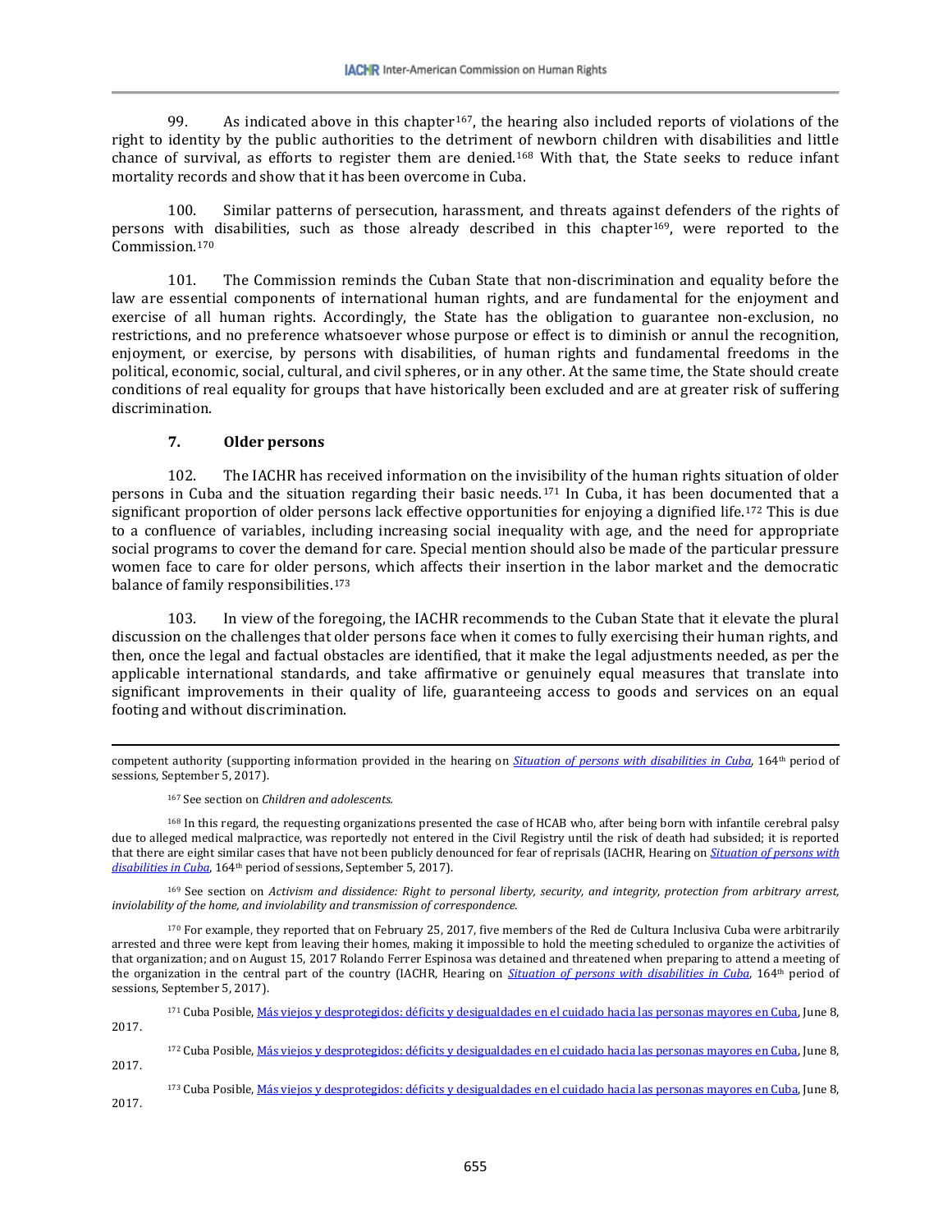99. As indicated above in this chapter[167], the hearing also included reports of violations of the right to identity by the public authorities to the detriment of newborn children with disabilities and little chance of survival, as efforts to register them are denied.[168] With that, the State seeks to reduce infant mortality records and show that it has been overcome in Cuba.

100. Similar patterns of persecution, harassment, and threats against defenders of the rights of persons with disabilities, such as those already described in this chapter[169], were reported to the Commission.[170]

101. The Commission reminds the Cuban State that non-discrimination and equality before the law are essential components of international human rights, and are fundamental for the enjoyment and exercise of all human rights. Accordingly, the State has the obligation to guarantee non-exclusion, no restrictions, and no preference whatsoever whose purpose or effect is to diminish or annul the recognition, enjoyment, or exercise, by persons with disabilities, of human rights and fundamental freedoms in the political, economic, social, cultural, and civil spheres, or in any other. At the same time, the State should create conditions of real equality for groups that have historically been excluded and are at greater risk of suffering discrimination.

### 7. Older persons

102. The IACHR has received information on the invisibility of the human rights situation of older persons in Cuba and the situation regarding their basic needs.[171] In Cuba, it has been documented that a significant proportion of older persons lack effective opportunities for enjoying a dignified life.[172] This is due to a confluence of variables, including increasing social inequality with age, and the need for appropriate social programs to cover the demand for care. Special mention should also be made of the particular pressure women face to care for older persons, which affects their insertion in the labor market and the democratic balance of family responsibilities.[173]

103. In view of the foregoing, the IACHR recommends to the Cuban State that it elevate the plural discussion on the challenges that older persons face when it comes to fully exercising their human rights, and then, once the legal and factual obstacles are identified, that it make the legal adjustments needed, as per the applicable international standards, and take affirmative or genuinely equal measures that translate into significant improvements in their quality of life, guaranteeing access to goods and services on an equal footing and without discrimination.

---

competent authority (supporting information provided in the hearing on *Situation of persons with disabilities in Cuba*, 164th period of sessions, September 5, 2017).

[167] See section on *Children and adolescents.*

[168] In this regard, the requesting organizations presented the case of HCAB who, after being born with infantile cerebral palsy due to alleged medical malpractice, was reportedly not entered in the Civil Registry until the risk of death had subsided; it is reported that there are eight similar cases that have not been publicly denounced for fear of reprisals (IACHR, Hearing on *Situation of persons with disabilities in Cuba*, 164th period of sessions, September 5, 2017).

[169] See section on *Activism and dissidence: Right to personal liberty, security, and integrity, protection from arbitrary arrest, inviolability of the home, and inviolability and transmission of correspondence.*

[170] For example, they reported that on February 25, 2017, five members of the Red de Cultura Inclusiva Cuba were arbitrarily arrested and three were kept from leaving their homes, making it impossible to hold the meeting scheduled to organize the activities of that organization; and on August 15, 2017 Rolando Ferrer Espinosa was detained and threatened when preparing to attend a meeting of the organization in the central part of the country (IACHR, Hearing on *Situation of persons with disabilities in Cuba*, 164th period of sessions, September 5, 2017).

[171] Cuba Posible, Más viejos y desprotegidos: déficits y desigualdades en el cuidado hacia las personas mayores en Cuba, June 8, 2017.

[172] Cuba Posible, Más viejos y desprotegidos: déficits y desigualdades en el cuidado hacia las personas mayores en Cuba, June 8, 2017.

[173] Cuba Posible, Más viejos y desprotegidos: déficits y desigualdades en el cuidado hacia las personas mayores en Cuba, June 8, 2017.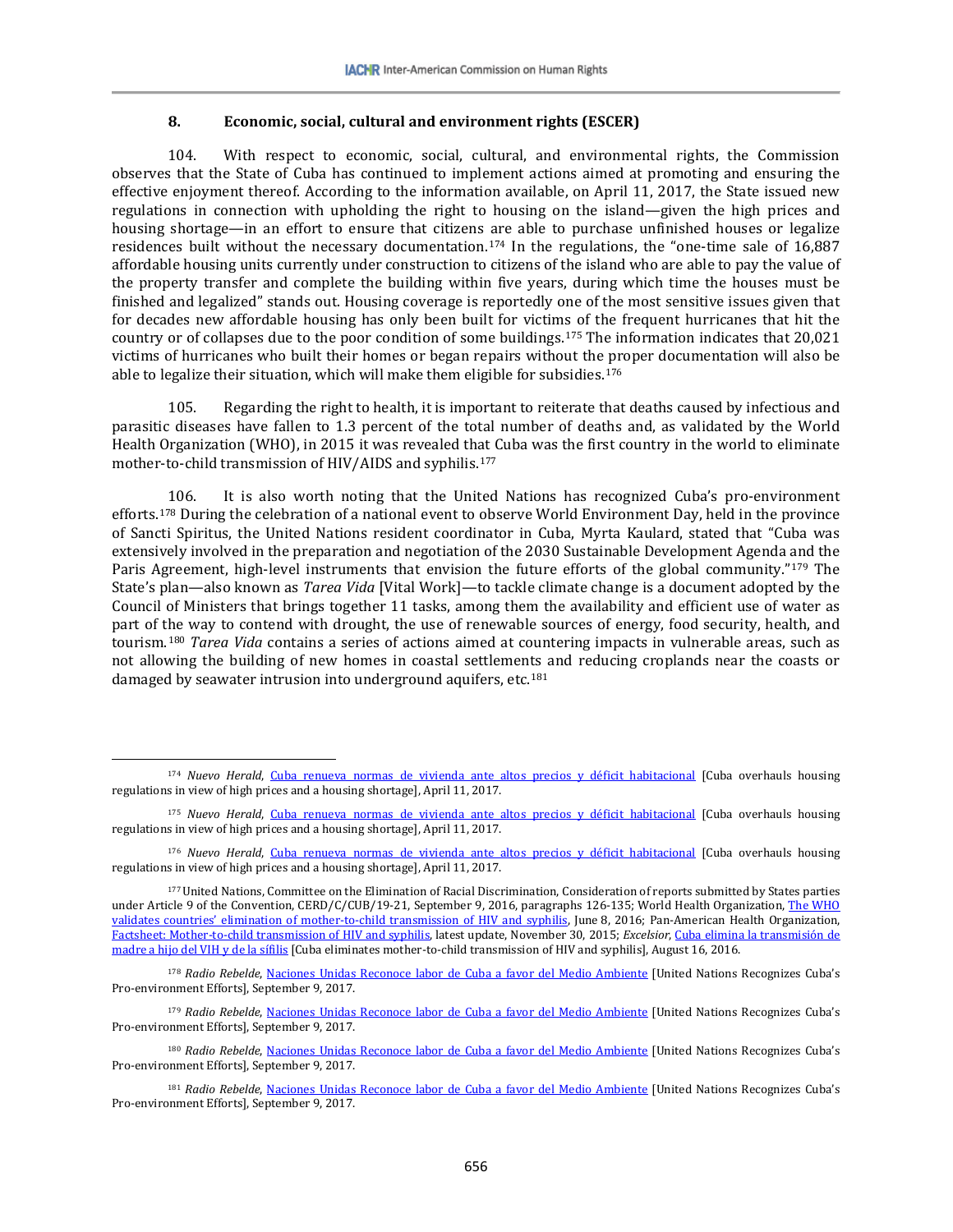### 8. Economic, social, cultural and environment rights (ESCER)

104. With respect to economic, social, cultural, and environmental rights, the Commission observes that the State of Cuba has continued to implement actions aimed at promoting and ensuring the effective enjoyment thereof. According to the information available, on April 11, 2017, the State issued new regulations in connection with upholding the right to housing on the island—given the high prices and housing shortage—in an effort to ensure that citizens are able to purchase unfinished houses or legalize residences built without the necessary documentation.[174] In the regulations, the "one-time sale of 16,887 affordable housing units currently under construction to citizens of the island who are able to pay the value of the property transfer and complete the building within five years, during which time the houses must be finished and legalized" stands out. Housing coverage is reportedly one of the most sensitive issues given that for decades new affordable housing has only been built for victims of the frequent hurricanes that hit the country or of collapses due to the poor condition of some buildings.[175] The information indicates that 20,021 victims of hurricanes who built their homes or began repairs without the proper documentation will also be able to legalize their situation, which will make them eligible for subsidies.[176]

105. Regarding the right to health, it is important to reiterate that deaths caused by infectious and parasitic diseases have fallen to 1.3 percent of the total number of deaths and, as validated by the World Health Organization (WHO), in 2015 it was revealed that Cuba was the first country in the world to eliminate mother-to-child transmission of HIV/AIDS and syphilis.[177]

106. It is also worth noting that the United Nations has recognized Cuba's pro-environment efforts.[178] During the celebration of a national event to observe World Environment Day, held in the province of Sancti Spiritus, the United Nations resident coordinator in Cuba, Myrta Kaulard, stated that "Cuba was extensively involved in the preparation and negotiation of the 2030 Sustainable Development Agenda and the Paris Agreement, high-level instruments that envision the future efforts of the global community."[179] The State's plan—also known as *Tarea Vida* [Vital Work]—to tackle climate change is a document adopted by the Council of Ministers that brings together 11 tasks, among them the availability and efficient use of water as part of the way to contend with drought, the use of renewable sources of energy, food security, health, and tourism.[180] *Tarea Vida* contains a series of actions aimed at countering impacts in vulnerable areas, such as not allowing the building of new homes in coastal settlements and reducing croplands near the coasts or damaged by seawater intrusion into underground aquifers, etc.[181]

---

[174] *Nuevo Herald*, Cuba renueva normas de vivienda ante altos precios y déficit habitacional [Cuba overhauls housing regulations in view of high prices and a housing shortage], April 11, 2017.

[175] *Nuevo Herald*, Cuba renueva normas de vivienda ante altos precios y déficit habitacional [Cuba overhauls housing regulations in view of high prices and a housing shortage], April 11, 2017.

[176] *Nuevo Herald*, Cuba renueva normas de vivienda ante altos precios y déficit habitacional [Cuba overhauls housing regulations in view of high prices and a housing shortage], April 11, 2017.

[177] United Nations, Committee on the Elimination of Racial Discrimination, Consideration of reports submitted by States parties under Article 9 of the Convention, CERD/C/CUB/19-21, September 9, 2016, paragraphs 126-135; World Health Organization, The WHO validates countries' elimination of mother-to-child transmission of HIV and syphilis, June 8, 2016; Pan-American Health Organization, Factsheet: Mother-to-child transmission of HIV and syphilis, latest update, November 30, 2015; *Excelsior*, Cuba elimina la transmisión de madre a hijo del VIH y de la sífilis [Cuba eliminates mother-to-child transmission of HIV and syphilis], August 16, 2016.

[178] *Radio Rebelde*, Naciones Unidas Reconoce labor de Cuba a favor del Medio Ambiente [United Nations Recognizes Cuba's Pro-environment Efforts], September 9, 2017.

[179] *Radio Rebelde*, Naciones Unidas Reconoce labor de Cuba a favor del Medio Ambiente [United Nations Recognizes Cuba's Pro-environment Efforts], September 9, 2017.

[180] *Radio Rebelde*, Naciones Unidas Reconoce labor de Cuba a favor del Medio Ambiente [United Nations Recognizes Cuba's Pro-environment Efforts], September 9, 2017.

[181] *Radio Rebelde*, Naciones Unidas Reconoce labor de Cuba a favor del Medio Ambiente [United Nations Recognizes Cuba's Pro-environment Efforts], September 9, 2017.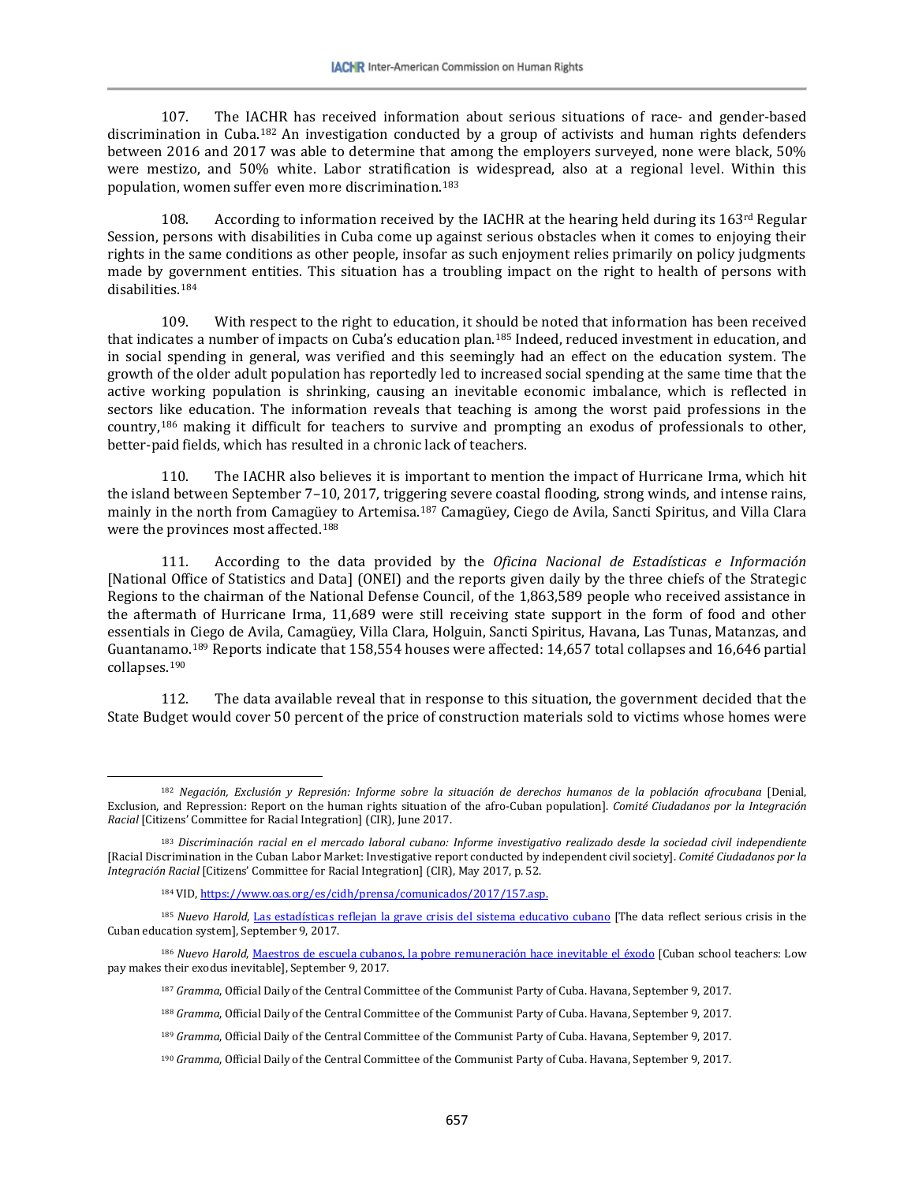107. The IACHR has received information about serious situations of race- and gender-based discrimination in Cuba.[182] An investigation conducted by a group of activists and human rights defenders between 2016 and 2017 was able to determine that among the employers surveyed, none were black, 50% were mestizo, and 50% white. Labor stratification is widespread, also at a regional level. Within this population, women suffer even more discrimination.[183]

108. According to information received by the IACHR at the hearing held during its 163rd Regular Session, persons with disabilities in Cuba come up against serious obstacles when it comes to enjoying their rights in the same conditions as other people, insofar as such enjoyment relies primarily on policy judgments made by government entities. This situation has a troubling impact on the right to health of persons with disabilities.[184]

109. With respect to the right to education, it should be noted that information has been received that indicates a number of impacts on Cuba's education plan.[185] Indeed, reduced investment in education, and in social spending in general, was verified and this seemingly had an effect on the education system. The growth of the older adult population has reportedly led to increased social spending at the same time that the active working population is shrinking, causing an inevitable economic imbalance, which is reflected in sectors like education. The information reveals that teaching is among the worst paid professions in the country,[186] making it difficult for teachers to survive and prompting an exodus of professionals to other, better-paid fields, which has resulted in a chronic lack of teachers.

110. The IACHR also believes it is important to mention the impact of Hurricane Irma, which hit the island between September 7–10, 2017, triggering severe coastal flooding, strong winds, and intense rains, mainly in the north from Camagüey to Artemisa.[187] Camagüey, Ciego de Avila, Sancti Spiritus, and Villa Clara were the provinces most affected.[188]

111. According to the data provided by the *Oficina Nacional de Estadísticas e Información* [National Office of Statistics and Data] (ONEI) and the reports given daily by the three chiefs of the Strategic Regions to the chairman of the National Defense Council, of the 1,863,589 people who received assistance in the aftermath of Hurricane Irma, 11,689 were still receiving state support in the form of food and other essentials in Ciego de Avila, Camagüey, Villa Clara, Holguin, Sancti Spiritus, Havana, Las Tunas, Matanzas, and Guantanamo.[189] Reports indicate that 158,554 houses were affected: 14,657 total collapses and 16,646 partial collapses.[190]

112. The data available reveal that in response to this situation, the government decided that the State Budget would cover 50 percent of the price of construction materials sold to victims whose homes were

---

[182] *Negación, Exclusión y Represión: Informe sobre la situación de derechos humanos de la población afrocubana* [Denial, Exclusion, and Repression: Report on the human rights situation of the afro-Cuban population]. *Comité Ciudadanos por la Integración Racial* [Citizens' Committee for Racial Integration] (CIR), June 2017.

[183] *Discriminación racial en el mercado laboral cubano: Informe investigativo realizado desde la sociedad civil independiente* [Racial Discrimination in the Cuban Labor Market: Investigative report conducted by independent civil society]. *Comité Ciudadanos por la Integración Racial* [Citizens' Committee for Racial Integration] (CIR), May 2017, p. 52.

[184] VID, https://www.oas.org/es/cidh/prensa/comunicados/2017/157.asp.

[185] *Nuevo Harold*, Las estadísticas reflejan la grave crisis del sistema educativo cubano [The data reflect serious crisis in the Cuban education system], September 9, 2017.

[186] *Nuevo Harold*, Maestros de escuela cubanos, la pobre remuneración hace inevitable el éxodo [Cuban school teachers: Low pay makes their exodus inevitable], September 9, 2017.

[187] *Gramma*, Official Daily of the Central Committee of the Communist Party of Cuba. Havana, September 9, 2017.

[188] *Gramma*, Official Daily of the Central Committee of the Communist Party of Cuba. Havana, September 9, 2017.

[189] *Gramma*, Official Daily of the Central Committee of the Communist Party of Cuba. Havana, September 9, 2017.

[190] *Gramma*, Official Daily of the Central Committee of the Communist Party of Cuba. Havana, September 9, 2017.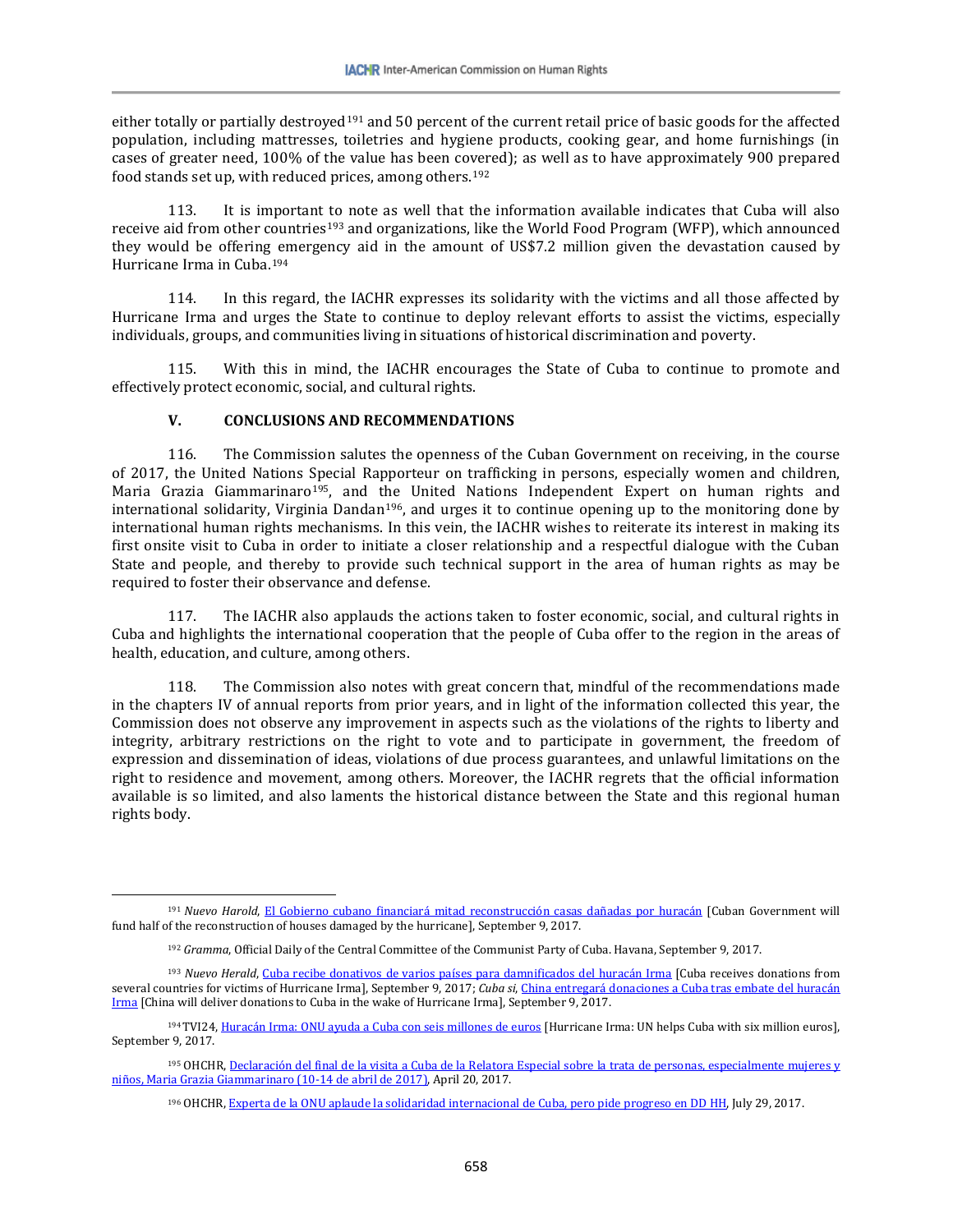either totally or partially destroyed[191] and 50 percent of the current retail price of basic goods for the affected population, including mattresses, toiletries and hygiene products, cooking gear, and home furnishings (in cases of greater need, 100% of the value has been covered); as well as to have approximately 900 prepared food stands set up, with reduced prices, among others.[192]

113. It is important to note as well that the information available indicates that Cuba will also receive aid from other countries[193] and organizations, like the World Food Program (WFP), which announced they would be offering emergency aid in the amount of US$7.2 million given the devastation caused by Hurricane Irma in Cuba.[194]

114. In this regard, the IACHR expresses its solidarity with the victims and all those affected by Hurricane Irma and urges the State to continue to deploy relevant efforts to assist the victims, especially individuals, groups, and communities living in situations of historical discrimination and poverty.

115. With this in mind, the IACHR encourages the State of Cuba to continue to promote and effectively protect economic, social, and cultural rights.

## V. CONCLUSIONS AND RECOMMENDATIONS

116. The Commission salutes the openness of the Cuban Government on receiving, in the course of 2017, the United Nations Special Rapporteur on trafficking in persons, especially women and children, Maria Grazia Giammarinaro[195], and the United Nations Independent Expert on human rights and international solidarity, Virginia Dandan[196], and urges it to continue opening up to the monitoring done by international human rights mechanisms. In this vein, the IACHR wishes to reiterate its interest in making its first onsite visit to Cuba in order to initiate a closer relationship and a respectful dialogue with the Cuban State and people, and thereby to provide such technical support in the area of human rights as may be required to foster their observance and defense.

117. The IACHR also applauds the actions taken to foster economic, social, and cultural rights in Cuba and highlights the international cooperation that the people of Cuba offer to the region in the areas of health, education, and culture, among others.

118. The Commission also notes with great concern that, mindful of the recommendations made in the chapters IV of annual reports from prior years, and in light of the information collected this year, the Commission does not observe any improvement in aspects such as the violations of the rights to liberty and integrity, arbitrary restrictions on the right to vote and to participate in government, the freedom of expression and dissemination of ideas, violations of due process guarantees, and unlawful limitations on the right to residence and movement, among others. Moreover, the IACHR regrets that the official information available is so limited, and also laments the historical distance between the State and this regional human rights body.

---

[191] *Nuevo Harold*, El Gobierno cubano financiará mitad reconstrucción casas dañadas por huracán [Cuban Government will fund half of the reconstruction of houses damaged by the hurricane], September 9, 2017.

[192] *Gramma*, Official Daily of the Central Committee of the Communist Party of Cuba. Havana, September 9, 2017.

[193] *Nuevo Herald*, Cuba recibe donativos de varios países para damnificados del huracán Irma [Cuba receives donations from several countries for victims of Hurricane Irma], September 9, 2017; *Cuba si*, China entregará donaciones a Cuba tras embate del huracán Irma [China will deliver donations to Cuba in the wake of Hurricane Irma], September 9, 2017.

[194] TVI24, Huracán Irma: ONU ayuda a Cuba con seis millones de euros [Hurricane Irma: UN helps Cuba with six million euros], September 9, 2017.

[195] OHCHR, Declaración del final de la visita a Cuba de la Relatora Especial sobre la trata de personas, especialmente mujeres y niños, Maria Grazia Giammarinaro (10-14 de abril de 2017), April 20, 2017.

[196] OHCHR, Experta de la ONU aplaude la solidaridad internacional de Cuba, pero pide progreso en DD HH, July 29, 2017.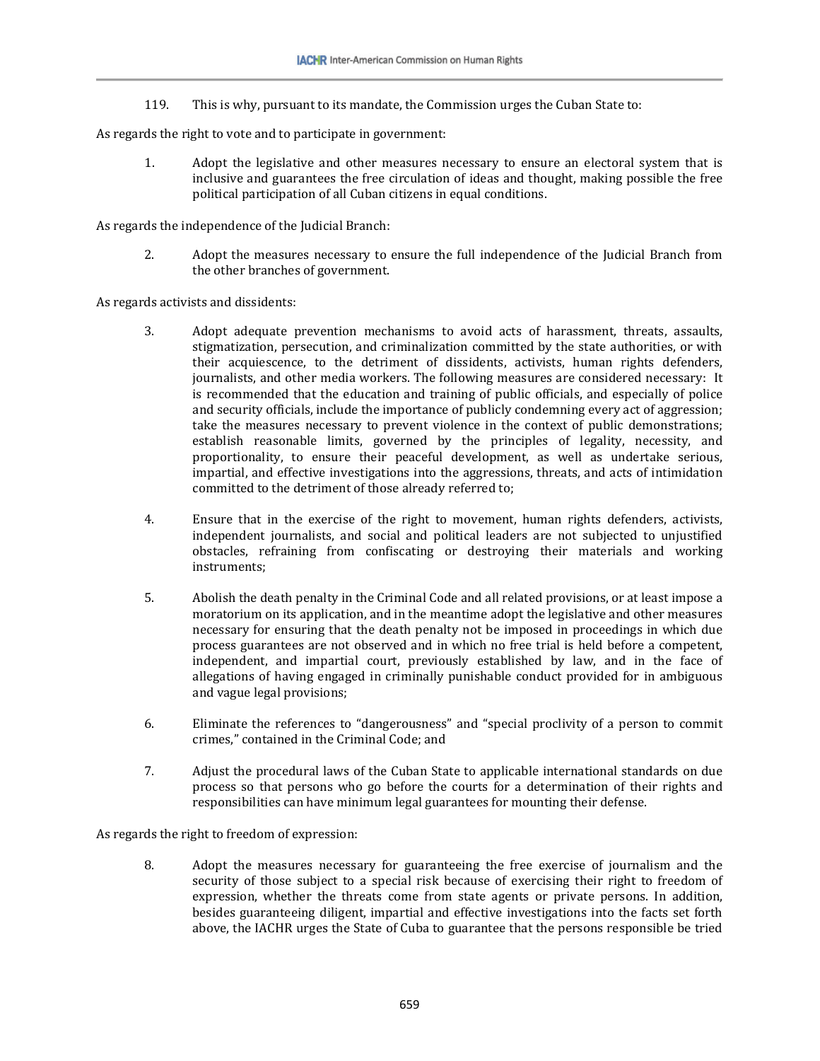119. This is why, pursuant to its mandate, the Commission urges the Cuban State to:

As regards the right to vote and to participate in government:

1. Adopt the legislative and other measures necessary to ensure an electoral system that is inclusive and guarantees the free circulation of ideas and thought, making possible the free political participation of all Cuban citizens in equal conditions.

As regards the independence of the Judicial Branch:

2. Adopt the measures necessary to ensure the full independence of the Judicial Branch from the other branches of government.

As regards activists and dissidents:

3. Adopt adequate prevention mechanisms to avoid acts of harassment, threats, assaults, stigmatization, persecution, and criminalization committed by the state authorities, or with their acquiescence, to the detriment of dissidents, activists, human rights defenders, journalists, and other media workers. The following measures are considered necessary: It is recommended that the education and training of public officials, and especially of police and security officials, include the importance of publicly condemning every act of aggression; take the measures necessary to prevent violence in the context of public demonstrations; establish reasonable limits, governed by the principles of legality, necessity, and proportionality, to ensure their peaceful development, as well as undertake serious, impartial, and effective investigations into the aggressions, threats, and acts of intimidation committed to the detriment of those already referred to;

4. Ensure that in the exercise of the right to movement, human rights defenders, activists, independent journalists, and social and political leaders are not subjected to unjustified obstacles, refraining from confiscating or destroying their materials and working instruments;

5. Abolish the death penalty in the Criminal Code and all related provisions, or at least impose a moratorium on its application, and in the meantime adopt the legislative and other measures necessary for ensuring that the death penalty not be imposed in proceedings in which due process guarantees are not observed and in which no free trial is held before a competent, independent, and impartial court, previously established by law, and in the face of allegations of having engaged in criminally punishable conduct provided for in ambiguous and vague legal provisions;

6. Eliminate the references to "dangerousness" and "special proclivity of a person to commit crimes," contained in the Criminal Code; and

7. Adjust the procedural laws of the Cuban State to applicable international standards on due process so that persons who go before the courts for a determination of their rights and responsibilities can have minimum legal guarantees for mounting their defense.

As regards the right to freedom of expression:

8. Adopt the measures necessary for guaranteeing the free exercise of journalism and the security of those subject to a special risk because of exercising their right to freedom of expression, whether the threats come from state agents or private persons. In addition, besides guaranteeing diligent, impartial and effective investigations into the facts set forth above, the IACHR urges the State of Cuba to guarantee that the persons responsible be tried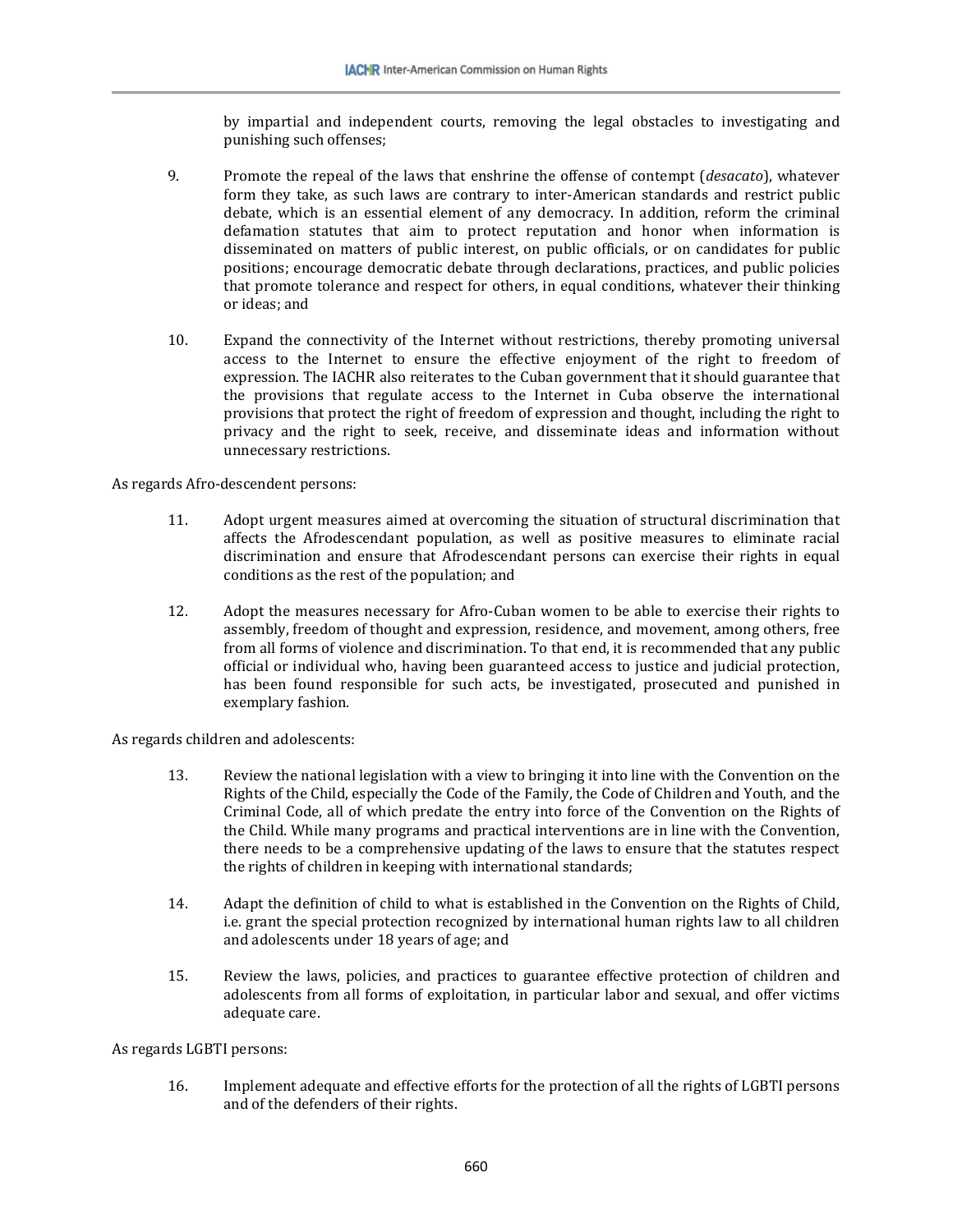by impartial and independent courts, removing the legal obstacles to investigating and punishing such offenses;

9. Promote the repeal of the laws that enshrine the offense of contempt (*desacato*), whatever form they take, as such laws are contrary to inter-American standards and restrict public debate, which is an essential element of any democracy. In addition, reform the criminal defamation statutes that aim to protect reputation and honor when information is disseminated on matters of public interest, on public officials, or on candidates for public positions; encourage democratic debate through declarations, practices, and public policies that promote tolerance and respect for others, in equal conditions, whatever their thinking or ideas; and

10. Expand the connectivity of the Internet without restrictions, thereby promoting universal access to the Internet to ensure the effective enjoyment of the right to freedom of expression. The IACHR also reiterates to the Cuban government that it should guarantee that the provisions that regulate access to the Internet in Cuba observe the international provisions that protect the right of freedom of expression and thought, including the right to privacy and the right to seek, receive, and disseminate ideas and information without unnecessary restrictions.

As regards Afro-descendent persons:

11. Adopt urgent measures aimed at overcoming the situation of structural discrimination that affects the Afrodescendant population, as well as positive measures to eliminate racial discrimination and ensure that Afrodescendant persons can exercise their rights in equal conditions as the rest of the population; and

12. Adopt the measures necessary for Afro-Cuban women to be able to exercise their rights to assembly, freedom of thought and expression, residence, and movement, among others, free from all forms of violence and discrimination. To that end, it is recommended that any public official or individual who, having been guaranteed access to justice and judicial protection, has been found responsible for such acts, be investigated, prosecuted and punished in exemplary fashion.

As regards children and adolescents:

13. Review the national legislation with a view to bringing it into line with the Convention on the Rights of the Child, especially the Code of the Family, the Code of Children and Youth, and the Criminal Code, all of which predate the entry into force of the Convention on the Rights of the Child. While many programs and practical interventions are in line with the Convention, there needs to be a comprehensive updating of the laws to ensure that the statutes respect the rights of children in keeping with international standards;

14. Adapt the definition of child to what is established in the Convention on the Rights of Child, i.e. grant the special protection recognized by international human rights law to all children and adolescents under 18 years of age; and

15. Review the laws, policies, and practices to guarantee effective protection of children and adolescents from all forms of exploitation, in particular labor and sexual, and offer victims adequate care.

As regards LGBTI persons:

16. Implement adequate and effective efforts for the protection of all the rights of LGBTI persons and of the defenders of their rights.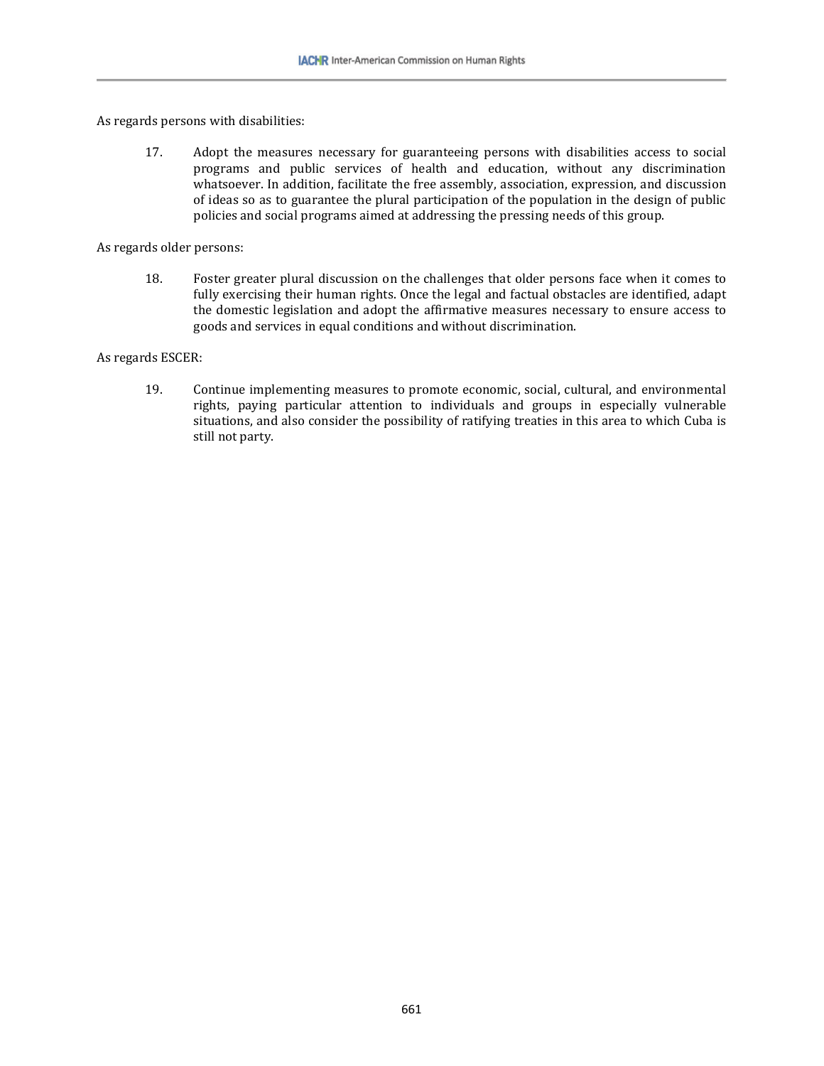As regards persons with disabilities:

17. Adopt the measures necessary for guaranteeing persons with disabilities access to social programs and public services of health and education, without any discrimination whatsoever. In addition, facilitate the free assembly, association, expression, and discussion of ideas so as to guarantee the plural participation of the population in the design of public policies and social programs aimed at addressing the pressing needs of this group.

As regards older persons:

18. Foster greater plural discussion on the challenges that older persons face when it comes to fully exercising their human rights. Once the legal and factual obstacles are identified, adapt the domestic legislation and adopt the affirmative measures necessary to ensure access to goods and services in equal conditions and without discrimination.

As regards ESCER:

19. Continue implementing measures to promote economic, social, cultural, and environmental rights, paying particular attention to individuals and groups in especially vulnerable situations, and also consider the possibility of ratifying treaties in this area to which Cuba is still not party.